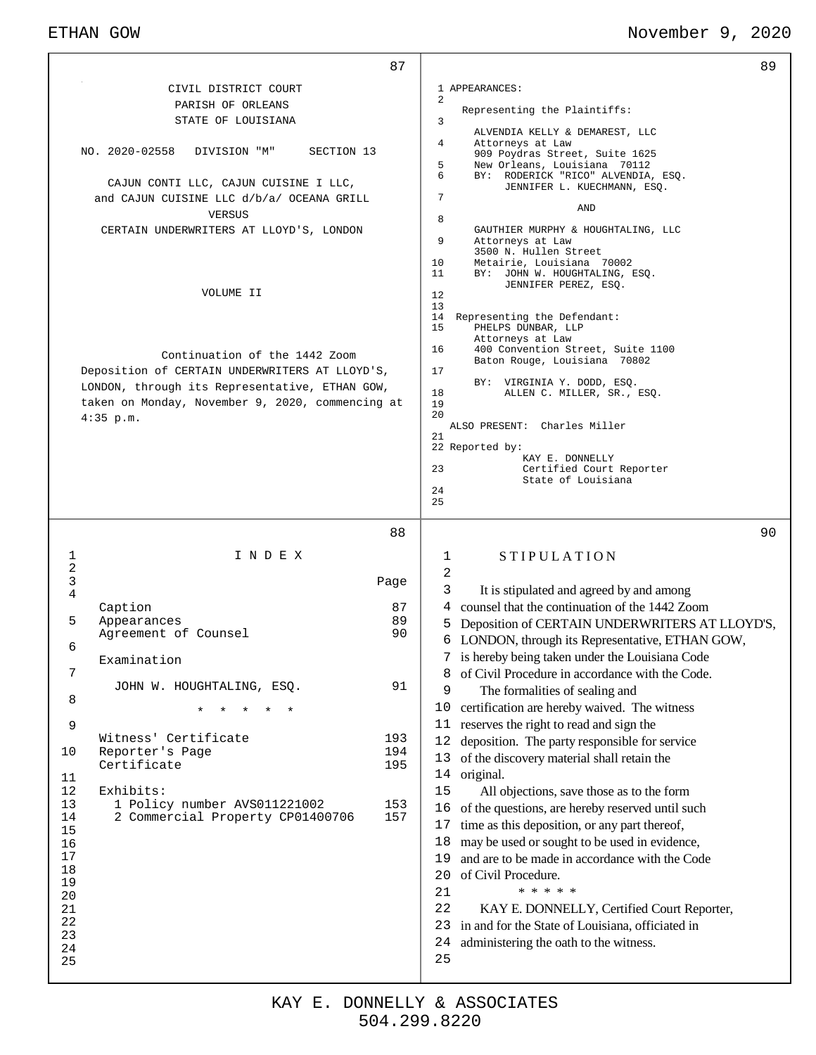CIVIL DISTRICT COURT
PARISH OF ORLEANS
STATE OF LOUISIANA

NO. 2020-02558 DIVISION "M" SECTION 13

CAJUN CONTI LLC, CAJUN CUISINE I LLC,
and CAJUN CUISINE LLC d/b/a/ OCEANA GRILL
VERSUS
CERTAIN UNDERWRITERS AT LLOYD'S, LONDON

VOLUME II

Continuation of the 1442 Zoom Deposition of CERTAIN UNDERWRITERS AT LLOYD'S, LONDON, through its Representative, ETHAN GOW, taken on Monday, November 9, 2020, commencing at 4:35 p.m.

---

I N D E X

| | Page |
|---|---|
| Caption | 87 |
| Appearances | 89 |
| Agreement of Counsel | 90 |
| Examination | |
| JOHN W. HOUGHTALING, ESQ. | 91 |
| * * * * * | |
| Witness' Certificate | 193 |
| Reporter's Page | 194 |
| Certificate | 195 |
| Exhibits: | |
| 1 Policy number AVS011221002 | 153 |
| 2 Commercial Property CP01400706 | 157 |

---

APPEARANCES:

Representing the Plaintiffs:

ALVENDIA KELLY & DEMAREST, LLC
Attorneys at Law
909 Poydras Street, Suite 1625
New Orleans, Louisiana 70112
BY: RODERICK "RICO" ALVENDIA, ESQ.
JENNIFER L. KUECHMANN, ESQ.

AND

GAUTHIER MURPHY & HOUGHTALING, LLC
Attorneys at Law
3500 N. Hullen Street
Metairie, Louisiana 70002
BY: JOHN W. HOUGHTALING, ESQ.
JENNIFER PEREZ, ESQ.

Representing the Defendant:
PHELPS DUNBAR, LLP
Attorneys at Law
400 Convention Street, Suite 1100
Baton Rouge, Louisiana 70802

BY: VIRGINIA Y. DODD, ESQ.
ALLEN C. MILLER, SR., ESQ.

ALSO PRESENT: Charles Miller

Reported by:
KAY E. DONNELLY
Certified Court Reporter
State of Louisiana

---

S T I P U L A T I O N

It is stipulated and agreed by and among counsel that the continuation of the 1442 Zoom Deposition of CERTAIN UNDERWRITERS AT LLOYD'S, LONDON, through its Representative, ETHAN GOW, is hereby being taken under the Louisiana Code of Civil Procedure in accordance with the Code.

The formalities of sealing and certification are hereby waived. The witness reserves the right to read and sign the deposition. The party responsible for service of the discovery material shall retain the original.

All objections, save those as to the form of the questions, are hereby reserved until such time as this deposition, or any part thereof, may be used or sought to be used in evidence, and are to be made in accordance with the Code of Civil Procedure.

* * * * *

KAY E. DONNELLY, Certified Court Reporter, in and for the State of Louisiana, officiated in administering the oath to the witness.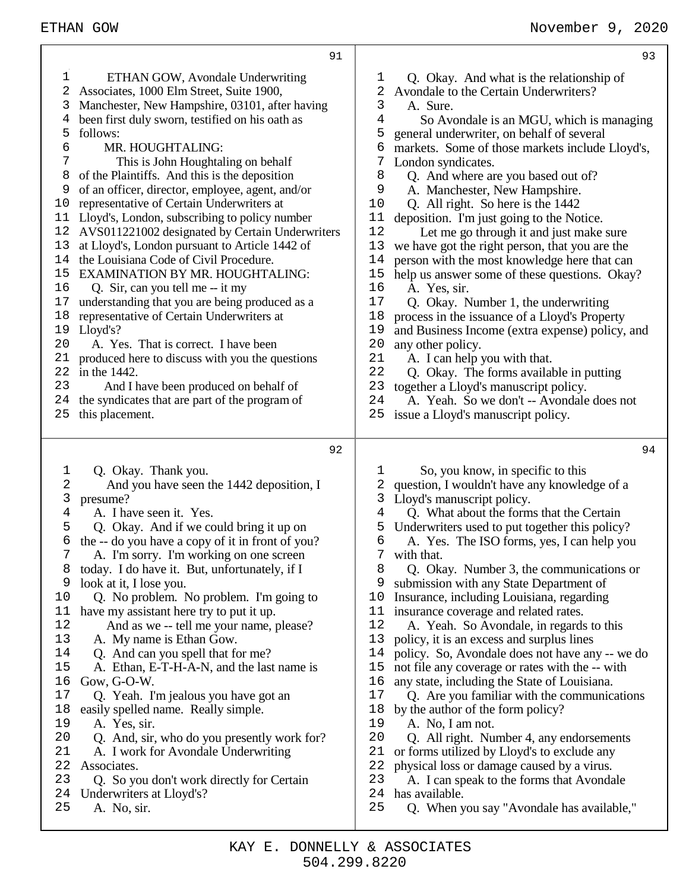ETHAN GOW, Avondale Underwriting Associates, 1000 Elm Street, Suite 1900, Manchester, New Hampshire, 03101, after having been first duly sworn, testified on his oath as follows:

MR. HOUGHTALING:

This is John Houghtaling on behalf of the Plaintiffs. And this is the deposition of an officer, director, employee, agent, and/or representative of Certain Underwriters at Lloyd's, London, subscribing to policy number AVS011221002 designated by Certain Underwriters at Lloyd's, London pursuant to Article 1442 of the Louisiana Code of Civil Procedure.

EXAMINATION BY MR. HOUGHTALING:

Q. Sir, can you tell me -- it my understanding that you are being produced as a representative of Certain Underwriters at Lloyd's?

A. Yes. That is correct. I have been produced here to discuss with you the questions in the 1442.

And I have been produced on behalf of the syndicates that are part of the program of this placement.

Q. Okay. Thank you.

And you have seen the 1442 deposition, I presume?

A. I have seen it. Yes.

Q. Okay. And if we could bring it up on the -- do you have a copy of it in front of you?

A. I'm sorry. I'm working on one screen today. I do have it. But, unfortunately, if I look at it, I lose you.

Q. No problem. No problem. I'm going to have my assistant here try to put it up.

And as we -- tell me your name, please?

A. My name is Ethan Gow.

Q. And can you spell that for me?

A. Ethan, E-T-H-A-N, and the last name is Gow, G-O-W.

Q. Yeah. I'm jealous you have got an easily spelled name. Really simple.

A. Yes, sir.

Q. And, sir, who do you presently work for?

A. I work for Avondale Underwriting Associates.

Q. So you don't work directly for Certain Underwriters at Lloyd's?

A. No, sir.

Q. Okay. And what is the relationship of Avondale to the Certain Underwriters?

A. Sure.

So Avondale is an MGU, which is managing general underwriter, on behalf of several markets. Some of those markets include Lloyd's, London syndicates.

Q. And where are you based out of?

A. Manchester, New Hampshire.

Q. All right. So here is the 1442 deposition. I'm just going to the Notice.

Let me go through it and just make sure we have got the right person, that you are the person with the most knowledge here that can help us answer some of these questions. Okay?

A. Yes, sir.

Q. Okay. Number 1, the underwriting process in the issuance of a Lloyd's Property and Business Income (extra expense) policy, and any other policy.

A. I can help you with that.

Q. Okay. The forms available in putting together a Lloyd's manuscript policy.

A. Yeah. So we don't -- Avondale does not issue a Lloyd's manuscript policy.

So, you know, in specific to this question, I wouldn't have any knowledge of a Lloyd's manuscript policy.

Q. What about the forms that the Certain Underwriters used to put together this policy?

A. Yes. The ISO forms, yes, I can help you with that.

Q. Okay. Number 3, the communications or submission with any State Department of Insurance, including Louisiana, regarding insurance coverage and related rates.

A. Yeah. So Avondale, in regards to this policy, it is an excess and surplus lines policy. So, Avondale does not have any -- we do not file any coverage or rates with the -- with any state, including the State of Louisiana.

Q. Are you familiar with the communications by the author of the form policy?

A. No, I am not.

Q. All right. Number 4, any endorsements or forms utilized by Lloyd's to exclude any physical loss or damage caused by a virus.

A. I can speak to the forms that Avondale has available.

Q. When you say "Avondale has available,"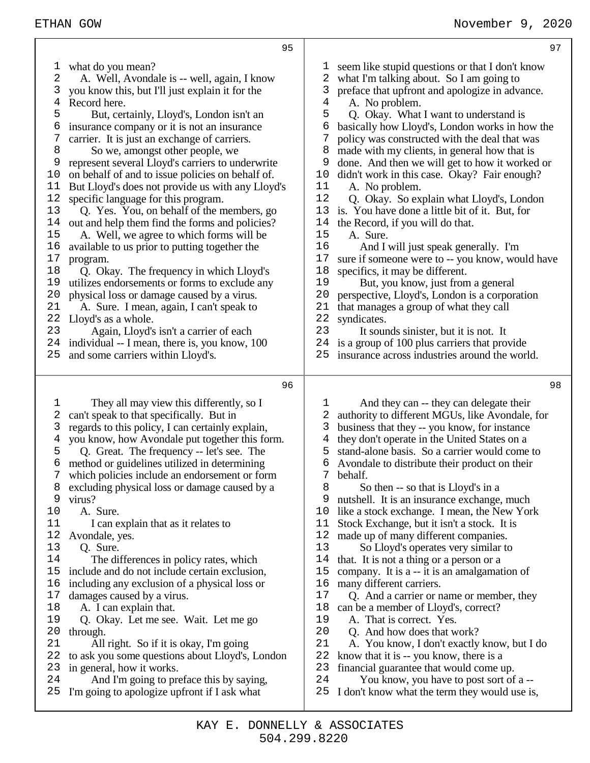what do you mean?

A. Well, Avondale is -- well, again, I know you know this, but I'll just explain it for the Record here.

But, certainly, Lloyd's, London isn't an insurance company or it is not an insurance carrier. It is just an exchange of carriers.

So we, amongst other people, we represent several Lloyd's carriers to underwrite on behalf of and to issue policies on behalf of. But Lloyd's does not provide us with any Lloyd's specific language for this program.

Q. Yes. You, on behalf of the members, go out and help them find the forms and policies?

A. Well, we agree to which forms will be available to us prior to putting together the program.

Q. Okay. The frequency in which Lloyd's utilizes endorsements or forms to exclude any physical loss or damage caused by a virus.

A. Sure. I mean, again, I can't speak to Lloyd's as a whole.

Again, Lloyd's isn't a carrier of each individual -- I mean, there is, you know, 100 and some carriers within Lloyd's.

They all may view this differently, so I can't speak to that specifically. But in regards to this policy, I can certainly explain, you know, how Avondale put together this form.

Q. Great. The frequency -- let's see. The method or guidelines utilized in determining which policies include an endorsement or form excluding physical loss or damage caused by a virus?

A. Sure.

I can explain that as it relates to Avondale, yes.

Q. Sure.

The differences in policy rates, which include and do not include certain exclusion, including any exclusion of a physical loss or damages caused by a virus.

A. I can explain that.

Q. Okay. Let me see. Wait. Let me go through.

All right. So if it is okay, I'm going to ask you some questions about Lloyd's, London in general, how it works.

And I'm going to preface this by saying, I'm going to apologize upfront if I ask what seem like stupid questions or that I don't know what I'm talking about. So I am going to preface that upfront and apologize in advance.

A. No problem.

Q. Okay. What I want to understand is basically how Lloyd's, London works in how the policy was constructed with the deal that was made with my clients, in general how that is done. And then we will get to how it worked or didn't work in this case. Okay? Fair enough?

A. No problem.

Q. Okay. So explain what Lloyd's, London is. You have done a little bit of it. But, for the Record, if you will do that.

A. Sure.

And I will just speak generally. I'm sure if someone were to -- you know, would have specifics, it may be different.

But, you know, just from a general perspective, Lloyd's, London is a corporation that manages a group of what they call syndicates.

It sounds sinister, but it is not. It is a group of 100 plus carriers that provide insurance across industries around the world.

And they can -- they can delegate their authority to different MGUs, like Avondale, for business that they -- you know, for instance they don't operate in the United States on a stand-alone basis. So a carrier would come to Avondale to distribute their product on their behalf.

So then -- so that is Lloyd's in a nutshell. It is an insurance exchange, much like a stock exchange. I mean, the New York Stock Exchange, but it isn't a stock. It is made up of many different companies.

So Lloyd's operates very similar to that. It is not a thing or a person or a company. It is a -- it is an amalgamation of many different carriers.

Q. And a carrier or name or member, they can be a member of Lloyd's, correct?

A. That is correct. Yes.

Q. And how does that work?

A. You know, I don't exactly know, but I do know that it is -- you know, there is a financial guarantee that would come up.

You know, you have to post sort of a -- I don't know what the term they would use is,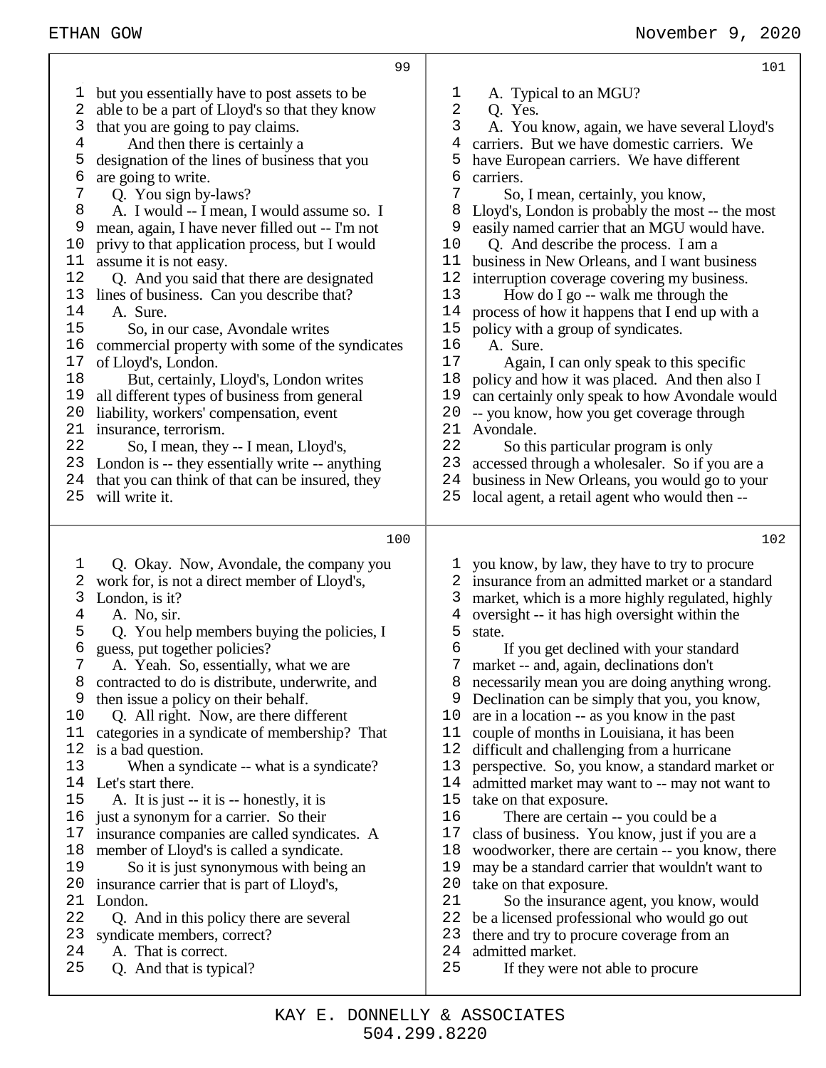99

but you essentially have to post assets to be able to be a part of Lloyd's so that they know that you are going to pay claims.

And then there is certainly a designation of the lines of business that you are going to write.

Q. You sign by-laws?

A. I would -- I mean, I would assume so. I mean, again, I have never filled out -- I'm not privy to that application process, but I would assume it is not easy.

Q. And you said that there are designated lines of business. Can you describe that?

A. Sure.

So, in our case, Avondale writes commercial property with some of the syndicates of Lloyd's, London.

But, certainly, Lloyd's, London writes all different types of business from general liability, workers' compensation, event insurance, terrorism.

So, I mean, they -- I mean, Lloyd's, London is -- they essentially write -- anything that you can think of that can be insured, they will write it.

100

Q. Okay. Now, Avondale, the company you work for, is not a direct member of Lloyd's, London, is it?

A. No, sir.

Q. You help members buying the policies, I guess, put together policies?

A. Yeah. So, essentially, what we are contracted to do is distribute, underwrite, and then issue a policy on their behalf.

Q. All right. Now, are there different categories in a syndicate of membership? That is a bad question.

When a syndicate -- what is a syndicate? Let's start there.

A. It is just -- it is -- honestly, it is just a synonym for a carrier. So their insurance companies are called syndicates. A member of Lloyd's is called a syndicate.

So it is just synonymous with being an insurance carrier that is part of Lloyd's, London.

Q. And in this policy there are several syndicate members, correct?

A. That is correct.

Q. And that is typical?

101

A. Typical to an MGU?

Q. Yes.

A. You know, again, we have several Lloyd's carriers. But we have domestic carriers. We have European carriers. We have different carriers.

So, I mean, certainly, you know, Lloyd's, London is probably the most -- the most easily named carrier that an MGU would have.

Q. And describe the process. I am a business in New Orleans, and I want business interruption coverage covering my business.

How do I go -- walk me through the process of how it happens that I end up with a policy with a group of syndicates.

A. Sure.

Again, I can only speak to this specific policy and how it was placed. And then also I can certainly only speak to how Avondale would -- you know, how you get coverage through Avondale.

So this particular program is only accessed through a wholesaler. So if you are a business in New Orleans, you would go to your local agent, a retail agent who would then --

102

you know, by law, they have to try to procure insurance from an admitted market or a standard market, which is a more highly regulated, highly oversight -- it has high oversight within the state.

If you get declined with your standard market -- and, again, declinations don't necessarily mean you are doing anything wrong. Declination can be simply that you, you know, are in a location -- as you know in the past couple of months in Louisiana, it has been difficult and challenging from a hurricane perspective. So, you know, a standard market or admitted market may want to -- may not want to take on that exposure.

There are certain -- you could be a class of business. You know, just if you are a woodworker, there are certain -- you know, there may be a standard carrier that wouldn't want to take on that exposure.

So the insurance agent, you know, would be a licensed professional who would go out there and try to procure coverage from an admitted market.

If they were not able to procure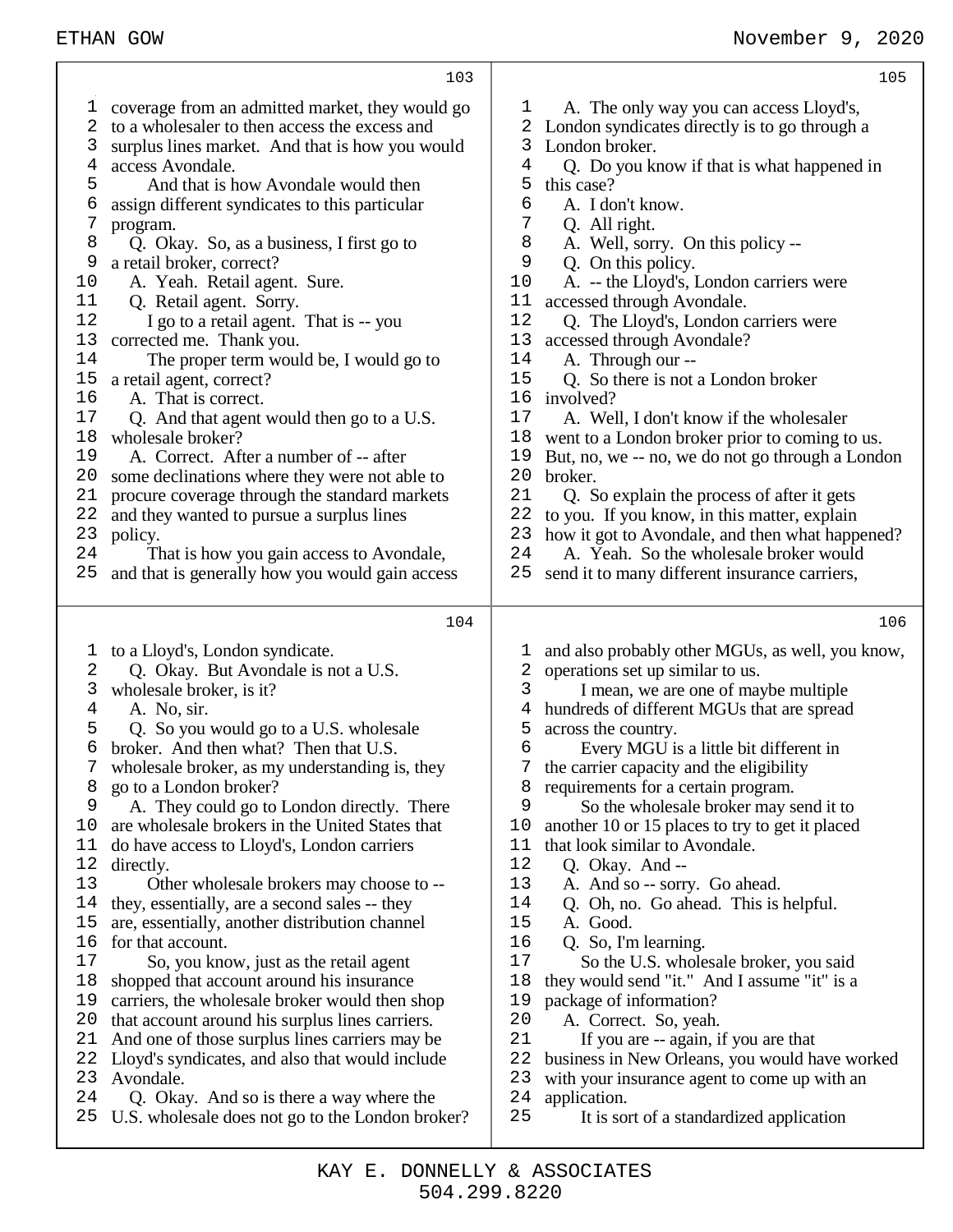**103**

1 coverage from an admitted market, they would go
2 to a wholesaler to then access the excess and
3 surplus lines market. And that is how you would
4 access Avondale.
5 And that is how Avondale would then
6 assign different syndicates to this particular
7 program.
8 Q. Okay. So, as a business, I first go to
9 a retail broker, correct?
10 A. Yeah. Retail agent. Sure.
11 Q. Retail agent. Sorry.
12 I go to a retail agent. That is -- you
13 corrected me. Thank you.
14 The proper term would be, I would go to
15 a retail agent, correct?
16 A. That is correct.
17 Q. And that agent would then go to a U.S.
18 wholesale broker?
19 A. Correct. After a number of -- after
20 some declinations where they were not able to
21 procure coverage through the standard markets
22 and they wanted to pursue a surplus lines
23 policy.
24 That is how you gain access to Avondale,
25 and that is generally how you would gain access

**104**

1 to a Lloyd's, London syndicate.
2 Q. Okay. But Avondale is not a U.S.
3 wholesale broker, is it?
4 A. No, sir.
5 Q. So you would go to a U.S. wholesale
6 broker. And then what? Then that U.S.
7 wholesale broker, as my understanding is, they
8 go to a London broker?
9 A. They could go to London directly. There
10 are wholesale brokers in the United States that
11 do have access to Lloyd's, London carriers
12 directly.
13 Other wholesale brokers may choose to --
14 they, essentially, are a second sales -- they
15 are, essentially, another distribution channel
16 for that account.
17 So, you know, just as the retail agent
18 shopped that account around his insurance
19 carriers, the wholesale broker would then shop
20 that account around his surplus lines carriers.
21 And one of those surplus lines carriers may be
22 Lloyd's syndicates, and also that would include
23 Avondale.
24 Q. Okay. And so is there a way where the
25 U.S. wholesale does not go to the London broker?

**105**

1 A. The only way you can access Lloyd's,
2 London syndicates directly is to go through a
3 London broker.
4 Q. Do you know if that is what happened in
5 this case?
6 A. I don't know.
7 Q. All right.
8 A. Well, sorry. On this policy --
9 Q. On this policy.
10 A. -- the Lloyd's, London carriers were
11 accessed through Avondale.
12 Q. The Lloyd's, London carriers were
13 accessed through Avondale?
14 A. Through our --
15 Q. So there is not a London broker
16 involved?
17 A. Well, I don't know if the wholesaler
18 went to a London broker prior to coming to us.
19 But, no, we -- no, we do not go through a London
20 broker.
21 Q. So explain the process of after it gets
22 to you. If you know, in this matter, explain
23 how it got to Avondale, and then what happened?
24 A. Yeah. So the wholesale broker would
25 send it to many different insurance carriers,

**106**

1 and also probably other MGUs, as well, you know,
2 operations set up similar to us.
3 I mean, we are one of maybe multiple
4 hundreds of different MGUs that are spread
5 across the country.
6 Every MGU is a little bit different in
7 the carrier capacity and the eligibility
8 requirements for a certain program.
9 So the wholesale broker may send it to
10 another 10 or 15 places to try to get it placed
11 that look similar to Avondale.
12 Q. Okay. And --
13 A. And so -- sorry. Go ahead.
14 Q. Oh, no. Go ahead. This is helpful.
15 A. Good.
16 Q. So, I'm learning.
17 So the U.S. wholesale broker, you said
18 they would send "it." And I assume "it" is a
19 package of information?
20 A. Correct. So, yeah.
21 If you are -- again, if you are that
22 business in New Orleans, you would have worked
23 with your insurance agent to come up with an
24 application.
25 It is sort of a standardized application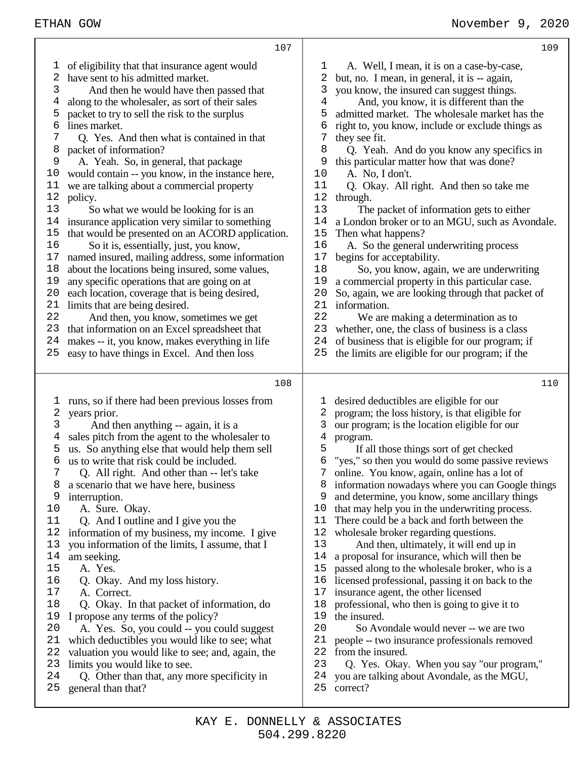**107**

of eligibility that that insurance agent would have sent to his admitted market.

And then he would have then passed that along to the wholesaler, as sort of their sales packet to try to sell the risk to the surplus lines market.

Q. Yes. And then what is contained in that packet of information?

A. Yeah. So, in general, that package would contain -- you know, in the instance here, we are talking about a commercial property policy.

So what we would be looking for is an insurance application very similar to something that would be presented on an ACORD application.

So it is, essentially, just, you know, named insured, mailing address, some information about the locations being insured, some values, any specific operations that are going on at each location, coverage that is being desired, limits that are being desired.

And then, you know, sometimes we get that information on an Excel spreadsheet that makes -- it, you know, makes everything in life easy to have things in Excel. And then loss

**108**

runs, so if there had been previous losses from years prior.

And then anything -- again, it is a sales pitch from the agent to the wholesaler to us. So anything else that would help them sell us to write that risk could be included.

Q. All right. And other than -- let's take a scenario that we have here, business interruption.

A. Sure. Okay.

Q. And I outline and I give you the information of my business, my income. I give you information of the limits, I assume, that I am seeking.

A. Yes.

Q. Okay. And my loss history.

A. Correct.

Q. Okay. In that packet of information, do I propose any terms of the policy?

A. Yes. So, you could -- you could suggest which deductibles you would like to see; what valuation you would like to see; and, again, the limits you would like to see.

Q. Other than that, any more specificity in general than that?

**109**

A. Well, I mean, it is on a case-by-case, but, no. I mean, in general, it is -- again, you know, the insured can suggest things.

And, you know, it is different than the admitted market. The wholesale market has the right to, you know, include or exclude things as they see fit.

Q. Yeah. And do you know any specifics in this particular matter how that was done?

A. No, I don't.

Q. Okay. All right. And then so take me through.

The packet of information gets to either a London broker or to an MGU, such as Avondale. Then what happens?

A. So the general underwriting process begins for acceptability.

So, you know, again, we are underwriting a commercial property in this particular case. So, again, we are looking through that packet of information.

We are making a determination as to whether, one, the class of business is a class of business that is eligible for our program; if the limits are eligible for our program; if the

**110**

desired deductibles are eligible for our program; the loss history, is that eligible for our program; is the location eligible for our program.

If all those things sort of get checked "yes," so then you would do some passive reviews online. You know, again, online has a lot of information nowadays where you can Google things and determine, you know, some ancillary things that may help you in the underwriting process. There could be a back and forth between the wholesale broker regarding questions.

And then, ultimately, it will end up in a proposal for insurance, which will then be passed along to the wholesale broker, who is a licensed professional, passing it on back to the insurance agent, the other licensed professional, who then is going to give it to the insured.

So Avondale would never -- we are two people -- two insurance professionals removed from the insured.

Q. Yes. Okay. When you say "our program," you are talking about Avondale, as the MGU, correct?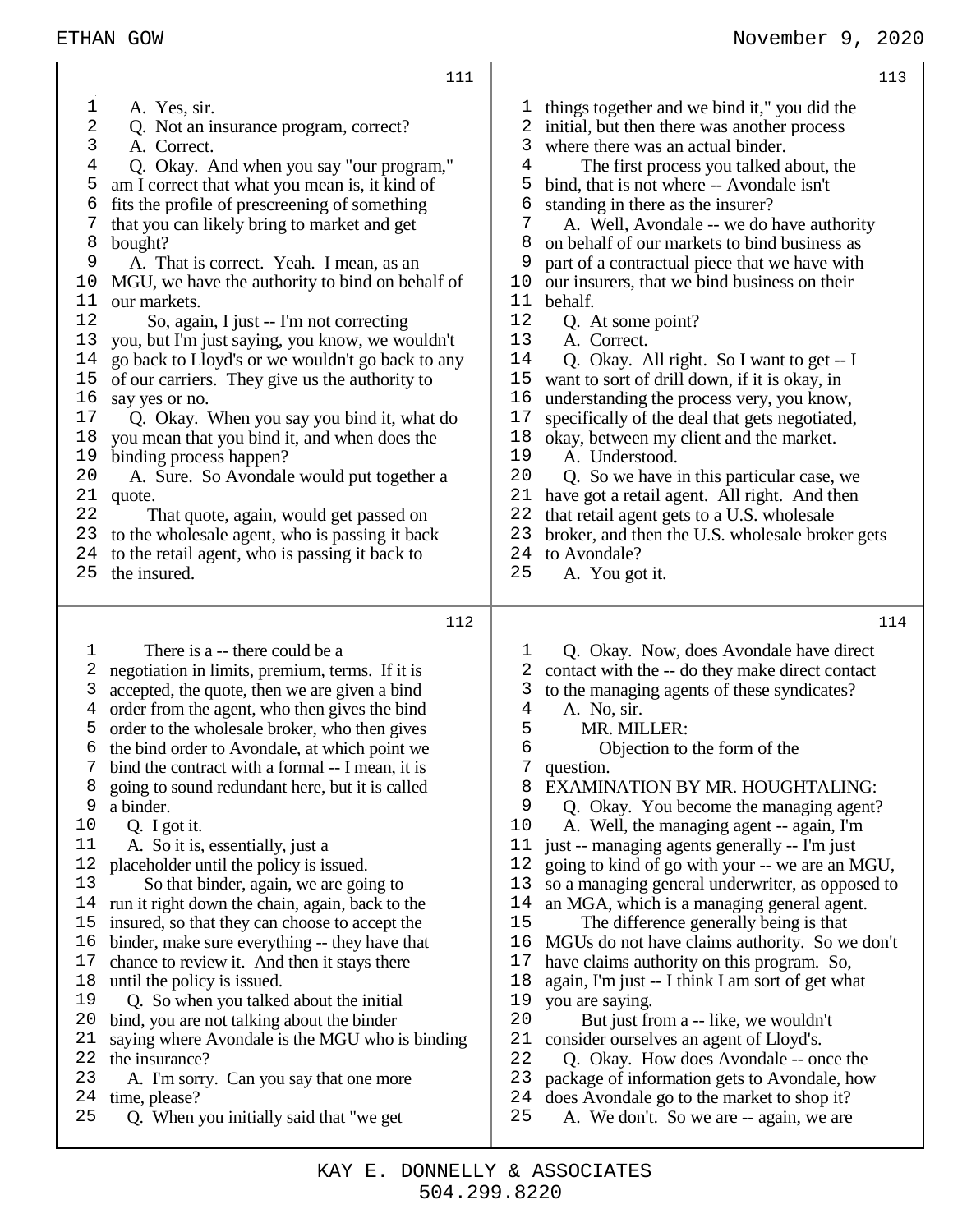A. Yes, sir.

Q. Not an insurance program, correct?

A. Correct.

Q. Okay. And when you say "our program," am I correct that what you mean is, it kind of fits the profile of prescreening of something that you can likely bring to market and get bought?

A. That is correct. Yeah. I mean, as an MGU, we have the authority to bind on behalf of our markets.

So, again, I just -- I'm not correcting you, but I'm just saying, you know, we wouldn't go back to Lloyd's or we wouldn't go back to any of our carriers. They give us the authority to say yes or no.

Q. Okay. When you say you bind it, what do you mean that you bind it, and when does the binding process happen?

A. Sure. So Avondale would put together a quote.

That quote, again, would get passed on to the wholesale agent, who is passing it back to the retail agent, who is passing it back to the insured.

There is a -- there could be a negotiation in limits, premium, terms. If it is accepted, the quote, then we are given a bind order from the agent, who then gives the bind order to the wholesale broker, who then gives the bind order to Avondale, at which point we bind the contract with a formal -- I mean, it is going to sound redundant here, but it is called a binder.

Q. I got it.

A. So it is, essentially, just a placeholder until the policy is issued.

So that binder, again, we are going to run it right down the chain, again, back to the insured, so that they can choose to accept the binder, make sure everything -- they have that chance to review it. And then it stays there until the policy is issued.

Q. So when you talked about the initial bind, you are not talking about the binder saying where Avondale is the MGU who is binding the insurance?

A. I'm sorry. Can you say that one more time, please?

Q. When you initially said that "we get things together and we bind it," you did the initial, but then there was another process where there was an actual binder.

The first process you talked about, the bind, that is not where -- Avondale isn't standing in there as the insurer?

A. Well, Avondale -- we do have authority on behalf of our markets to bind business as part of a contractual piece that we have with our insurers, that we bind business on their behalf.

Q. At some point?

A. Correct.

Q. Okay. All right. So I want to get -- I want to sort of drill down, if it is okay, in understanding the process very, you know, specifically of the deal that gets negotiated, okay, between my client and the market.

A. Understood.

Q. So we have in this particular case, we have got a retail agent. All right. And then that retail agent gets to a U.S. wholesale broker, and then the U.S. wholesale broker gets to Avondale?

A. You got it.

Q. Okay. Now, does Avondale have direct contact with the -- do they make direct contact to the managing agents of these syndicates?

A. No, sir.

MR. MILLER:

Objection to the form of the question.

EXAMINATION BY MR. HOUGHTALING:

Q. Okay. You become the managing agent?

A. Well, the managing agent -- again, I'm just -- managing agents generally -- I'm just going to kind of go with your -- we are an MGU, so a managing general underwriter, as opposed to an MGA, which is a managing general agent.

The difference generally being is that MGUs do not have claims authority. So we don't have claims authority on this program. So, again, I'm just -- I think I am sort of get what you are saying.

But just from a -- like, we wouldn't consider ourselves an agent of Lloyd's.

Q. Okay. How does Avondale -- once the package of information gets to Avondale, how does Avondale go to the market to shop it?

A. We don't. So we are -- again, we are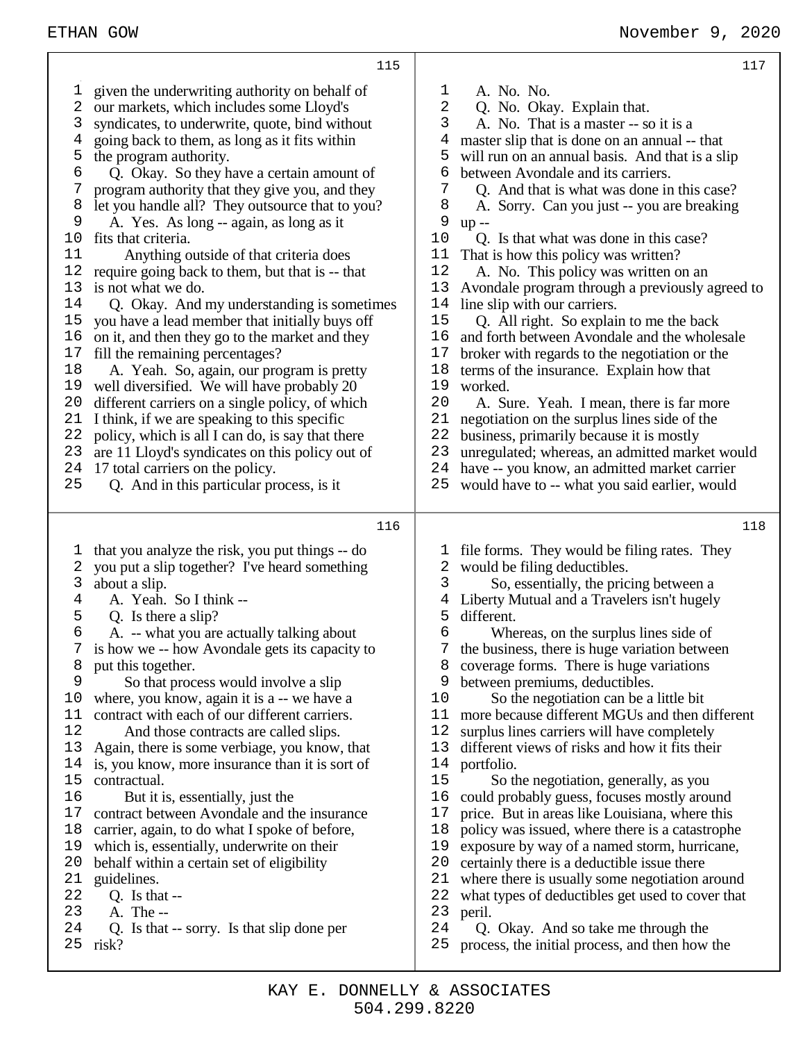given the underwriting authority on behalf of our markets, which includes some Lloyd's syndicates, to underwrite, quote, bind without going back to them, as long as it fits within the program authority.

Q. Okay. So they have a certain amount of program authority that they give you, and they let you handle all? They outsource that to you?

A. Yes. As long -- again, as long as it fits that criteria.

Anything outside of that criteria does require going back to them, but that is -- that is not what we do.

Q. Okay. And my understanding is sometimes you have a lead member that initially buys off on it, and then they go to the market and they fill the remaining percentages?

A. Yeah. So, again, our program is pretty well diversified. We will have probably 20 different carriers on a single policy, of which I think, if we are speaking to this specific policy, which is all I can do, is say that there are 11 Lloyd's syndicates on this policy out of 17 total carriers on the policy.

Q. And in this particular process, is it that you analyze the risk, you put things -- do you put a slip together? I've heard something about a slip.

A. Yeah. So I think --

Q. Is there a slip?

A. -- what you are actually talking about is how we -- how Avondale gets its capacity to put this together.

So that process would involve a slip where, you know, again it is a -- we have a contract with each of our different carriers.

And those contracts are called slips. Again, there is some verbiage, you know, that is, you know, more insurance than it is sort of contractual.

But it is, essentially, just the contract between Avondale and the insurance carrier, again, to do what I spoke of before, which is, essentially, underwrite on their behalf within a certain set of eligibility guidelines.

Q. Is that --

A. The --

Q. Is that -- sorry. Is that slip done per risk?

A. No. No.

Q. No. Okay. Explain that.

A. No. That is a master -- so it is a master slip that is done on an annual -- that will run on an annual basis. And that is a slip between Avondale and its carriers.

Q. And that is what was done in this case?

A. Sorry. Can you just -- you are breaking up --

Q. Is that what was done in this case? That is how this policy was written?

A. No. This policy was written on an Avondale program through a previously agreed to line slip with our carriers.

Q. All right. So explain to me the back and forth between Avondale and the wholesale broker with regards to the negotiation or the terms of the insurance. Explain how that worked.

A. Sure. Yeah. I mean, there is far more negotiation on the surplus lines side of the business, primarily because it is mostly unregulated; whereas, an admitted market would have -- you know, an admitted market carrier would have to -- what you said earlier, would file forms. They would be filing rates. They would be filing deductibles.

So, essentially, the pricing between a Liberty Mutual and a Travelers isn't hugely different.

Whereas, on the surplus lines side of the business, there is huge variation between coverage forms. There is huge variations between premiums, deductibles.

So the negotiation can be a little bit more because different MGUs and then different surplus lines carriers will have completely different views of risks and how it fits their portfolio.

So the negotiation, generally, as you could probably guess, focuses mostly around price. But in areas like Louisiana, where this policy was issued, where there is a catastrophe exposure by way of a named storm, hurricane, certainly there is a deductible issue there where there is usually some negotiation around what types of deductibles get used to cover that peril.

Q. Okay. And so take me through the process, the initial process, and then how the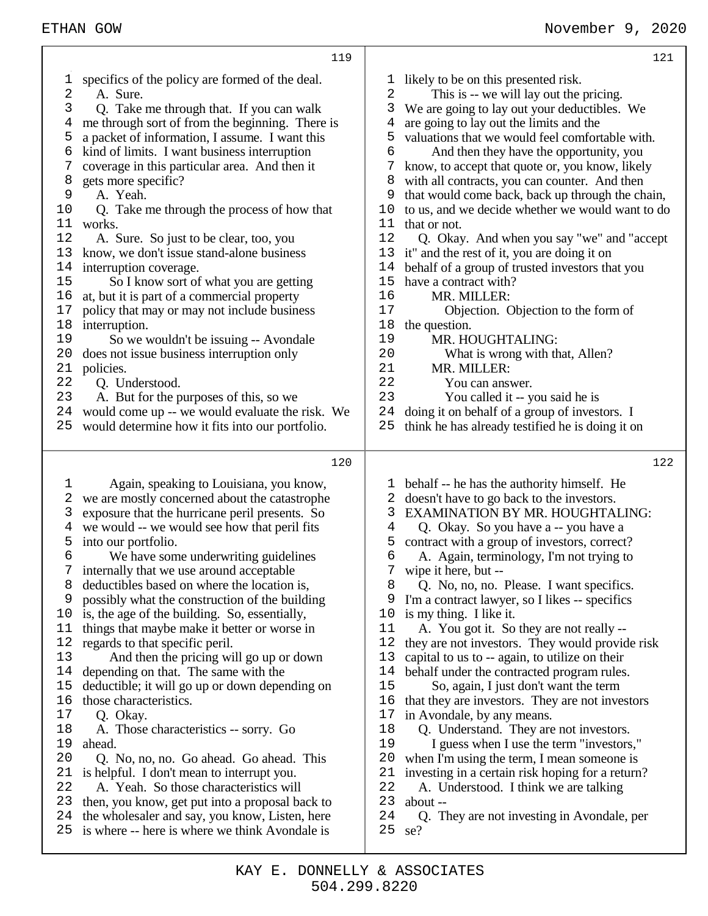**119**

specifics of the policy are formed of the deal.

A. Sure.

Q. Take me through that. If you can walk me through sort of from the beginning. There is a packet of information, I assume. I want this kind of limits. I want business interruption coverage in this particular area. And then it gets more specific?

A. Yeah.

Q. Take me through the process of how that works.

A. Sure. So just to be clear, too, you know, we don't issue stand-alone business interruption coverage.

So I know sort of what you are getting at, but it is part of a commercial property policy that may or may not include business interruption.

So we wouldn't be issuing -- Avondale does not issue business interruption only policies.

Q. Understood.

A. But for the purposes of this, so we would come up -- we would evaluate the risk. We would determine how it fits into our portfolio.

**120**

Again, speaking to Louisiana, you know, we are mostly concerned about the catastrophe exposure that the hurricane peril presents. So we would -- we would see how that peril fits into our portfolio.

We have some underwriting guidelines internally that we use around acceptable deductibles based on where the location is, possibly what the construction of the building is, the age of the building. So, essentially, things that maybe make it better or worse in regards to that specific peril.

And then the pricing will go up or down depending on that. The same with the deductible; it will go up or down depending on those characteristics.

Q. Okay.

A. Those characteristics -- sorry. Go ahead.

Q. No, no, no. Go ahead. Go ahead. This is helpful. I don't mean to interrupt you.

A. Yeah. So those characteristics will then, you know, get put into a proposal back to the wholesaler and say, you know, Listen, here is where -- here is where we think Avondale is

**121**

likely to be on this presented risk.

This is -- we will lay out the pricing. We are going to lay out your deductibles. We are going to lay out the limits and the valuations that we would feel comfortable with.

And then they have the opportunity, you know, to accept that quote or, you know, likely with all contracts, you can counter. And then that would come back, back up through the chain, to us, and we decide whether we would want to do that or not.

Q. Okay. And when you say "we" and "accept it" and the rest of it, you are doing it on behalf of a group of trusted investors that you have a contract with?

MR. MILLER:

Objection. Objection to the form of the question.

MR. HOUGHTALING:

What is wrong with that, Allen?

MR. MILLER:

You can answer.

You called it -- you said he is doing it on behalf of a group of investors. I think he has already testified he is doing it on

**122**

behalf -- he has the authority himself. He doesn't have to go back to the investors.

EXAMINATION BY MR. HOUGHTALING:

Q. Okay. So you have a -- you have a contract with a group of investors, correct?

A. Again, terminology, I'm not trying to wipe it here, but --

Q. No, no, no. Please. I want specifics. I'm a contract lawyer, so I likes -- specifics is my thing. I like it.

A. You got it. So they are not really -- they are not investors. They would provide risk capital to us to -- again, to utilize on their behalf under the contracted program rules.

So, again, I just don't want the term that they are investors. They are not investors in Avondale, by any means.

Q. Understand. They are not investors.

I guess when I use the term "investors," when I'm using the term, I mean someone is investing in a certain risk hoping for a return?

A. Understood. I think we are talking about --

Q. They are not investing in Avondale, per se?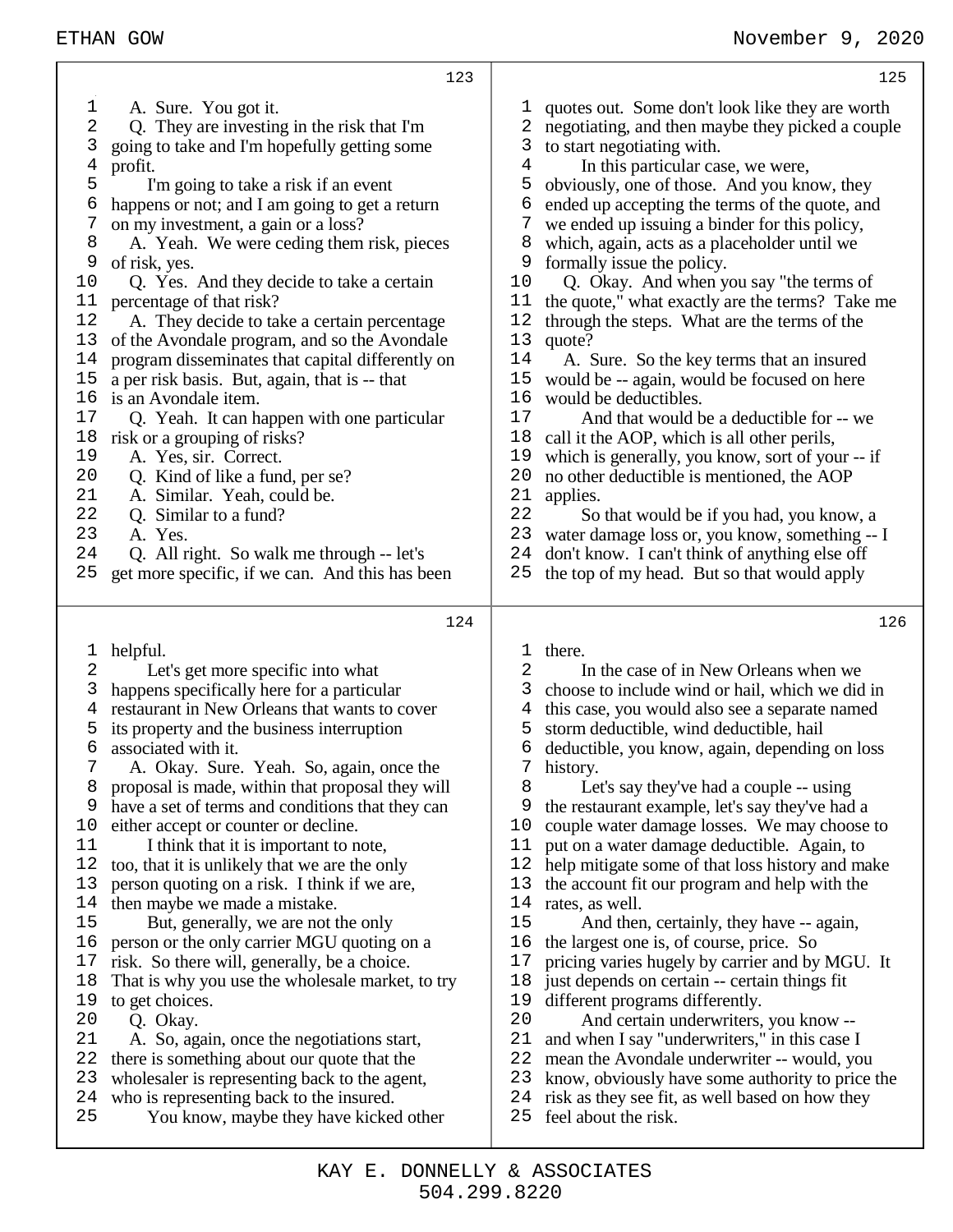**123**

1 A. Sure. You got it.
2 Q. They are investing in the risk that I'm
3 going to take and I'm hopefully getting some
4 profit.
5 I'm going to take a risk if an event
6 happens or not; and I am going to get a return
7 on my investment, a gain or a loss?
8 A. Yeah. We were ceding them risk, pieces
9 of risk, yes.
10 Q. Yes. And they decide to take a certain
11 percentage of that risk?
12 A. They decide to take a certain percentage
13 of the Avondale program, and so the Avondale
14 program disseminates that capital differently on
15 a per risk basis. But, again, that is -- that
16 is an Avondale item.
17 Q. Yeah. It can happen with one particular
18 risk or a grouping of risks?
19 A. Yes, sir. Correct.
20 Q. Kind of like a fund, per se?
21 A. Similar. Yeah, could be.
22 Q. Similar to a fund?
23 A. Yes.
24 Q. All right. So walk me through -- let's
25 get more specific, if we can. And this has been

**124**

1 helpful.
2 Let's get more specific into what
3 happens specifically here for a particular
4 restaurant in New Orleans that wants to cover
5 its property and the business interruption
6 associated with it.
7 A. Okay. Sure. Yeah. So, again, once the
8 proposal is made, within that proposal they will
9 have a set of terms and conditions that they can
10 either accept or counter or decline.
11 I think that it is important to note,
12 too, that it is unlikely that we are the only
13 person quoting on a risk. I think if we are,
14 then maybe we made a mistake.
15 But, generally, we are not the only
16 person or the only carrier MGU quoting on a
17 risk. So there will, generally, be a choice.
18 That is why you use the wholesale market, to try
19 to get choices.
20 Q. Okay.
21 A. So, again, once the negotiations start,
22 there is something about our quote that the
23 wholesaler is representing back to the agent,
24 who is representing back to the insured.
25 You know, maybe they have kicked other

**125**

1 quotes out. Some don't look like they are worth
2 negotiating, and then maybe they picked a couple
3 to start negotiating with.
4 In this particular case, we were,
5 obviously, one of those. And you know, they
6 ended up accepting the terms of the quote, and
7 we ended up issuing a binder for this policy,
8 which, again, acts as a placeholder until we
9 formally issue the policy.
10 Q. Okay. And when you say "the terms of
11 the quote," what exactly are the terms? Take me
12 through the steps. What are the terms of the
13 quote?
14 A. Sure. So the key terms that an insured
15 would be -- again, would be focused on here
16 would be deductibles.
17 And that would be a deductible for -- we
18 call it the AOP, which is all other perils,
19 which is generally, you know, sort of your -- if
20 no other deductible is mentioned, the AOP
21 applies.
22 So that would be if you had, you know, a
23 water damage loss or, you know, something -- I
24 don't know. I can't think of anything else off
25 the top of my head. But so that would apply

**126**

1 there.
2 In the case of in New Orleans when we
3 choose to include wind or hail, which we did in
4 this case, you would also see a separate named
5 storm deductible, wind deductible, hail
6 deductible, you know, again, depending on loss
7 history.
8 Let's say they've had a couple -- using
9 the restaurant example, let's say they've had a
10 couple water damage losses. We may choose to
11 put on a water damage deductible. Again, to
12 help mitigate some of that loss history and make
13 the account fit our program and help with the
14 rates, as well.
15 And then, certainly, they have -- again,
16 the largest one is, of course, price. So
17 pricing varies hugely by carrier and by MGU. It
18 just depends on certain -- certain things fit
19 different programs differently.
20 And certain underwriters, you know --
21 and when I say "underwriters," in this case I
22 mean the Avondale underwriter -- would, you
23 know, obviously have some authority to price the
24 risk as they see fit, as well based on how they
25 feel about the risk.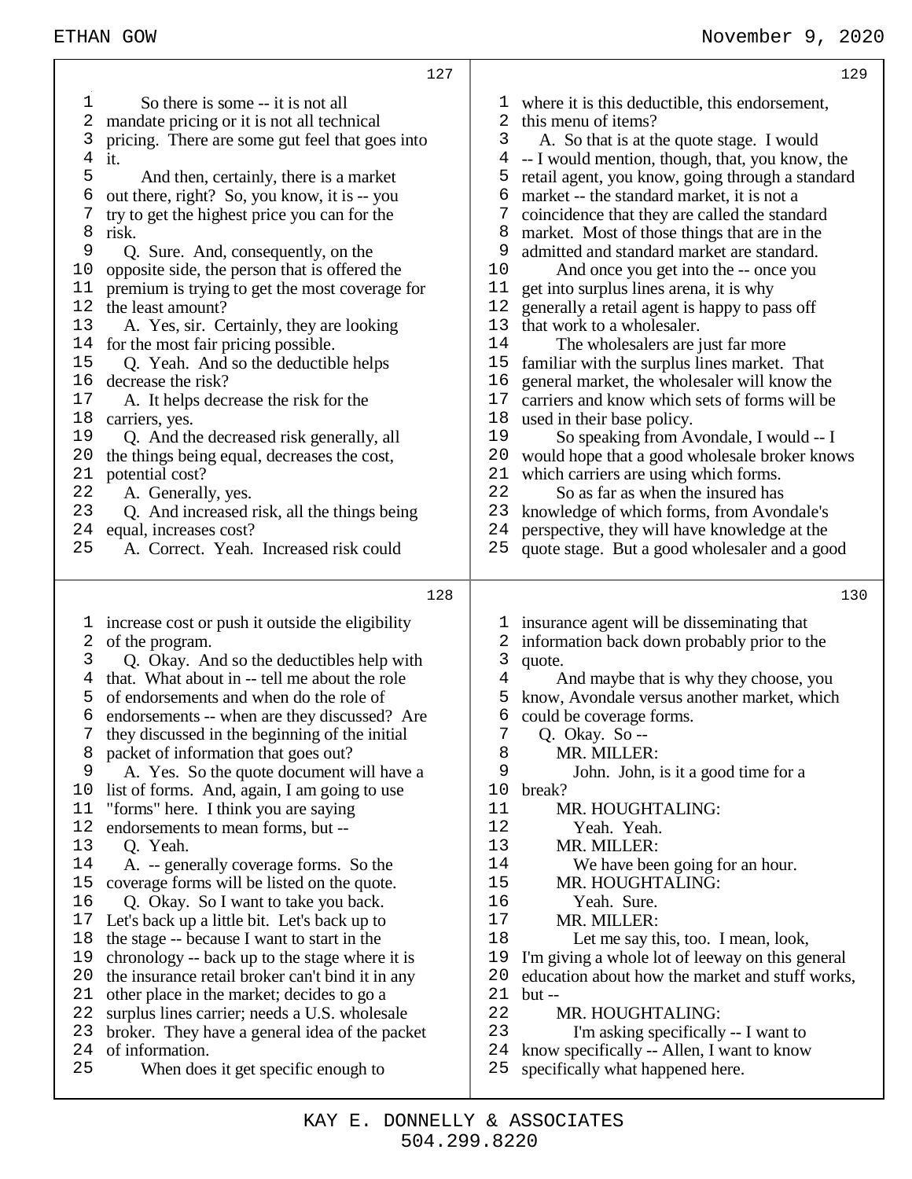127

1 So there is some -- it is not all
2 mandate pricing or it is not all technical
3 pricing. There are some gut feel that goes into
4 it.
5 And then, certainly, there is a market
6 out there, right? So, you know, it is -- you
7 try to get the highest price you can for the
8 risk.
9 Q. Sure. And, consequently, on the
10 opposite side, the person that is offered the
11 premium is trying to get the most coverage for
12 the least amount?
13 A. Yes, sir. Certainly, they are looking
14 for the most fair pricing possible.
15 Q. Yeah. And so the deductible helps
16 decrease the risk?
17 A. It helps decrease the risk for the
18 carriers, yes.
19 Q. And the decreased risk generally, all
20 the things being equal, decreases the cost,
21 potential cost?
22 A. Generally, yes.
23 Q. And increased risk, all the things being
24 equal, increases cost?
25 A. Correct. Yeah. Increased risk could

128

1 increase cost or push it outside the eligibility
2 of the program.
3 Q. Okay. And so the deductibles help with
4 that. What about in -- tell me about the role
5 of endorsements and when do the role of
6 endorsements -- when are they discussed? Are
7 they discussed in the beginning of the initial
8 packet of information that goes out?
9 A. Yes. So the quote document will have a
10 list of forms. And, again, I am going to use
11 "forms" here. I think you are saying
12 endorsements to mean forms, but --
13 Q. Yeah.
14 A. -- generally coverage forms. So the
15 coverage forms will be listed on the quote.
16 Q. Okay. So I want to take you back.
17 Let's back up a little bit. Let's back up to
18 the stage -- because I want to start in the
19 chronology -- back up to the stage where it is
20 the insurance retail broker can't bind it in any
21 other place in the market; decides to go a
22 surplus lines carrier; needs a U.S. wholesale
23 broker. They have a general idea of the packet
24 of information.
25 When does it get specific enough to

129

1 where it is this deductible, this endorsement,
2 this menu of items?
3 A. So that is at the quote stage. I would
4 -- I would mention, though, that, you know, the
5 retail agent, you know, going through a standard
6 market -- the standard market, it is not a
7 coincidence that they are called the standard
8 market. Most of those things that are in the
9 admitted and standard market are standard.
10 And once you get into the -- once you
11 get into surplus lines arena, it is why
12 generally a retail agent is happy to pass off
13 that work to a wholesaler.
14 The wholesalers are just far more
15 familiar with the surplus lines market. That
16 general market, the wholesaler will know the
17 carriers and know which sets of forms will be
18 used in their base policy.
19 So speaking from Avondale, I would -- I
20 would hope that a good wholesale broker knows
21 which carriers are using which forms.
22 So as far as when the insured has
23 knowledge of which forms, from Avondale's
24 perspective, they will have knowledge at the
25 quote stage. But a good wholesaler and a good

130

1 insurance agent will be disseminating that
2 information back down probably prior to the
3 quote.
4 And maybe that is why they choose, you
5 know, Avondale versus another market, which
6 could be coverage forms.
7 Q. Okay. So --
8 MR. MILLER:
9 John. John, is it a good time for a
10 break?
11 MR. HOUGHTALING:
12 Yeah. Yeah.
13 MR. MILLER:
14 We have been going for an hour.
15 MR. HOUGHTALING:
16 Yeah. Sure.
17 MR. MILLER:
18 Let me say this, too. I mean, look,
19 I'm giving a whole lot of leeway on this general
20 education about how the market and stuff works,
21 but --
22 MR. HOUGHTALING:
23 I'm asking specifically -- I want to
24 know specifically -- Allen, I want to know
25 specifically what happened here.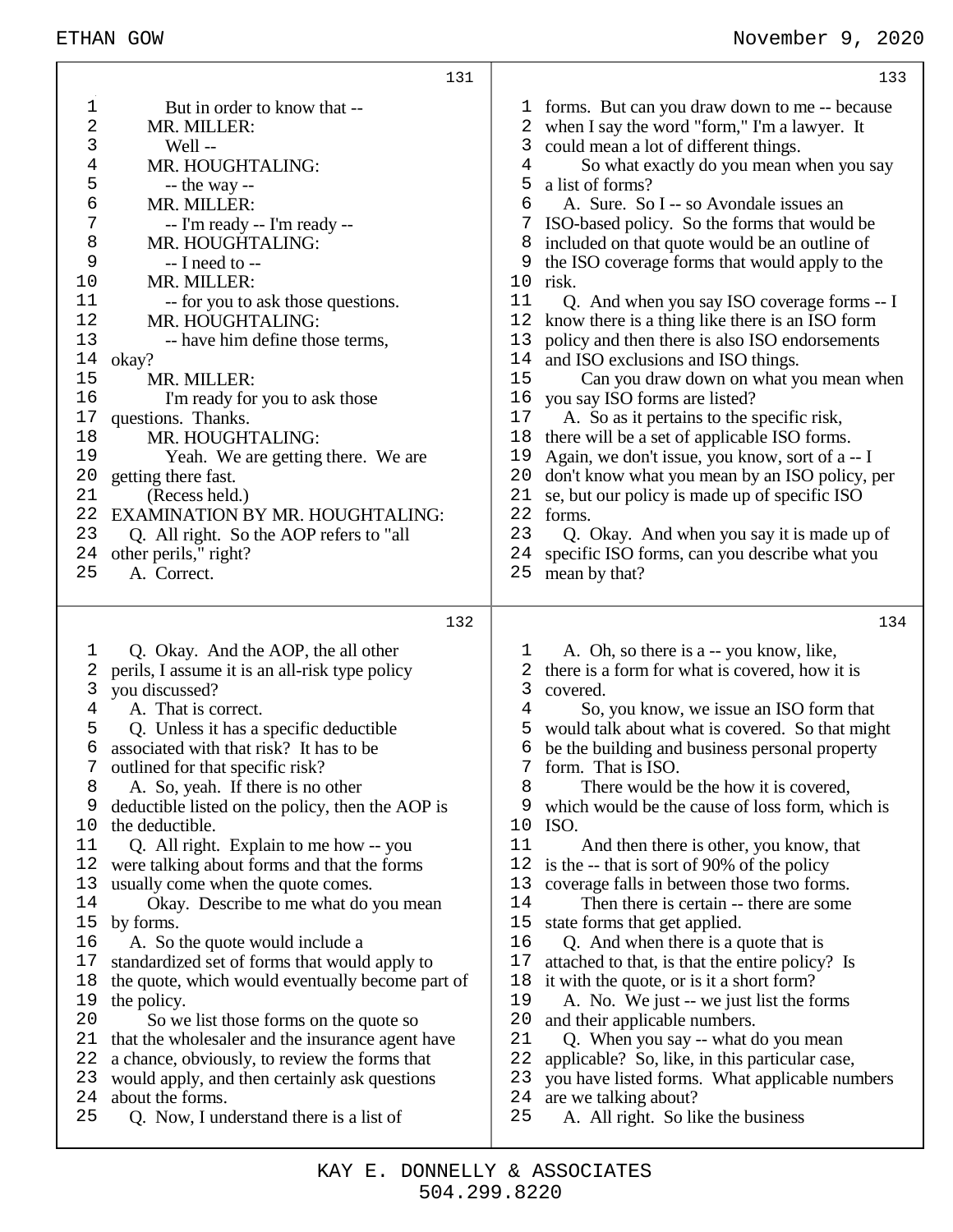But in order to know that --

MR. MILLER:

Well --

MR. HOUGHTALING:

-- the way --

MR. MILLER:

-- I'm ready -- I'm ready --

MR. HOUGHTALING:

-- I need to --

MR. MILLER:

-- for you to ask those questions.

MR. HOUGHTALING:

-- have him define those terms, okay?

MR. MILLER:

I'm ready for you to ask those questions. Thanks.

MR. HOUGHTALING:

Yeah. We are getting there. We are getting there fast.

(Recess held.)

EXAMINATION BY MR. HOUGHTALING:

Q. All right. So the AOP refers to "all other perils," right?

A. Correct.

Q. Okay. And the AOP, the all other perils, I assume it is an all-risk type policy you discussed?

A. That is correct.

Q. Unless it has a specific deductible associated with that risk? It has to be outlined for that specific risk?

A. So, yeah. If there is no other deductible listed on the policy, then the AOP is the deductible.

Q. All right. Explain to me how -- you were talking about forms and that the forms usually come when the quote comes.

Okay. Describe to me what do you mean by forms.

A. So the quote would include a standardized set of forms that would apply to the quote, which would eventually become part of the policy.

So we list those forms on the quote so that the wholesaler and the insurance agent have a chance, obviously, to review the forms that would apply, and then certainly ask questions about the forms.

Q. Now, I understand there is a list of forms. But can you draw down to me -- because when I say the word "form," I'm a lawyer. It could mean a lot of different things.

So what exactly do you mean when you say a list of forms?

A. Sure. So I -- so Avondale issues an ISO-based policy. So the forms that would be included on that quote would be an outline of the ISO coverage forms that would apply to the risk.

Q. And when you say ISO coverage forms -- I know there is a thing like there is an ISO form policy and then there is also ISO endorsements and ISO exclusions and ISO things.

Can you draw down on what you mean when you say ISO forms are listed?

A. So as it pertains to the specific risk, there will be a set of applicable ISO forms. Again, we don't issue, you know, sort of a -- I don't know what you mean by an ISO policy, per se, but our policy is made up of specific ISO forms.

Q. Okay. And when you say it is made up of specific ISO forms, can you describe what you mean by that?

A. Oh, so there is a -- you know, like, there is a form for what is covered, how it is covered.

So, you know, we issue an ISO form that would talk about what is covered. So that might be the building and business personal property form. That is ISO.

There would be the how it is covered, which would be the cause of loss form, which is ISO.

And then there is other, you know, that is the -- that is sort of 90% of the policy coverage falls in between those two forms.

Then there is certain -- there are some state forms that get applied.

Q. And when there is a quote that is attached to that, is that the entire policy? Is it with the quote, or is it a short form?

A. No. We just -- we just list the forms and their applicable numbers.

Q. When you say -- what do you mean applicable? So, like, in this particular case, you have listed forms. What applicable numbers are we talking about?

A. All right. So like the business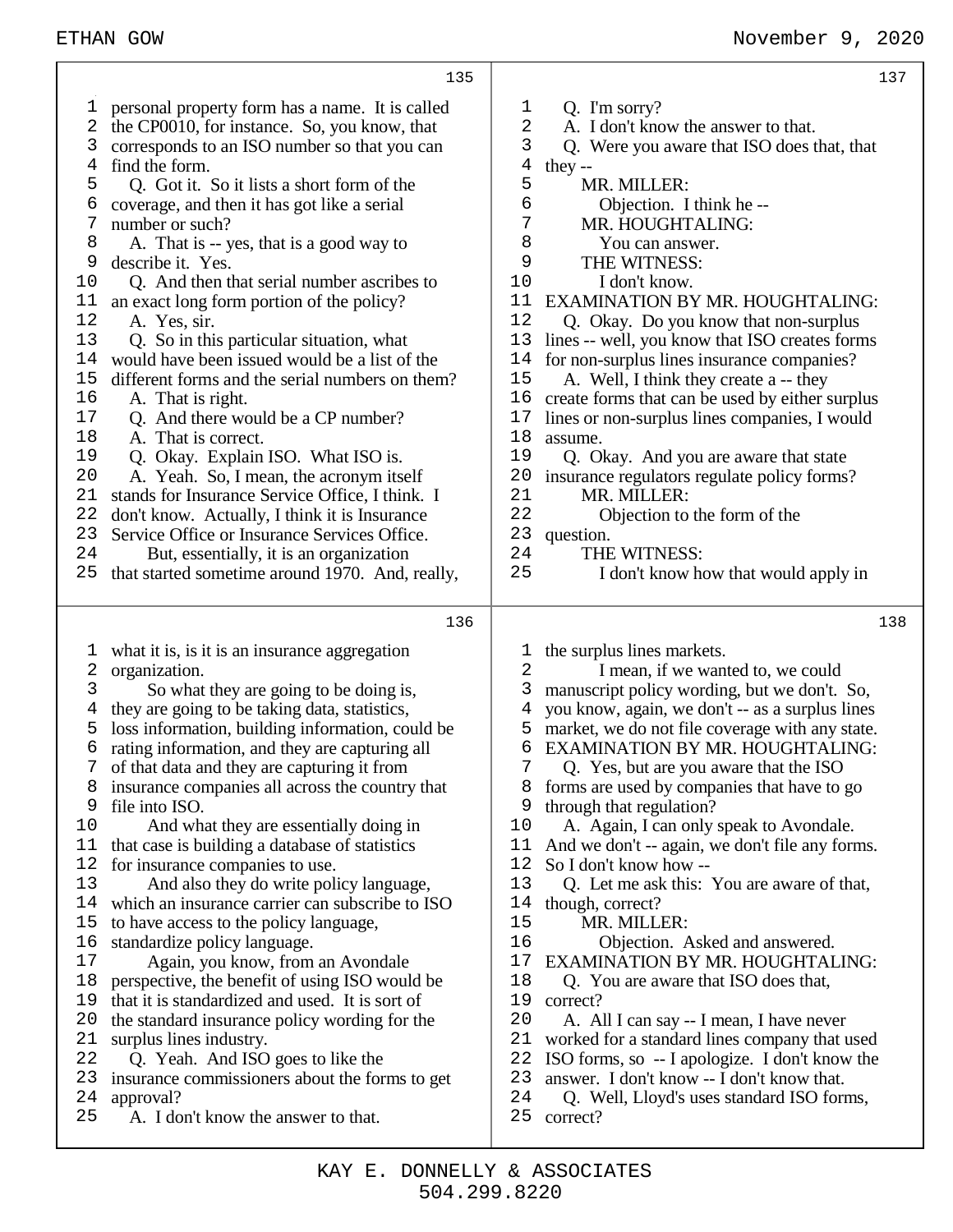personal property form has a name. It is called the CP0010, for instance. So, you know, that corresponds to an ISO number so that you can find the form.

Q. Got it. So it lists a short form of the coverage, and then it has got like a serial number or such?

A. That is -- yes, that is a good way to describe it. Yes.

Q. And then that serial number ascribes to an exact long form portion of the policy?

A. Yes, sir.

Q. So in this particular situation, what would have been issued would be a list of the different forms and the serial numbers on them?

A. That is right.

Q. And there would be a CP number?

A. That is correct.

Q. Okay. Explain ISO. What ISO is.

A. Yeah. So, I mean, the acronym itself stands for Insurance Service Office, I think. I don't know. Actually, I think it is Insurance Service Office or Insurance Services Office.

But, essentially, it is an organization that started sometime around 1970. And, really, what it is, is it is an insurance aggregation organization.

So what they are going to be doing is, they are going to be taking data, statistics, loss information, building information, could be rating information, and they are capturing all of that data and they are capturing it from insurance companies all across the country that file into ISO.

And what they are essentially doing in that case is building a database of statistics for insurance companies to use.

And also they do write policy language, which an insurance carrier can subscribe to ISO to have access to the policy language, standardize policy language.

Again, you know, from an Avondale perspective, the benefit of using ISO would be that it is standardized and used. It is sort of the standard insurance policy wording for the surplus lines industry.

Q. Yeah. And ISO goes to like the insurance commissioners about the forms to get approval?

A. I don't know the answer to that.

Q. I'm sorry?

A. I don't know the answer to that.

Q. Were you aware that ISO does that, that they --

MR. MILLER:

Objection. I think he --

MR. HOUGHTALING:

You can answer.

THE WITNESS:

I don't know.

EXAMINATION BY MR. HOUGHTALING:

Q. Okay. Do you know that non-surplus lines -- well, you know that ISO creates forms for non-surplus lines insurance companies?

A. Well, I think they create a -- they create forms that can be used by either surplus lines or non-surplus lines companies, I would assume.

Q. Okay. And you are aware that state insurance regulators regulate policy forms?

MR. MILLER:

Objection to the form of the question.

THE WITNESS:

I don't know how that would apply in the surplus lines markets.

I mean, if we wanted to, we could manuscript policy wording, but we don't. So, you know, again, we don't -- as a surplus lines market, we do not file coverage with any state.

EXAMINATION BY MR. HOUGHTALING:

Q. Yes, but are you aware that the ISO forms are used by companies that have to go through that regulation?

A. Again, I can only speak to Avondale. And we don't -- again, we don't file any forms. So I don't know how --

Q. Let me ask this: You are aware of that, though, correct?

MR. MILLER:

Objection. Asked and answered.

EXAMINATION BY MR. HOUGHTALING:

Q. You are aware that ISO does that, correct?

A. All I can say -- I mean, I have never worked for a standard lines company that used ISO forms, so -- I apologize. I don't know the answer. I don't know -- I don't know that.

Q. Well, Lloyd's uses standard ISO forms, correct?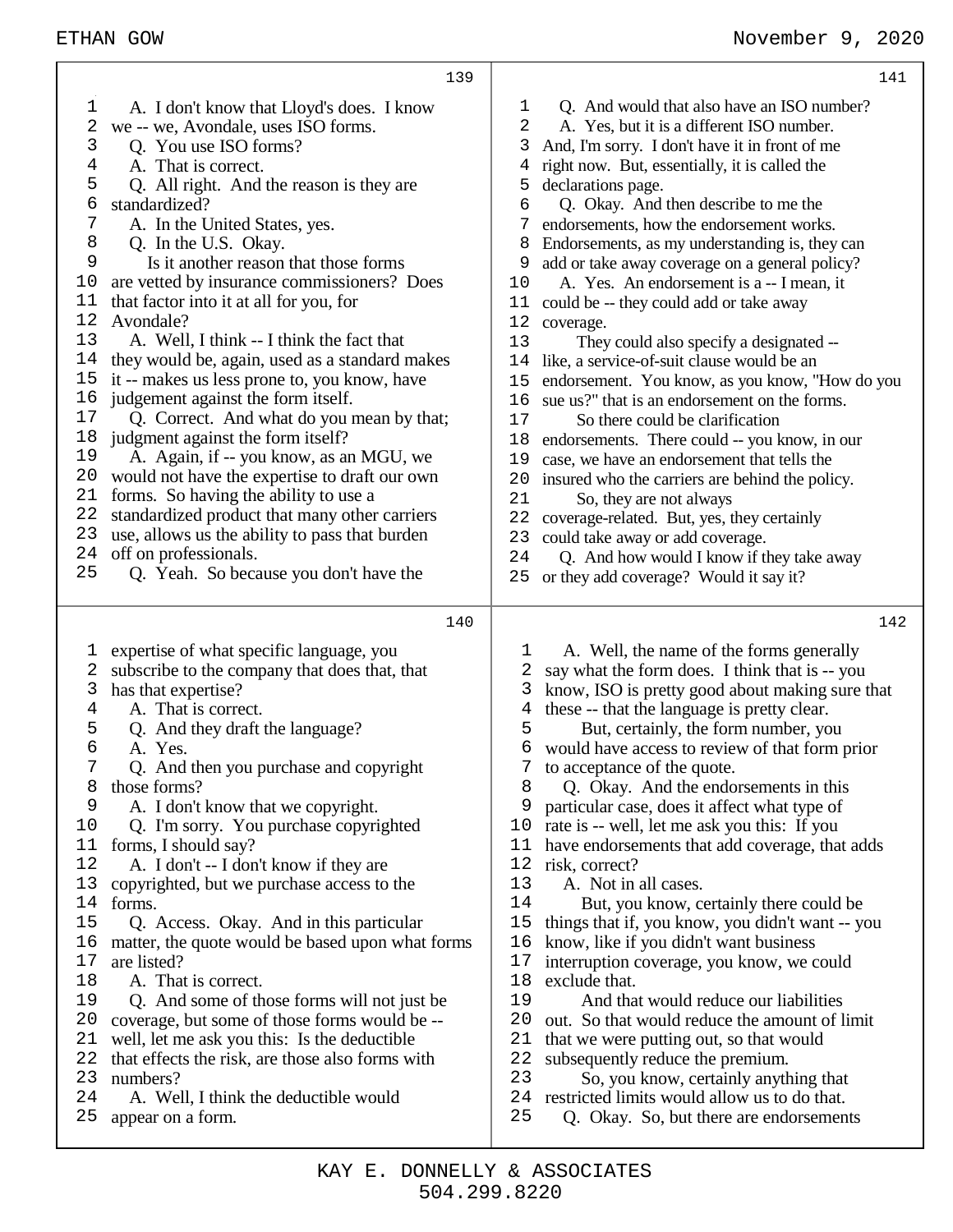A. I don't know that Lloyd's does. I know we -- we, Avondale, uses ISO forms.

Q. You use ISO forms?

A. That is correct.

Q. All right. And the reason is they are standardized?

A. In the United States, yes.

Q. In the U.S. Okay.

Is it another reason that those forms are vetted by insurance commissioners? Does that factor into it at all for you, for Avondale?

A. Well, I think -- I think the fact that they would be, again, used as a standard makes it -- makes us less prone to, you know, have judgement against the form itself.

Q. Correct. And what do you mean by that; judgment against the form itself?

A. Again, if -- you know, as an MGU, we would not have the expertise to draft our own forms. So having the ability to use a standardized product that many other carriers use, allows us the ability to pass that burden off on professionals.

Q. Yeah. So because you don't have the expertise of what specific language, you subscribe to the company that does that, that has that expertise?

A. That is correct.

Q. And they draft the language?

A. Yes.

Q. And then you purchase and copyright those forms?

A. I don't know that we copyright.

Q. I'm sorry. You purchase copyrighted forms, I should say?

A. I don't -- I don't know if they are copyrighted, but we purchase access to the forms.

Q. Access. Okay. And in this particular matter, the quote would be based upon what forms are listed?

A. That is correct.

Q. And some of those forms will not just be coverage, but some of those forms would be -- well, let me ask you this: Is the deductible that effects the risk, are those also forms with numbers?

A. Well, I think the deductible would appear on a form.

Q. And would that also have an ISO number?

A. Yes, but it is a different ISO number. And, I'm sorry. I don't have it in front of me right now. But, essentially, it is called the declarations page.

Q. Okay. And then describe to me the endorsements, how the endorsement works. Endorsements, as my understanding is, they can add or take away coverage on a general policy?

A. Yes. An endorsement is a -- I mean, it could be -- they could add or take away coverage.

They could also specify a designated -- like, a service-of-suit clause would be an endorsement. You know, as you know, "How do you sue us?" that is an endorsement on the forms.

So there could be clarification endorsements. There could -- you know, in our case, we have an endorsement that tells the insured who the carriers are behind the policy.

So, they are not always coverage-related. But, yes, they certainly could take away or add coverage.

Q. And how would I know if they take away or they add coverage? Would it say it?

A. Well, the name of the forms generally say what the form does. I think that is -- you know, ISO is pretty good about making sure that these -- that the language is pretty clear.

But, certainly, the form number, you would have access to review of that form prior to acceptance of the quote.

Q. Okay. And the endorsements in this particular case, does it affect what type of rate is -- well, let me ask you this: If you have endorsements that add coverage, that adds risk, correct?

A. Not in all cases.

But, you know, certainly there could be things that if, you know, you didn't want -- you know, like if you didn't want business interruption coverage, you know, we could exclude that.

And that would reduce our liabilities out. So that would reduce the amount of limit that we were putting out, so that would subsequently reduce the premium.

So, you know, certainly anything that restricted limits would allow us to do that.

Q. Okay. So, but there are endorsements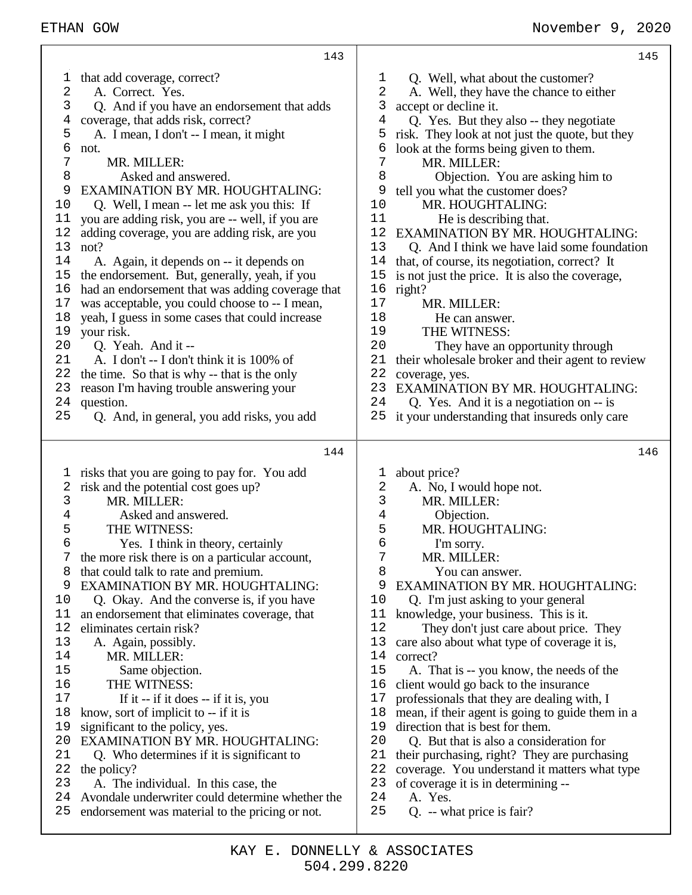that add coverage, correct?

A. Correct. Yes.

Q. And if you have an endorsement that adds coverage, that adds risk, correct?

A. I mean, I don't -- I mean, it might not.

MR. MILLER:

Asked and answered.

EXAMINATION BY MR. HOUGHTALING:

Q. Well, I mean -- let me ask you this: If you are adding risk, you are -- well, if you are adding coverage, you are adding risk, are you not?

A. Again, it depends on -- it depends on the endorsement. But, generally, yeah, if you had an endorsement that was adding coverage that was acceptable, you could choose to -- I mean, yeah, I guess in some cases that could increase your risk.

Q. Yeah. And it --

A. I don't -- I don't think it is 100% of the time. So that is why -- that is the only reason I'm having trouble answering your question.

Q. And, in general, you add risks, you add risks that you are going to pay for. You add risk and the potential cost goes up?

MR. MILLER:

Asked and answered.

THE WITNESS:

Yes. I think in theory, certainly the more risk there is on a particular account, that could talk to rate and premium.

EXAMINATION BY MR. HOUGHTALING:

Q. Okay. And the converse is, if you have an endorsement that eliminates coverage, that eliminates certain risk?

A. Again, possibly.

MR. MILLER:

Same objection.

THE WITNESS:

If it -- if it does -- if it is, you know, sort of implicit to -- if it is significant to the policy, yes.

EXAMINATION BY MR. HOUGHTALING:

Q. Who determines if it is significant to the policy?

A. The individual. In this case, the Avondale underwriter could determine whether the endorsement was material to the pricing or not.

Q. Well, what about the customer?

A. Well, they have the chance to either accept or decline it.

Q. Yes. But they also -- they negotiate risk. They look at not just the quote, but they look at the forms being given to them.

MR. MILLER:

Objection. You are asking him to tell you what the customer does?

MR. HOUGHTALING:

He is describing that.

EXAMINATION BY MR. HOUGHTALING:

Q. And I think we have laid some foundation that, of course, its negotiation, correct? It is not just the price. It is also the coverage, right?

MR. MILLER:

He can answer.

THE WITNESS:

They have an opportunity through their wholesale broker and their agent to review coverage, yes.

EXAMINATION BY MR. HOUGHTALING:

Q. Yes. And it is a negotiation on -- is it your understanding that insureds only care about price?

A. No, I would hope not.

MR. MILLER:

Objection.

MR. HOUGHTALING:

I'm sorry.

MR. MILLER:

You can answer.

EXAMINATION BY MR. HOUGHTALING:

Q. I'm just asking to your general knowledge, your business. This is it.

They don't just care about price. They care also about what type of coverage it is, correct?

A. That is -- you know, the needs of the client would go back to the insurance professionals that they are dealing with, I mean, if their agent is going to guide them in a direction that is best for them.

Q. But that is also a consideration for their purchasing, right? They are purchasing coverage. You understand it matters what type of coverage it is in determining --

A. Yes.

Q. -- what price is fair?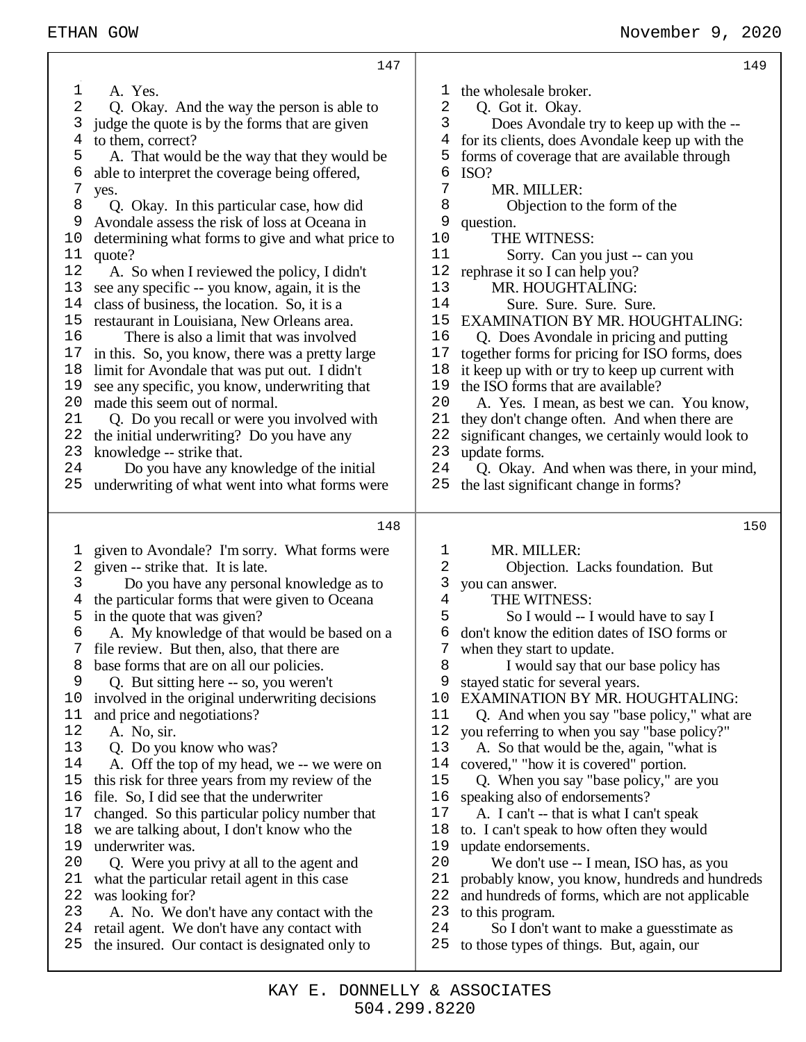A. Yes.

Q. Okay. And the way the person is able to judge the quote is by the forms that are given to them, correct?

A. That would be the way that they would be able to interpret the coverage being offered, yes.

Q. Okay. In this particular case, how did Avondale assess the risk of loss at Oceana in determining what forms to give and what price to quote?

A. So when I reviewed the policy, I didn't see any specific -- you know, again, it is the class of business, the location. So, it is a restaurant in Louisiana, New Orleans area.

There is also a limit that was involved in this. So, you know, there was a pretty large limit for Avondale that was put out. I didn't see any specific, you know, underwriting that made this seem out of normal.

Q. Do you recall or were you involved with the initial underwriting? Do you have any knowledge -- strike that.

Do you have any knowledge of the initial underwriting of what went into what forms were given to Avondale? I'm sorry. What forms were given -- strike that. It is late.

Do you have any personal knowledge as to the particular forms that were given to Oceana in the quote that was given?

A. My knowledge of that would be based on a file review. But then, also, that there are base forms that are on all our policies.

Q. But sitting here -- so, you weren't involved in the original underwriting decisions and price and negotiations?

A. No, sir.

Q. Do you know who was?

A. Off the top of my head, we -- we were on this risk for three years from my review of the file. So, I did see that the underwriter changed. So this particular policy number that we are talking about, I don't know who the underwriter was.

Q. Were you privy at all to the agent and what the particular retail agent in this case was looking for?

A. No. We don't have any contact with the retail agent. We don't have any contact with the insured. Our contact is designated only to the wholesale broker.

Q. Got it. Okay.

Does Avondale try to keep up with the -- for its clients, does Avondale keep up with the forms of coverage that are available through ISO?

MR. MILLER:

Objection to the form of the question.

THE WITNESS:

Sorry. Can you just -- can you rephrase it so I can help you?

MR. HOUGHTALING:

Sure. Sure. Sure. Sure.

EXAMINATION BY MR. HOUGHTALING:

Q. Does Avondale in pricing and putting together forms for pricing for ISO forms, does it keep up with or try to keep up current with the ISO forms that are available?

A. Yes. I mean, as best we can. You know, they don't change often. And when there are significant changes, we certainly would look to update forms.

Q. Okay. And when was there, in your mind, the last significant change in forms?

MR. MILLER:

Objection. Lacks foundation. But you can answer.

THE WITNESS:

So I would -- I would have to say I don't know the edition dates of ISO forms or when they start to update.

I would say that our base policy has stayed static for several years.

EXAMINATION BY MR. HOUGHTALING:

Q. And when you say "base policy," what are you referring to when you say "base policy?"

A. So that would be the, again, "what is covered," "how it is covered" portion.

Q. When you say "base policy," are you speaking also of endorsements?

A. I can't -- that is what I can't speak to. I can't speak to how often they would update endorsements.

We don't use -- I mean, ISO has, as you probably know, you know, hundreds and hundreds and hundreds of forms, which are not applicable to this program.

So I don't want to make a guesstimate as to those types of things. But, again, our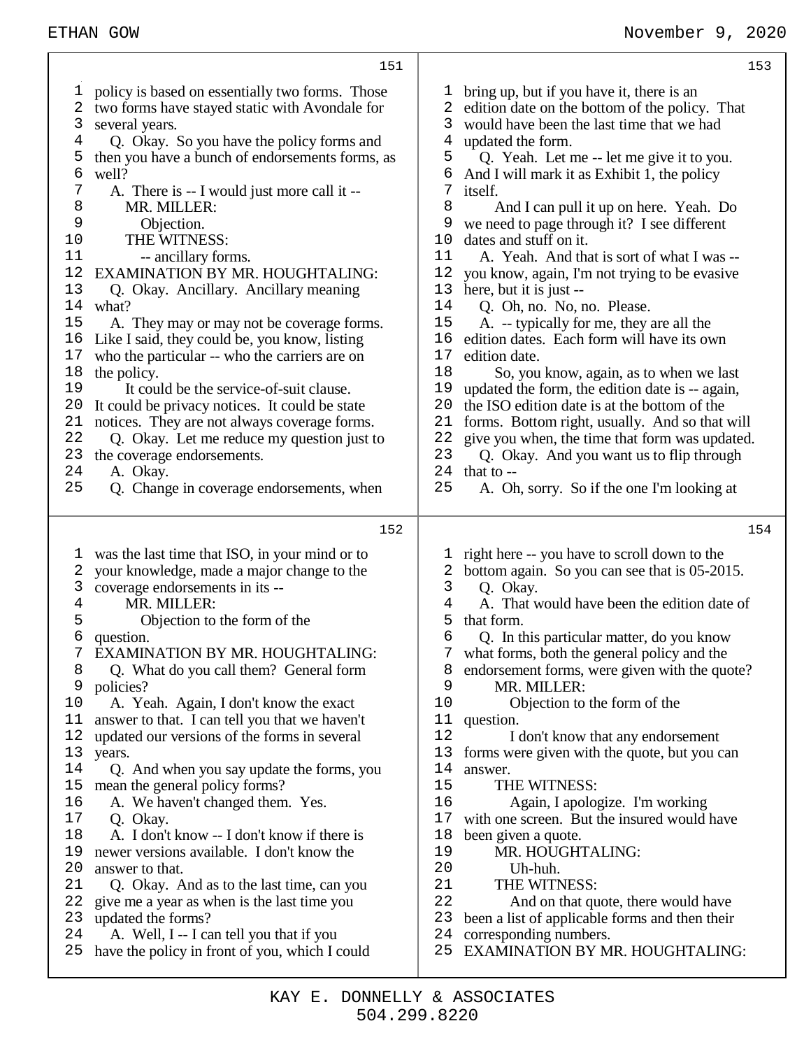151

1 policy is based on essentially two forms. Those
2 two forms have stayed static with Avondale for
3 several years.
4 Q. Okay. So you have the policy forms and
5 then you have a bunch of endorsements forms, as
6 well?
7 A. There is -- I would just more call it --
8 MR. MILLER:
9 Objection.
10 THE WITNESS:
11 -- ancillary forms.
12 EXAMINATION BY MR. HOUGHTALING:
13 Q. Okay. Ancillary. Ancillary meaning
14 what?
15 A. They may or may not be coverage forms.
16 Like I said, they could be, you know, listing
17 who the particular -- who the carriers are on
18 the policy.
19 It could be the service-of-suit clause.
20 It could be privacy notices. It could be state
21 notices. They are not always coverage forms.
22 Q. Okay. Let me reduce my question just to
23 the coverage endorsements.
24 A. Okay.
25 Q. Change in coverage endorsements, when

152

1 was the last time that ISO, in your mind or to
2 your knowledge, made a major change to the
3 coverage endorsements in its --
4 MR. MILLER:
5 Objection to the form of the
6 question.
7 EXAMINATION BY MR. HOUGHTALING:
8 Q. What do you call them? General form
9 policies?
10 A. Yeah. Again, I don't know the exact
11 answer to that. I can tell you that we haven't
12 updated our versions of the forms in several
13 years.
14 Q. And when you say update the forms, you
15 mean the general policy forms?
16 A. We haven't changed them. Yes.
17 Q. Okay.
18 A. I don't know -- I don't know if there is
19 newer versions available. I don't know the
20 answer to that.
21 Q. Okay. And as to the last time, can you
22 give me a year as when is the last time you
23 updated the forms?
24 A. Well, I -- I can tell you that if you
25 have the policy in front of you, which I could

153

1 bring up, but if you have it, there is an
2 edition date on the bottom of the policy. That
3 would have been the last time that we had
4 updated the form.
5 Q. Yeah. Let me -- let me give it to you.
6 And I will mark it as Exhibit 1, the policy
7 itself.
8 And I can pull it up on here. Yeah. Do
9 we need to page through it? I see different
10 dates and stuff on it.
11 A. Yeah. And that is sort of what I was --
12 you know, again, I'm not trying to be evasive
13 here, but it is just --
14 Q. Oh, no. No, no. Please.
15 A. -- typically for me, they are all the
16 edition dates. Each form will have its own
17 edition date.
18 So, you know, again, as to when we last
19 updated the form, the edition date is -- again,
20 the ISO edition date is at the bottom of the
21 forms. Bottom right, usually. And so that will
22 give you when, the time that form was updated.
23 Q. Okay. And you want us to flip through
24 that to --
25 A. Oh, sorry. So if the one I'm looking at

154

1 right here -- you have to scroll down to the
2 bottom again. So you can see that is 05-2015.
3 Q. Okay.
4 A. That would have been the edition date of
5 that form.
6 Q. In this particular matter, do you know
7 what forms, both the general policy and the
8 endorsement forms, were given with the quote?
9 MR. MILLER:
10 Objection to the form of the
11 question.
12 I don't know that any endorsement
13 forms were given with the quote, but you can
14 answer.
15 THE WITNESS:
16 Again, I apologize. I'm working
17 with one screen. But the insured would have
18 been given a quote.
19 MR. HOUGHTALING:
20 Uh-huh.
21 THE WITNESS:
22 And on that quote, there would have
23 been a list of applicable forms and then their
24 corresponding numbers.
25 EXAMINATION BY MR. HOUGHTALING: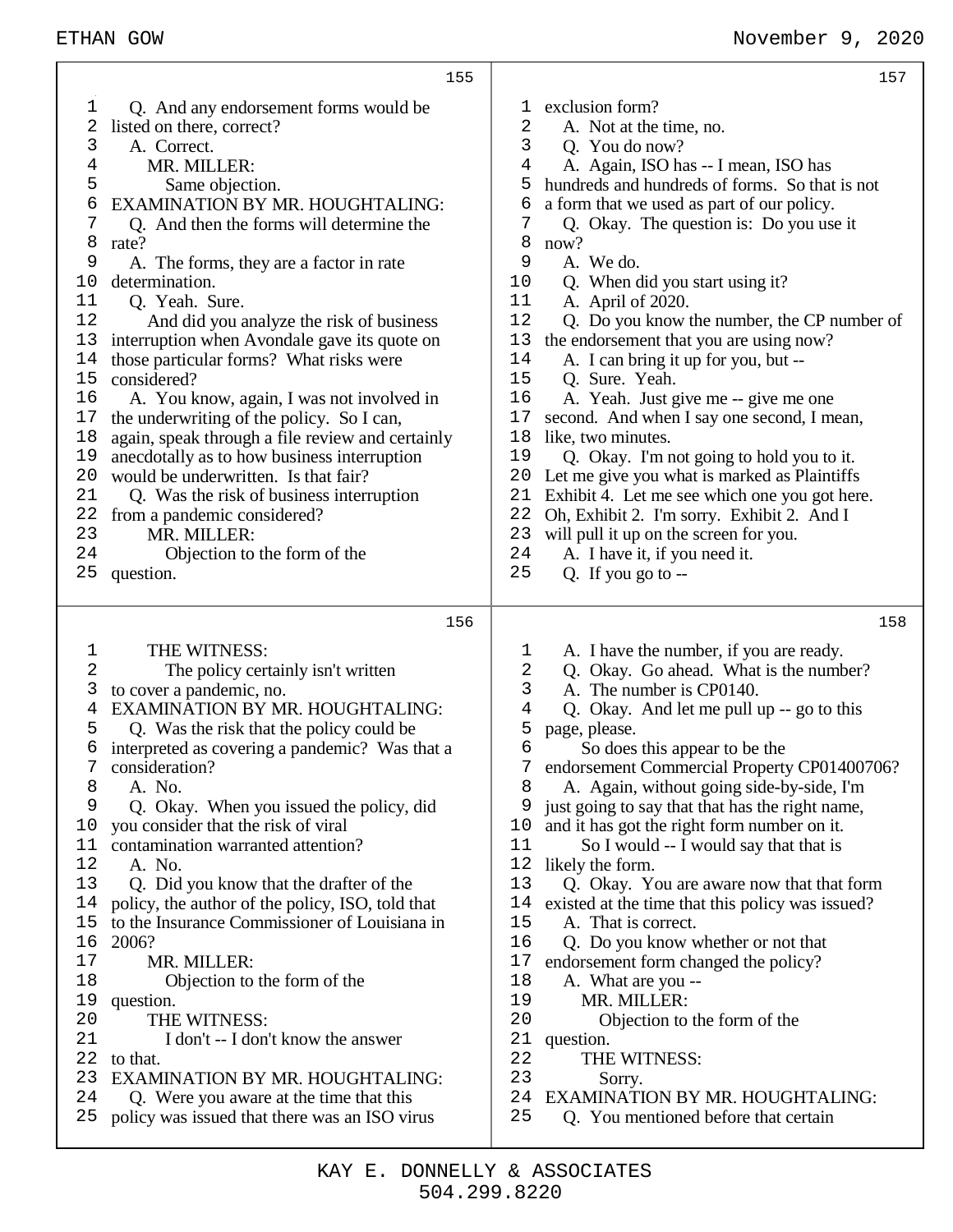155

1 Q. And any endorsement forms would be
2 listed on there, correct?
3 A. Correct.
4 MR. MILLER:
5 Same objection.
6 EXAMINATION BY MR. HOUGHTALING:
7 Q. And then the forms will determine the
8 rate?
9 A. The forms, they are a factor in rate
10 determination.
11 Q. Yeah. Sure.
12 And did you analyze the risk of business
13 interruption when Avondale gave its quote on
14 those particular forms? What risks were
15 considered?
16 A. You know, again, I was not involved in
17 the underwriting of the policy. So I can,
18 again, speak through a file review and certainly
19 anecdotally as to how business interruption
20 would be underwritten. Is that fair?
21 Q. Was the risk of business interruption
22 from a pandemic considered?
23 MR. MILLER:
24 Objection to the form of the
25 question.

156

1 THE WITNESS:
2 The policy certainly isn't written
3 to cover a pandemic, no.
4 EXAMINATION BY MR. HOUGHTALING:
5 Q. Was the risk that the policy could be
6 interpreted as covering a pandemic? Was that a
7 consideration?
8 A. No.
9 Q. Okay. When you issued the policy, did
10 you consider that the risk of viral
11 contamination warranted attention?
12 A. No.
13 Q. Did you know that the drafter of the
14 policy, the author of the policy, ISO, told that
15 to the Insurance Commissioner of Louisiana in
16 2006?
17 MR. MILLER:
18 Objection to the form of the
19 question.
20 THE WITNESS:
21 I don't -- I don't know the answer
22 to that.
23 EXAMINATION BY MR. HOUGHTALING:
24 Q. Were you aware at the time that this
25 policy was issued that there was an ISO virus

157

1 exclusion form?
2 A. Not at the time, no.
3 Q. You do now?
4 A. Again, ISO has -- I mean, ISO has
5 hundreds and hundreds of forms. So that is not
6 a form that we used as part of our policy.
7 Q. Okay. The question is: Do you use it
8 now?
9 A. We do.
10 Q. When did you start using it?
11 A. April of 2020.
12 Q. Do you know the number, the CP number of
13 the endorsement that you are using now?
14 A. I can bring it up for you, but --
15 Q. Sure. Yeah.
16 A. Yeah. Just give me -- give me one
17 second. And when I say one second, I mean,
18 like, two minutes.
19 Q. Okay. I'm not going to hold you to it.
20 Let me give you what is marked as Plaintiffs
21 Exhibit 4. Let me see which one you got here.
22 Oh, Exhibit 2. I'm sorry. Exhibit 2. And I
23 will pull it up on the screen for you.
24 A. I have it, if you need it.
25 Q. If you go to --

158

1 A. I have the number, if you are ready.
2 Q. Okay. Go ahead. What is the number?
3 A. The number is CP0140.
4 Q. Okay. And let me pull up -- go to this
5 page, please.
6 So does this appear to be the
7 endorsement Commercial Property CP01400706?
8 A. Again, without going side-by-side, I'm
9 just going to say that that has the right name,
10 and it has got the right form number on it.
11 So I would -- I would say that that is
12 likely the form.
13 Q. Okay. You are aware now that that form
14 existed at the time that this policy was issued?
15 A. That is correct.
16 Q. Do you know whether or not that
17 endorsement form changed the policy?
18 A. What are you --
19 MR. MILLER:
20 Objection to the form of the
21 question.
22 THE WITNESS:
23 Sorry.
24 EXAMINATION BY MR. HOUGHTALING:
25 Q. You mentioned before that certain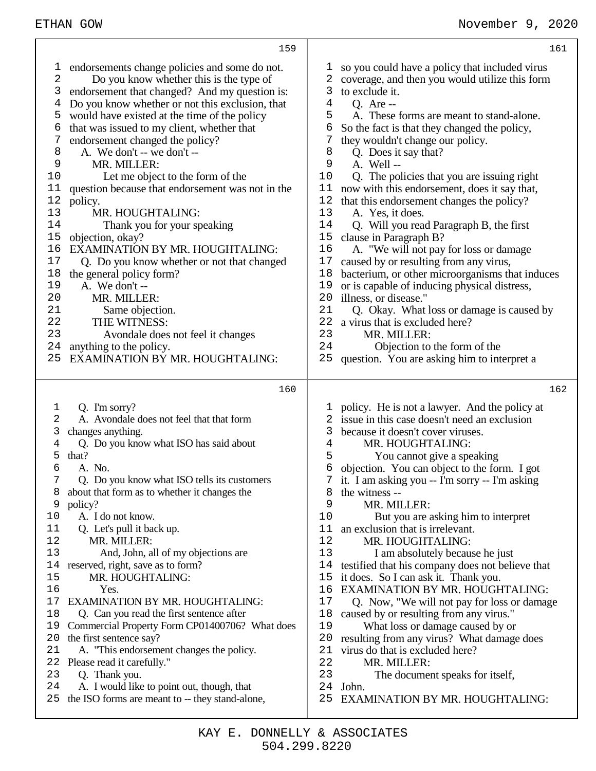159

1 endorsements change policies and some do not.
2 Do you know whether this is the type of
3 endorsement that changed? And my question is:
4 Do you know whether or not this exclusion, that
5 would have existed at the time of the policy
6 that was issued to my client, whether that
7 endorsement changed the policy?
8 A. We don't -- we don't --
9 MR. MILLER:
10 Let me object to the form of the
11 question because that endorsement was not in the
12 policy.
13 MR. HOUGHTALING:
14 Thank you for your speaking
15 objection, okay?
16 EXAMINATION BY MR. HOUGHTALING:
17 Q. Do you know whether or not that changed
18 the general policy form?
19 A. We don't --
20 MR. MILLER:
21 Same objection.
22 THE WITNESS:
23 Avondale does not feel it changes
24 anything to the policy.
25 EXAMINATION BY MR. HOUGHTALING:

160

1 Q. I'm sorry?
2 A. Avondale does not feel that that form
3 changes anything.
4 Q. Do you know what ISO has said about
5 that?
6 A. No.
7 Q. Do you know what ISO tells its customers
8 about that form as to whether it changes the
9 policy?
10 A. I do not know.
11 Q. Let's pull it back up.
12 MR. MILLER:
13 And, John, all of my objections are
14 reserved, right, save as to form?
15 MR. HOUGHTALING:
16 Yes.
17 EXAMINATION BY MR. HOUGHTALING:
18 Q. Can you read the first sentence after
19 Commercial Property Form CP01400706? What does
20 the first sentence say?
21 A. "This endorsement changes the policy.
22 Please read it carefully."
23 Q. Thank you.
24 A. I would like to point out, though, that
25 the ISO forms are meant to -- they stand-alone,

161

1 so you could have a policy that included virus
2 coverage, and then you would utilize this form
3 to exclude it.
4 Q. Are --
5 A. These forms are meant to stand-alone.
6 So the fact is that they changed the policy,
7 they wouldn't change our policy.
8 Q. Does it say that?
9 A. Well --
10 Q. The policies that you are issuing right
11 now with this endorsement, does it say that,
12 that this endorsement changes the policy?
13 A. Yes, it does.
14 Q. Will you read Paragraph B, the first
15 clause in Paragraph B?
16 A. "We will not pay for loss or damage
17 caused by or resulting from any virus,
18 bacterium, or other microorganisms that induces
19 or is capable of inducing physical distress,
20 illness, or disease."
21 Q. Okay. What loss or damage is caused by
22 a virus that is excluded here?
23 MR. MILLER:
24 Objection to the form of the
25 question. You are asking him to interpret a

162

1 policy. He is not a lawyer. And the policy at
2 issue in this case doesn't need an exclusion
3 because it doesn't cover viruses.
4 MR. HOUGHTALING:
5 You cannot give a speaking
6 objection. You can object to the form. I got
7 it. I am asking you -- I'm sorry -- I'm asking
8 the witness --
9 MR. MILLER:
10 But you are asking him to interpret
11 an exclusion that is irrelevant.
12 MR. HOUGHTALING:
13 I am absolutely because he just
14 testified that his company does not believe that
15 it does. So I can ask it. Thank you.
16 EXAMINATION BY MR. HOUGHTALING:
17 Q. Now, "We will not pay for loss or damage
18 caused by or resulting from any virus."
19 What loss or damage caused by or
20 resulting from any virus? What damage does
21 virus do that is excluded here?
22 MR. MILLER:
23 The document speaks for itself,
24 John.
25 EXAMINATION BY MR. HOUGHTALING: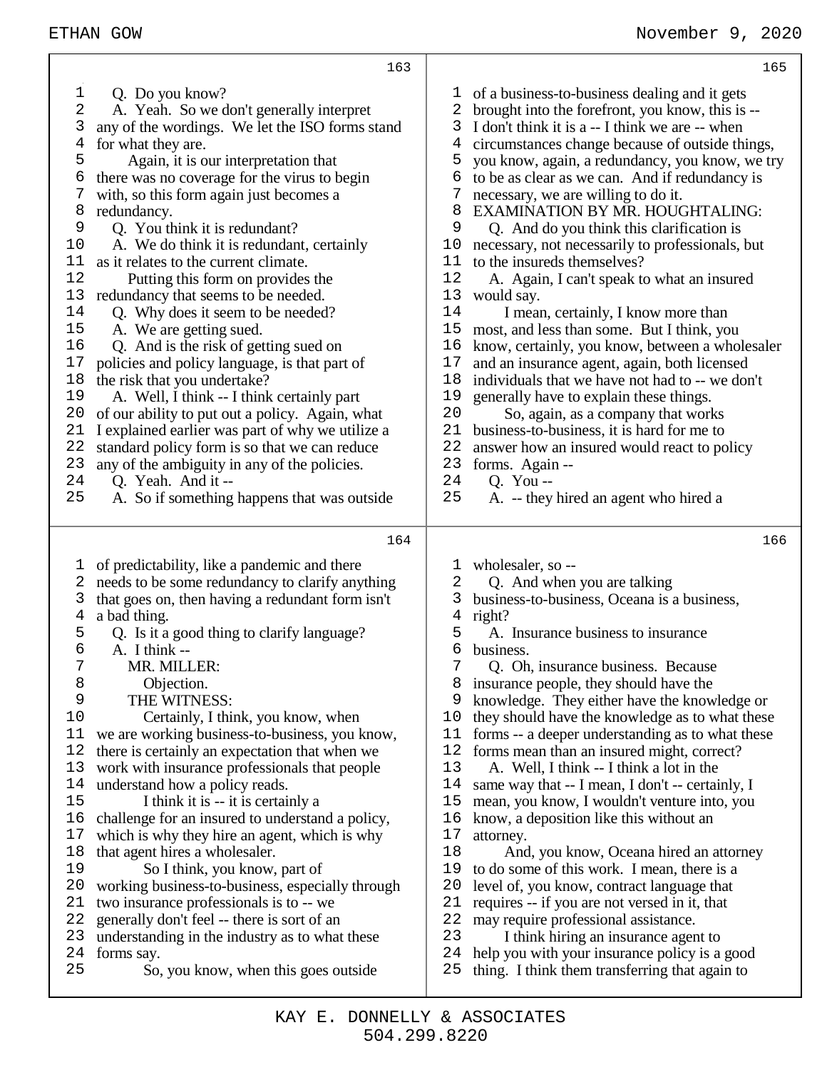Q. Do you know?

A. Yeah. So we don't generally interpret any of the wordings. We let the ISO forms stand for what they are.

Again, it is our interpretation that there was no coverage for the virus to begin with, so this form again just becomes a redundancy.

Q. You think it is redundant?

A. We do think it is redundant, certainly as it relates to the current climate.

Putting this form on provides the redundancy that seems to be needed.

Q. Why does it seem to be needed?

A. We are getting sued.

Q. And is the risk of getting sued on policies and policy language, is that part of the risk that you undertake?

A. Well, I think -- I think certainly part of our ability to put out a policy. Again, what I explained earlier was part of why we utilize a standard policy form is so that we can reduce any of the ambiguity in any of the policies.

Q. Yeah. And it --

A. So if something happens that was outside of predictability, like a pandemic and there needs to be some redundancy to clarify anything that goes on, then having a redundant form isn't a bad thing.

Q. Is it a good thing to clarify language?

A. I think --

MR. MILLER:

Objection.

THE WITNESS:

Certainly, I think, you know, when we are working business-to-business, you know, there is certainly an expectation that when we work with insurance professionals that people understand how a policy reads.

I think it is -- it is certainly a challenge for an insured to understand a policy, which is why they hire an agent, which is why that agent hires a wholesaler.

So I think, you know, part of working business-to-business, especially through two insurance professionals is to -- we generally don't feel -- there is sort of an understanding in the industry as to what these forms say.

So, you know, when this goes outside of a business-to-business dealing and it gets brought into the forefront, you know, this is -- I don't think it is a -- I think we are -- when circumstances change because of outside things, you know, again, a redundancy, you know, we try to be as clear as we can. And if redundancy is necessary, we are willing to do it.

EXAMINATION BY MR. HOUGHTALING:

Q. And do you think this clarification is necessary, not necessarily to professionals, but to the insureds themselves?

A. Again, I can't speak to what an insured would say.

I mean, certainly, I know more than most, and less than some. But I think, you know, certainly, you know, between a wholesaler and an insurance agent, again, both licensed individuals that we have not had to -- we don't generally have to explain these things.

So, again, as a company that works business-to-business, it is hard for me to answer how an insured would react to policy forms. Again --

Q. You --

A. -- they hired an agent who hired a wholesaler, so --

Q. And when you are talking business-to-business, Oceana is a business, right?

A. Insurance business to insurance business.

Q. Oh, insurance business. Because insurance people, they should have the knowledge. They either have the knowledge or they should have the knowledge as to what these forms -- a deeper understanding as to what these forms mean than an insured might, correct?

A. Well, I think -- I think a lot in the same way that -- I mean, I don't -- certainly, I mean, you know, I wouldn't venture into, you know, a deposition like this without an attorney.

And, you know, Oceana hired an attorney to do some of this work. I mean, there is a level of, you know, contract language that requires -- if you are not versed in it, that may require professional assistance.

I think hiring an insurance agent to help you with your insurance policy is a good thing. I think them transferring that again to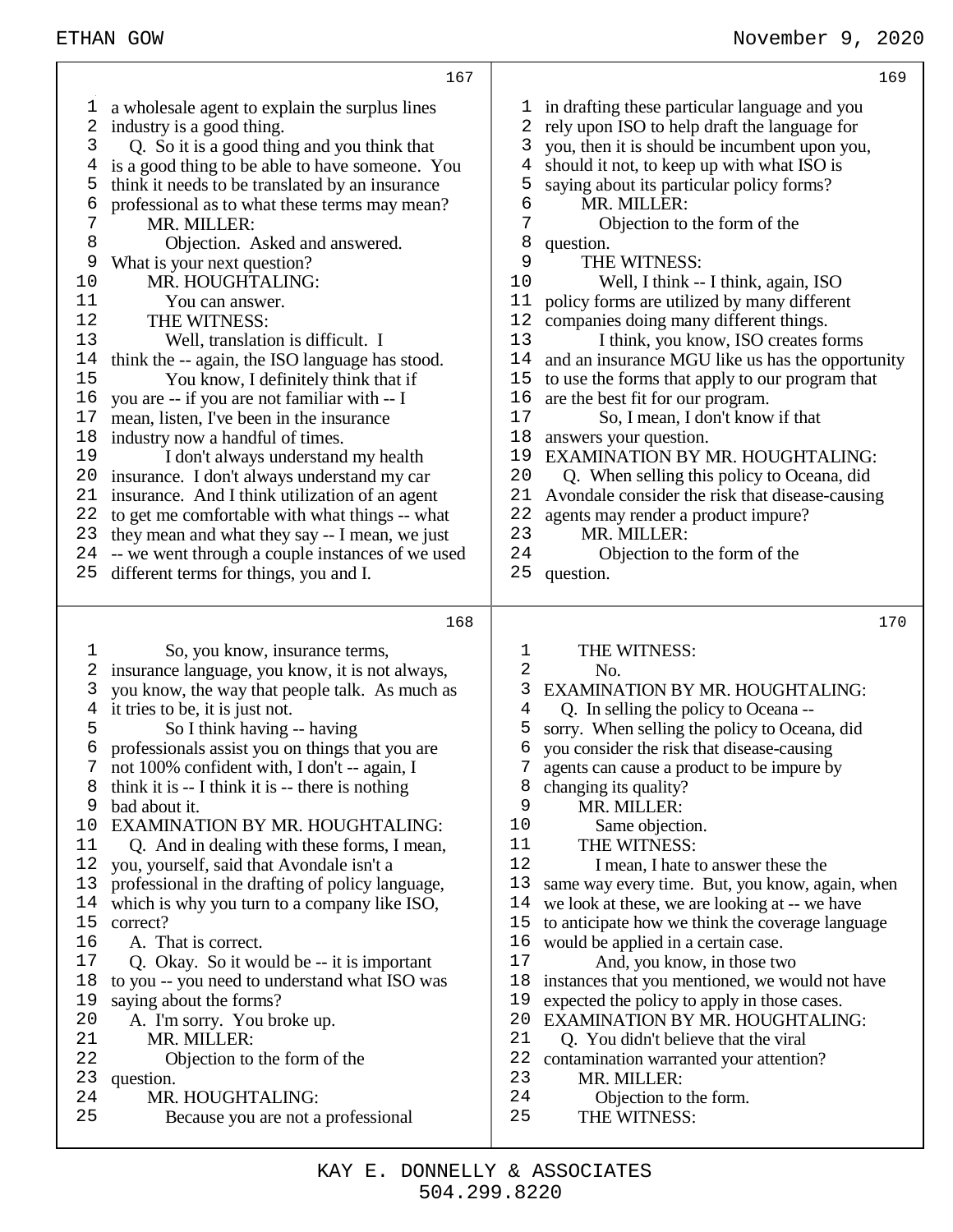167

1 a wholesale agent to explain the surplus lines
2 industry is a good thing.
3 Q. So it is a good thing and you think that
4 is a good thing to be able to have someone. You
5 think it needs to be translated by an insurance
6 professional as to what these terms may mean?
7 MR. MILLER:
8 Objection. Asked and answered.
9 What is your next question?
10 MR. HOUGHTALING:
11 You can answer.
12 THE WITNESS:
13 Well, translation is difficult. I
14 think the -- again, the ISO language has stood.
15 You know, I definitely think that if
16 you are -- if you are not familiar with -- I
17 mean, listen, I've been in the insurance
18 industry now a handful of times.
19 I don't always understand my health
20 insurance. I don't always understand my car
21 insurance. And I think utilization of an agent
22 to get me comfortable with what things -- what
23 they mean and what they say -- I mean, we just
24 -- we went through a couple instances of we used
25 different terms for things, you and I.

168

1 So, you know, insurance terms,
2 insurance language, you know, it is not always,
3 you know, the way that people talk. As much as
4 it tries to be, it is just not.
5 So I think having -- having
6 professionals assist you on things that you are
7 not 100% confident with, I don't -- again, I
8 think it is -- I think it is -- there is nothing
9 bad about it.
10 EXAMINATION BY MR. HOUGHTALING:
11 Q. And in dealing with these forms, I mean,
12 you, yourself, said that Avondale isn't a
13 professional in the drafting of policy language,
14 which is why you turn to a company like ISO,
15 correct?
16 A. That is correct.
17 Q. Okay. So it would be -- it is important
18 to you -- you need to understand what ISO was
19 saying about the forms?
20 A. I'm sorry. You broke up.
21 MR. MILLER:
22 Objection to the form of the
23 question.
24 MR. HOUGHTALING:
25 Because you are not a professional

169

1 in drafting these particular language and you
2 rely upon ISO to help draft the language for
3 you, then it is should be incumbent upon you,
4 should it not, to keep up with what ISO is
5 saying about its particular policy forms?
6 MR. MILLER:
7 Objection to the form of the
8 question.
9 THE WITNESS:
10 Well, I think -- I think, again, ISO
11 policy forms are utilized by many different
12 companies doing many different things.
13 I think, you know, ISO creates forms
14 and an insurance MGU like us has the opportunity
15 to use the forms that apply to our program that
16 are the best fit for our program.
17 So, I mean, I don't know if that
18 answers your question.
19 EXAMINATION BY MR. HOUGHTALING:
20 Q. When selling this policy to Oceana, did
21 Avondale consider the risk that disease-causing
22 agents may render a product impure?
23 MR. MILLER:
24 Objection to the form of the
25 question.

170

1 THE WITNESS:
2 No.
3 EXAMINATION BY MR. HOUGHTALING:
4 Q. In selling the policy to Oceana --
5 sorry. When selling the policy to Oceana, did
6 you consider the risk that disease-causing
7 agents can cause a product to be impure by
8 changing its quality?
9 MR. MILLER:
10 Same objection.
11 THE WITNESS:
12 I mean, I hate to answer these the
13 same way every time. But, you know, again, when
14 we look at these, we are looking at -- we have
15 to anticipate how we think the coverage language
16 would be applied in a certain case.
17 And, you know, in those two
18 instances that you mentioned, we would not have
19 expected the policy to apply in those cases.
20 EXAMINATION BY MR. HOUGHTALING:
21 Q. You didn't believe that the viral
22 contamination warranted your attention?
23 MR. MILLER:
24 Objection to the form.
25 THE WITNESS: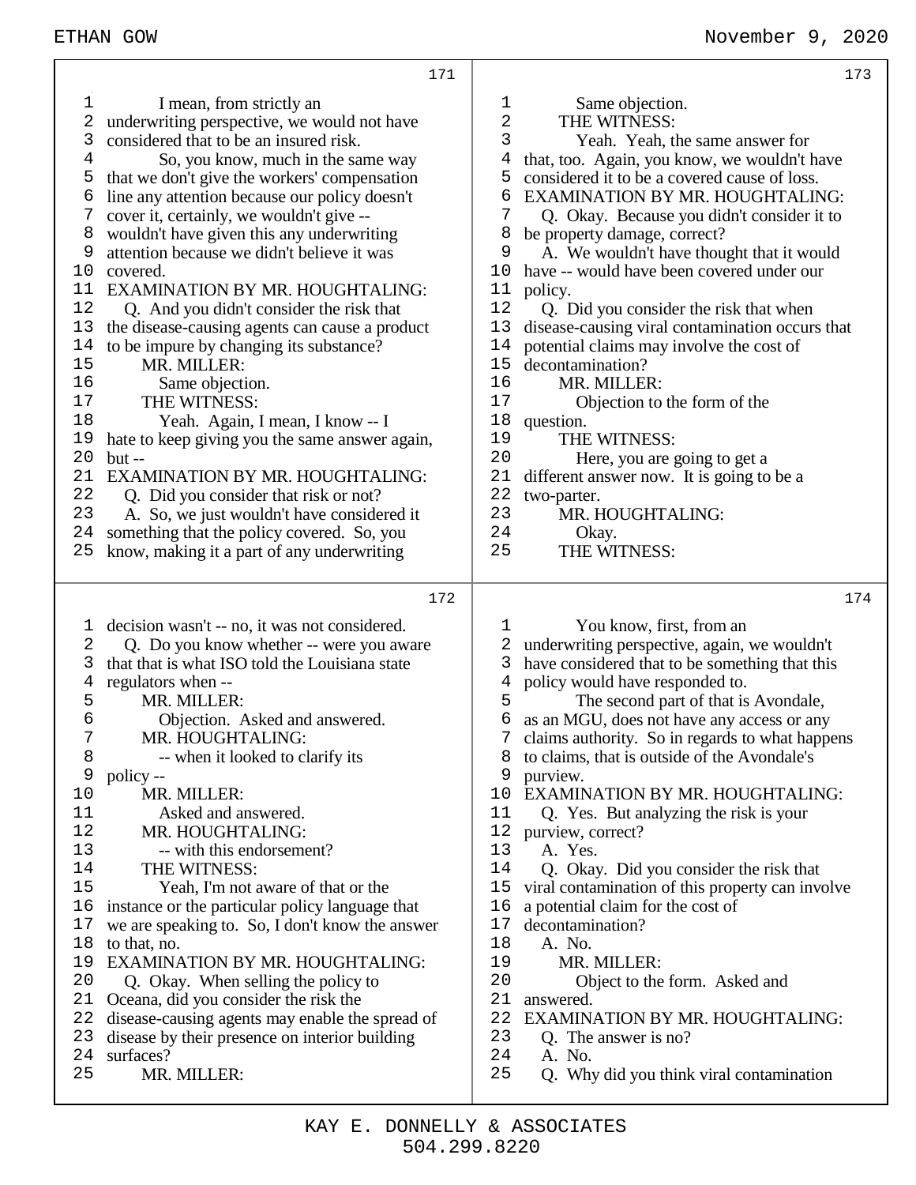I mean, from strictly an underwriting perspective, we would not have considered that to be an insured risk.

So, you know, much in the same way that we don't give the workers' compensation line any attention because our policy doesn't cover it, certainly, we wouldn't give -- wouldn't have given this any underwriting attention because we didn't believe it was covered.

EXAMINATION BY MR. HOUGHTALING:

Q. And you didn't consider the risk that the disease-causing agents can cause a product to be impure by changing its substance?

MR. MILLER:

Same objection.

THE WITNESS:

Yeah. Again, I mean, I know -- I hate to keep giving you the same answer again, but --

EXAMINATION BY MR. HOUGHTALING:

Q. Did you consider that risk or not?

A. So, we just wouldn't have considered it something that the policy covered. So, you know, making it a part of any underwriting decision wasn't -- no, it was not considered.

Q. Do you know whether -- were you aware that that is what ISO told the Louisiana state regulators when --

MR. MILLER:

Objection. Asked and answered.

MR. HOUGHTALING:

-- when it looked to clarify its policy --

MR. MILLER:

Asked and answered.

MR. HOUGHTALING:

-- with this endorsement?

THE WITNESS:

Yeah, I'm not aware of that or the instance or the particular policy language that we are speaking to. So, I don't know the answer to that, no.

EXAMINATION BY MR. HOUGHTALING:

Q. Okay. When selling the policy to Oceana, did you consider the risk the disease-causing agents may enable the spread of disease by their presence on interior building surfaces?

MR. MILLER:

Same objection.

THE WITNESS:

Yeah. Yeah, the same answer for that, too. Again, you know, we wouldn't have considered it to be a covered cause of loss.

EXAMINATION BY MR. HOUGHTALING:

Q. Okay. Because you didn't consider it to be property damage, correct?

A. We wouldn't have thought that it would have -- would have been covered under our policy.

Q. Did you consider the risk that when disease-causing viral contamination occurs that potential claims may involve the cost of decontamination?

MR. MILLER:

Objection to the form of the question.

THE WITNESS:

Here, you are going to get a different answer now. It is going to be a two-parter.

MR. HOUGHTALING:

Okay.

THE WITNESS:

You know, first, from an underwriting perspective, again, we wouldn't have considered that to be something that this policy would have responded to.

The second part of that is Avondale, as an MGU, does not have any access or any claims authority. So in regards to what happens to claims, that is outside of the Avondale's purview.

EXAMINATION BY MR. HOUGHTALING:

Q. Yes. But analyzing the risk is your purview, correct?

A. Yes.

Q. Okay. Did you consider the risk that viral contamination of this property can involve a potential claim for the cost of decontamination?

A. No.

MR. MILLER:

Object to the form. Asked and answered.

EXAMINATION BY MR. HOUGHTALING:

Q. The answer is no?

A. No.

Q. Why did you think viral contamination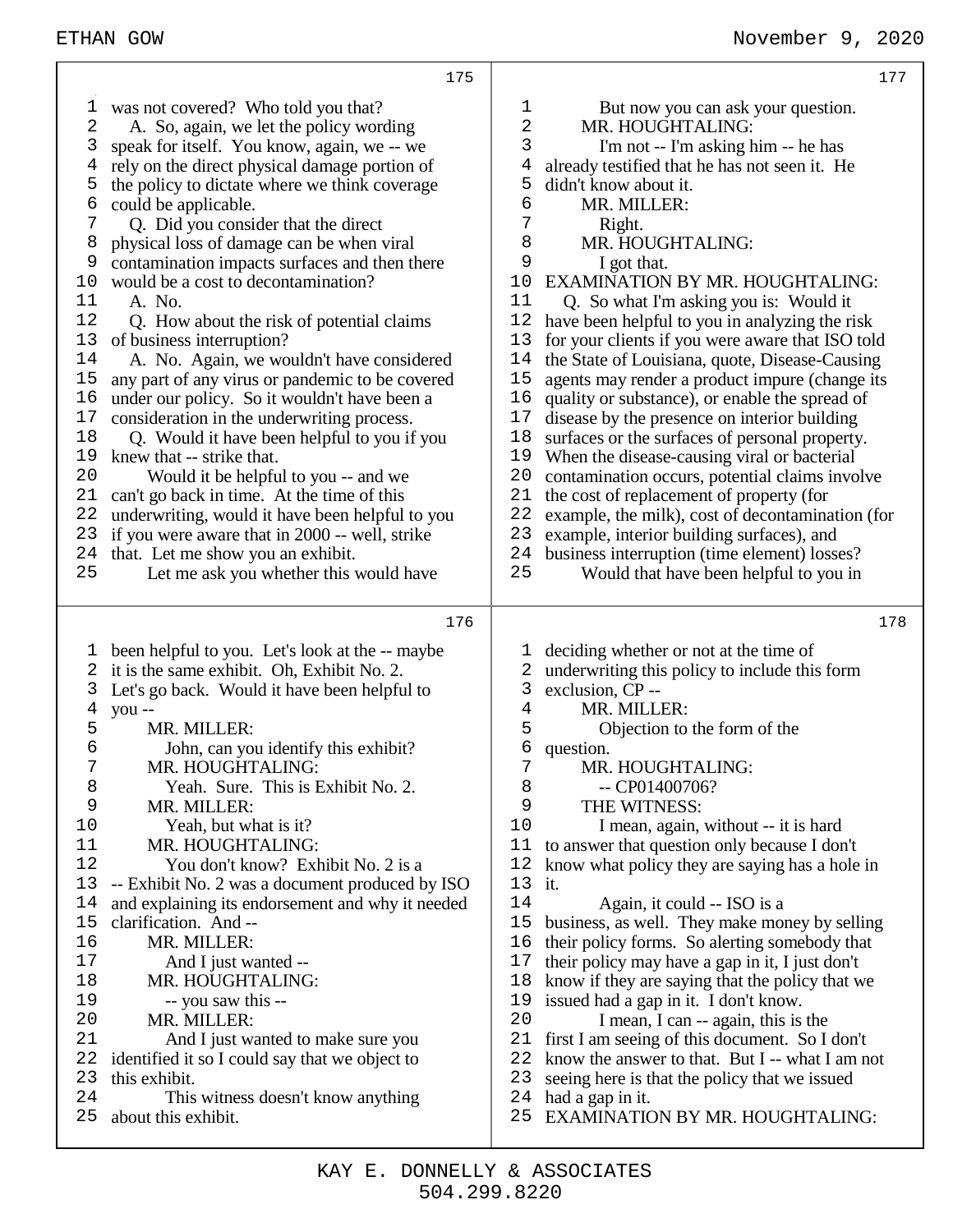was not covered? Who told you that?

A. So, again, we let the policy wording speak for itself. You know, again, we -- we rely on the direct physical damage portion of the policy to dictate where we think coverage could be applicable.

Q. Did you consider that the direct physical loss of damage can be when viral contamination impacts surfaces and then there would be a cost to decontamination?

A. No.

Q. How about the risk of potential claims of business interruption?

A. No. Again, we wouldn't have considered any part of any virus or pandemic to be covered under our policy. So it wouldn't have been a consideration in the underwriting process.

Q. Would it have been helpful to you if you knew that -- strike that.

Would it be helpful to you -- and we can't go back in time. At the time of this underwriting, would it have been helpful to you if you were aware that in 2000 -- well, strike that. Let me show you an exhibit.

Let me ask you whether this would have been helpful to you. Let's look at the -- maybe it is the same exhibit. Oh, Exhibit No. 2. Let's go back. Would it have been helpful to you --

MR. MILLER:

John, can you identify this exhibit?

MR. HOUGHTALING:

Yeah. Sure. This is Exhibit No. 2.

MR. MILLER:

Yeah, but what is it?

MR. HOUGHTALING:

You don't know? Exhibit No. 2 is a -- Exhibit No. 2 was a document produced by ISO and explaining its endorsement and why it needed clarification. And --

MR. MILLER:

And I just wanted --

MR. HOUGHTALING:

-- you saw this --

MR. MILLER:

And I just wanted to make sure you identified it so I could say that we object to this exhibit.

This witness doesn't know anything about this exhibit.

But now you can ask your question.

MR. HOUGHTALING:

I'm not -- I'm asking him -- he has already testified that he has not seen it. He didn't know about it.

MR. MILLER:

Right.

MR. HOUGHTALING:

I got that.

EXAMINATION BY MR. HOUGHTALING:

Q. So what I'm asking you is: Would it have been helpful to you in analyzing the risk for your clients if you were aware that ISO told the State of Louisiana, quote, Disease-Causing agents may render a product impure (change its quality or substance), or enable the spread of disease by the presence on interior building surfaces or the surfaces of personal property. When the disease-causing viral or bacterial contamination occurs, potential claims involve the cost of replacement of property (for example, the milk), cost of decontamination (for example, interior building surfaces), and business interruption (time element) losses?

Would that have been helpful to you in deciding whether or not at the time of underwriting this policy to include this form exclusion, CP --

MR. MILLER:

Objection to the form of the question.

MR. HOUGHTALING:

-- CP01400706?

THE WITNESS:

I mean, again, without -- it is hard to answer that question only because I don't know what policy they are saying has a hole in it.

Again, it could -- ISO is a business, as well. They make money by selling their policy forms. So alerting somebody that their policy may have a gap in it, I just don't know if they are saying that the policy that we issued had a gap in it. I don't know.

I mean, I can -- again, this is the first I am seeing of this document. So I don't know the answer to that. But I -- what I am not seeing here is that the policy that we issued had a gap in it.

EXAMINATION BY MR. HOUGHTALING: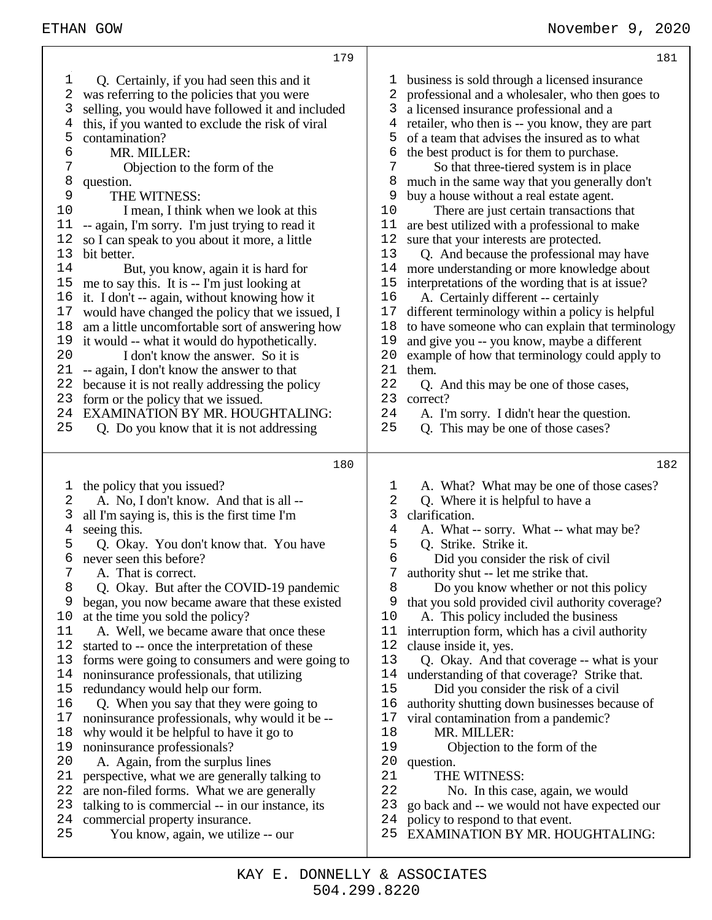Q. Certainly, if you had seen this and it was referring to the policies that you were selling, you would have followed it and included this, if you wanted to exclude the risk of viral contamination?

MR. MILLER:

Objection to the form of the question.

THE WITNESS:

I mean, I think when we look at this -- again, I'm sorry. I'm just trying to read it so I can speak to you about it more, a little bit better.

But, you know, again it is hard for me to say this. It is -- I'm just looking at it. I don't -- again, without knowing how it would have changed the policy that we issued, I am a little uncomfortable sort of answering how it would -- what it would do hypothetically.

I don't know the answer. So it is -- again, I don't know the answer to that because it is not really addressing the policy form or the policy that we issued.

EXAMINATION BY MR. HOUGHTALING:

Q. Do you know that it is not addressing the policy that you issued?

A. No, I don't know. And that is all -- all I'm saying is, this is the first time I'm seeing this.

Q. Okay. You don't know that. You have never seen this before?

A. That is correct.

Q. Okay. But after the COVID-19 pandemic began, you now became aware that these existed at the time you sold the policy?

A. Well, we became aware that once these started to -- once the interpretation of these forms were going to consumers and were going to noninsurance professionals, that utilizing redundancy would help our form.

Q. When you say that they were going to noninsurance professionals, why would it be -- why would it be helpful to have it go to noninsurance professionals?

A. Again, from the surplus lines perspective, what we are generally talking to are non-filed forms. What we are generally talking to is commercial -- in our instance, its commercial property insurance.

You know, again, we utilize -- our business is sold through a licensed insurance professional and a wholesaler, who then goes to a licensed insurance professional and a retailer, who then is -- you know, they are part of a team that advises the insured as to what the best product is for them to purchase.

So that three-tiered system is in place much in the same way that you generally don't buy a house without a real estate agent.

There are just certain transactions that are best utilized with a professional to make sure that your interests are protected.

Q. And because the professional may have more understanding or more knowledge about interpretations of the wording that is at issue?

A. Certainly different -- certainly different terminology within a policy is helpful to have someone who can explain that terminology and give you -- you know, maybe a different example of how that terminology could apply to them.

Q. And this may be one of those cases, correct?

A. I'm sorry. I didn't hear the question.

Q. This may be one of those cases?

A. What? What may be one of those cases?

Q. Where it is helpful to have a clarification.

A. What -- sorry. What -- what may be?

Q. Strike. Strike it.

Did you consider the risk of civil authority shut -- let me strike that.

Do you know whether or not this policy that you sold provided civil authority coverage?

A. This policy included the business interruption form, which has a civil authority clause inside it, yes.

Q. Okay. And that coverage -- what is your understanding of that coverage? Strike that.

Did you consider the risk of a civil authority shutting down businesses because of viral contamination from a pandemic?

MR. MILLER:

Objection to the form of the question.

THE WITNESS:

No. In this case, again, we would go back and -- we would not have expected our policy to respond to that event.

EXAMINATION BY MR. HOUGHTALING: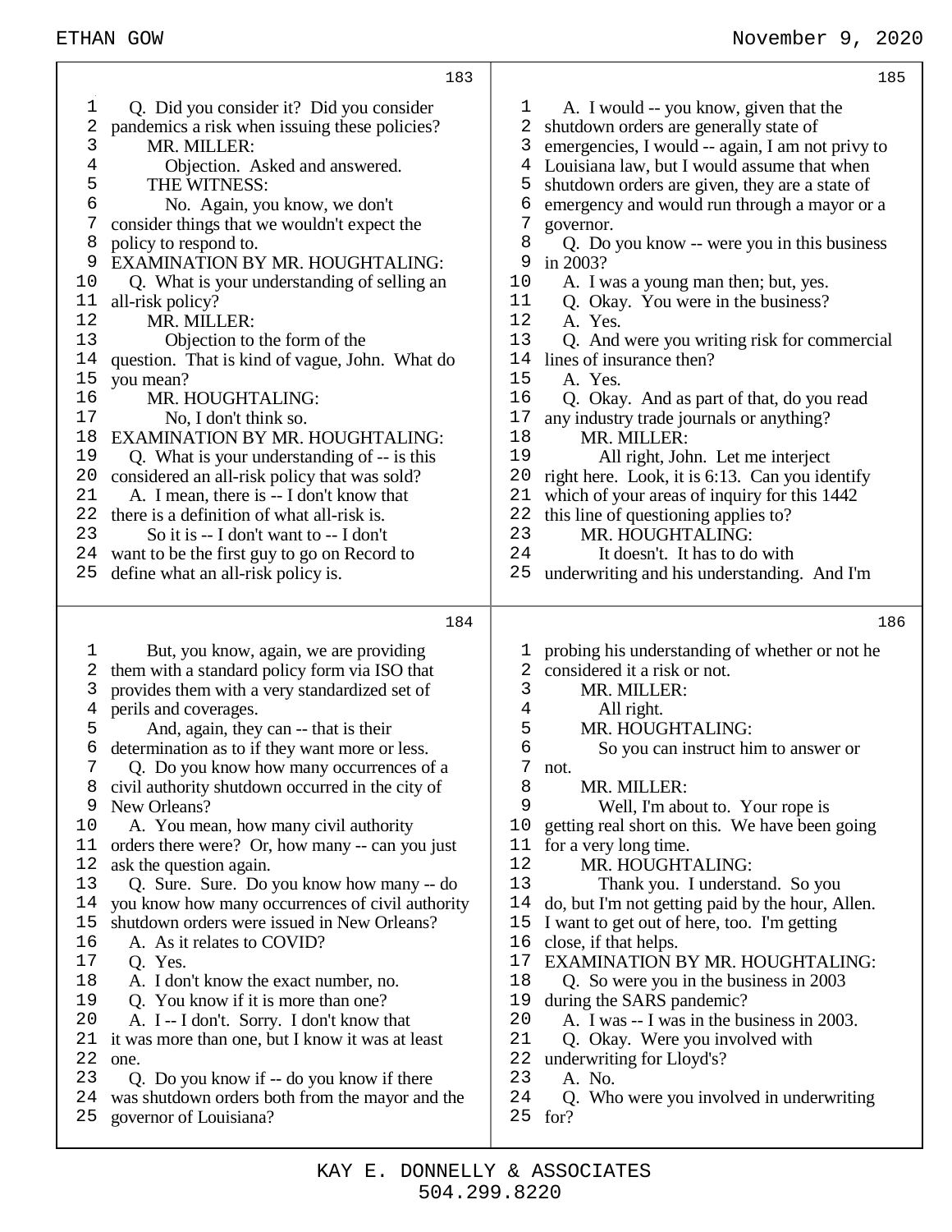**183**

1 Q. Did you consider it? Did you consider
2 pandemics a risk when issuing these policies?
3 MR. MILLER:
4 Objection. Asked and answered.
5 THE WITNESS:
6 No. Again, you know, we don't
7 consider things that we wouldn't expect the
8 policy to respond to.
9 EXAMINATION BY MR. HOUGHTALING:
10 Q. What is your understanding of selling an
11 all-risk policy?
12 MR. MILLER:
13 Objection to the form of the
14 question. That is kind of vague, John. What do
15 you mean?
16 MR. HOUGHTALING:
17 No, I don't think so.
18 EXAMINATION BY MR. HOUGHTALING:
19 Q. What is your understanding of -- is this
20 considered an all-risk policy that was sold?
21 A. I mean, there is -- I don't know that
22 there is a definition of what all-risk is.
23 So it is -- I don't want to -- I don't
24 want to be the first guy to go on Record to
25 define what an all-risk policy is.

**184**

1 But, you know, again, we are providing
2 them with a standard policy form via ISO that
3 provides them with a very standardized set of
4 perils and coverages.
5 And, again, they can -- that is their
6 determination as to if they want more or less.
7 Q. Do you know how many occurrences of a
8 civil authority shutdown occurred in the city of
9 New Orleans?
10 A. You mean, how many civil authority
11 orders there were? Or, how many -- can you just
12 ask the question again.
13 Q. Sure. Sure. Do you know how many -- do
14 you know how many occurrences of civil authority
15 shutdown orders were issued in New Orleans?
16 A. As it relates to COVID?
17 Q. Yes.
18 A. I don't know the exact number, no.
19 Q. You know if it is more than one?
20 A. I -- I don't. Sorry. I don't know that
21 it was more than one, but I know it was at least
22 one.
23 Q. Do you know if -- do you know if there
24 was shutdown orders both from the mayor and the
25 governor of Louisiana?

**185**

1 A. I would -- you know, given that the
2 shutdown orders are generally state of
3 emergencies, I would -- again, I am not privy to
4 Louisiana law, but I would assume that when
5 shutdown orders are given, they are a state of
6 emergency and would run through a mayor or a
7 governor.
8 Q. Do you know -- were you in this business
9 in 2003?
10 A. I was a young man then; but, yes.
11 Q. Okay. You were in the business?
12 A. Yes.
13 Q. And were you writing risk for commercial
14 lines of insurance then?
15 A. Yes.
16 Q. Okay. And as part of that, do you read
17 any industry trade journals or anything?
18 MR. MILLER:
19 All right, John. Let me interject
20 right here. Look, it is 6:13. Can you identify
21 which of your areas of inquiry for this 1442
22 this line of questioning applies to?
23 MR. HOUGHTALING:
24 It doesn't. It has to do with
25 underwriting and his understanding. And I'm

**186**

1 probing his understanding of whether or not he
2 considered it a risk or not.
3 MR. MILLER:
4 All right.
5 MR. HOUGHTALING:
6 So you can instruct him to answer or
7 not.
8 MR. MILLER:
9 Well, I'm about to. Your rope is
10 getting real short on this. We have been going
11 for a very long time.
12 MR. HOUGHTALING:
13 Thank you. I understand. So you
14 do, but I'm not getting paid by the hour, Allen.
15 I want to get out of here, too. I'm getting
16 close, if that helps.
17 EXAMINATION BY MR. HOUGHTALING:
18 Q. So were you in the business in 2003
19 during the SARS pandemic?
20 A. I was -- I was in the business in 2003.
21 Q. Okay. Were you involved with
22 underwriting for Lloyd's?
23 A. No.
24 Q. Who were you involved in underwriting
25 for?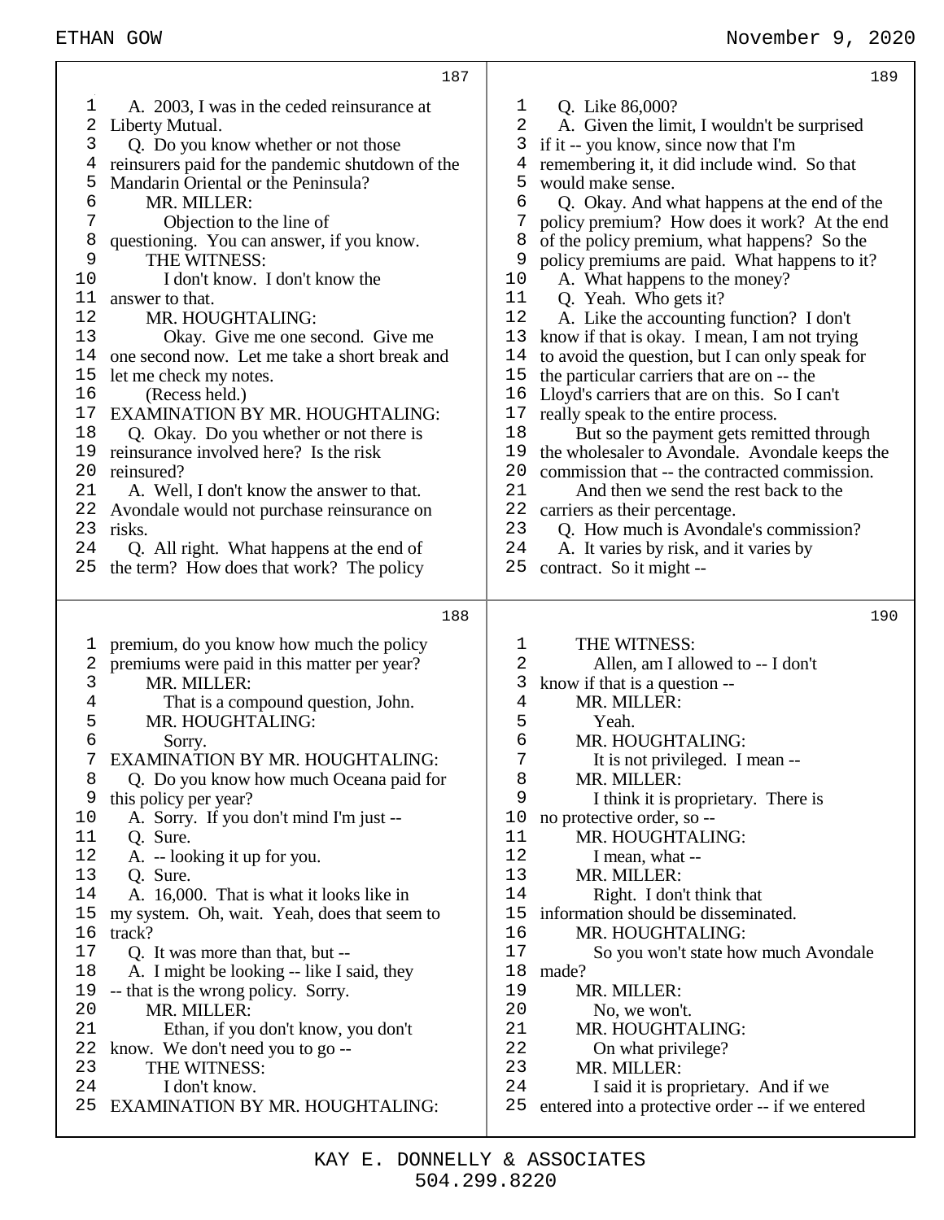187

1 A. 2003, I was in the ceded reinsurance at
2 Liberty Mutual.
3 Q. Do you know whether or not those
4 reinsurers paid for the pandemic shutdown of the
5 Mandarin Oriental or the Peninsula?
6 MR. MILLER:
7 Objection to the line of
8 questioning. You can answer, if you know.
9 THE WITNESS:
10 I don't know. I don't know the
11 answer to that.
12 MR. HOUGHTALING:
13 Okay. Give me one second. Give me
14 one second now. Let me take a short break and
15 let me check my notes.
16 (Recess held.)
17 EXAMINATION BY MR. HOUGHTALING:
18 Q. Okay. Do you whether or not there is
19 reinsurance involved here? Is the risk
20 reinsured?
21 A. Well, I don't know the answer to that.
22 Avondale would not purchase reinsurance on
23 risks.
24 Q. All right. What happens at the end of
25 the term? How does that work? The policy

188

1 premium, do you know how much the policy
2 premiums were paid in this matter per year?
3 MR. MILLER:
4 That is a compound question, John.
5 MR. HOUGHTALING:
6 Sorry.
7 EXAMINATION BY MR. HOUGHTALING:
8 Q. Do you know how much Oceana paid for
9 this policy per year?
10 A. Sorry. If you don't mind I'm just --
11 Q. Sure.
12 A. -- looking it up for you.
13 Q. Sure.
14 A. 16,000. That is what it looks like in
15 my system. Oh, wait. Yeah, does that seem to
16 track?
17 Q. It was more than that, but --
18 A. I might be looking -- like I said, they
19 -- that is the wrong policy. Sorry.
20 MR. MILLER:
21 Ethan, if you don't know, you don't
22 know. We don't need you to go --
23 THE WITNESS:
24 I don't know.
25 EXAMINATION BY MR. HOUGHTALING:

189

1 Q. Like 86,000?
2 A. Given the limit, I wouldn't be surprised
3 if it -- you know, since now that I'm
4 remembering it, it did include wind. So that
5 would make sense.
6 Q. Okay. And what happens at the end of the
7 policy premium? How does it work? At the end
8 of the policy premium, what happens? So the
9 policy premiums are paid. What happens to it?
10 A. What happens to the money?
11 Q. Yeah. Who gets it?
12 A. Like the accounting function? I don't
13 know if that is okay. I mean, I am not trying
14 to avoid the question, but I can only speak for
15 the particular carriers that are on -- the
16 Lloyd's carriers that are on this. So I can't
17 really speak to the entire process.
18 But so the payment gets remitted through
19 the wholesaler to Avondale. Avondale keeps the
20 commission that -- the contracted commission.
21 And then we send the rest back to the
22 carriers as their percentage.
23 Q. How much is Avondale's commission?
24 A. It varies by risk, and it varies by
25 contract. So it might --

190

1 THE WITNESS:
2 Allen, am I allowed to -- I don't
3 know if that is a question --
4 MR. MILLER:
5 Yeah.
6 MR. HOUGHTALING:
7 It is not privileged. I mean --
8 MR. MILLER:
9 I think it is proprietary. There is
10 no protective order, so --
11 MR. HOUGHTALING:
12 I mean, what --
13 MR. MILLER:
14 Right. I don't think that
15 information should be disseminated.
16 MR. HOUGHTALING:
17 So you won't state how much Avondale
18 made?
19 MR. MILLER:
20 No, we won't.
21 MR. HOUGHTALING:
22 On what privilege?
23 MR. MILLER:
24 I said it is proprietary. And if we
25 entered into a protective order -- if we entered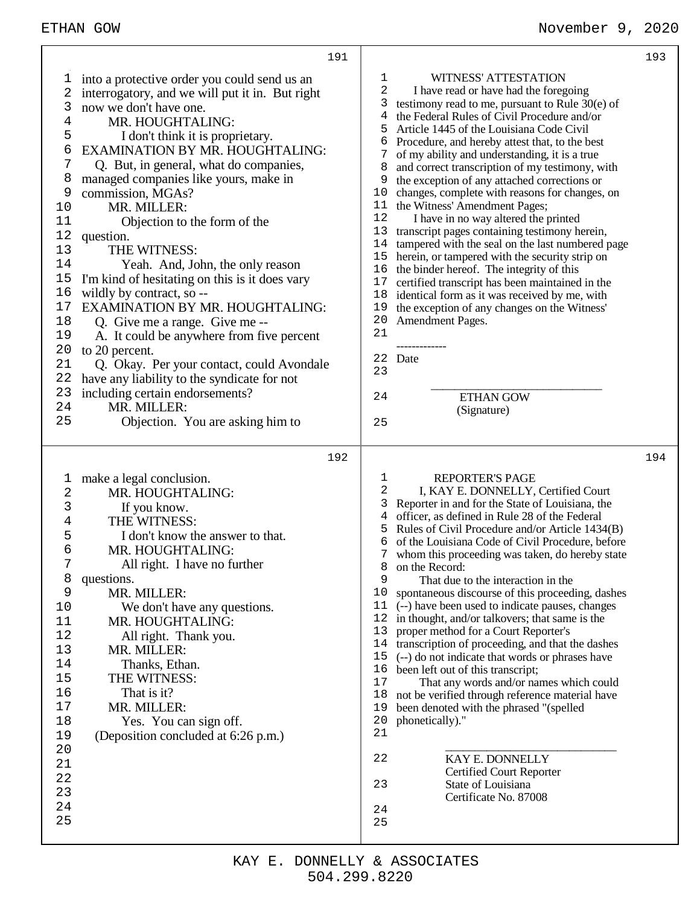191

1 into a protective order you could send us an
2 interrogatory, and we will put it in. But right
3 now we don't have one.
4 MR. HOUGHTALING:
5 I don't think it is proprietary.
6 EXAMINATION BY MR. HOUGHTALING:
7 Q. But, in general, what do companies,
8 managed companies like yours, make in
9 commission, MGAs?
10 MR. MILLER:
11 Objection to the form of the
12 question.
13 THE WITNESS:
14 Yeah. And, John, the only reason
15 I'm kind of hesitating on this is it does vary
16 wildly by contract, so --
17 EXAMINATION BY MR. HOUGHTALING:
18 Q. Give me a range. Give me --
19 A. It could be anywhere from five percent
20 to 20 percent.
21 Q. Okay. Per your contact, could Avondale
22 have any liability to the syndicate for not
23 including certain endorsements?
24 MR. MILLER:
25 Objection. You are asking him to

192

1 make a legal conclusion.
2 MR. HOUGHTALING:
3 If you know.
4 THE WITNESS:
5 I don't know the answer to that.
6 MR. HOUGHTALING:
7 All right. I have no further
8 questions.
9 MR. MILLER:
10 We don't have any questions.
11 MR. HOUGHTALING:
12 All right. Thank you.
13 MR. MILLER:
14 Thanks, Ethan.
15 THE WITNESS:
16 That is it?
17 MR. MILLER:
18 Yes. You can sign off.
19 (Deposition concluded at 6:26 p.m.)
20
21
22
23
24
25

193

1 WITNESS' ATTESTATION
2 I have read or have had the foregoing
3 testimony read to me, pursuant to Rule 30(e) of
4 the Federal Rules of Civil Procedure and/or
5 Article 1445 of the Louisiana Code Civil
6 Procedure, and hereby attest that, to the best
7 of my ability and understanding, it is a true
8 and correct transcription of my testimony, with
9 the exception of any attached corrections or
10 changes, complete with reasons for changes, on
11 the Witness' Amendment Pages;
12 I have in no way altered the printed
13 transcript pages containing testimony herein,
14 tampered with the seal on the last numbered page
15 herein, or tampered with the security strip on
16 the binder hereof. The integrity of this
17 certified transcript has been maintained in the
18 identical form as it was received by me, with
19 the exception of any changes on the Witness'
20 Amendment Pages.
21
-------------
22 Date
23
_______________________________
24 ETHAN GOW
(Signature)
25

194

1 REPORTER'S PAGE
2 I, KAY E. DONNELLY, Certified Court
3 Reporter in and for the State of Louisiana, the
4 officer, as defined in Rule 28 of the Federal
5 Rules of Civil Procedure and/or Article 1434(B)
6 of the Louisiana Code of Civil Procedure, before
7 whom this proceeding was taken, do hereby state
8 on the Record:
9 That due to the interaction in the
10 spontaneous discourse of this proceeding, dashes
11 (--) have been used to indicate pauses, changes
12 in thought, and/or talkovers; that same is the
13 proper method for a Court Reporter's
14 transcription of proceeding, and that the dashes
15 (--) do not indicate that words or phrases have
16 been left out of this transcript;
17 That any words and/or names which could
18 not be verified through reference material have
19 been denoted with the phrased "(spelled
20 phonetically)."
21
_______________________________
22 KAY E. DONNELLY
Certified Court Reporter
23 State of Louisiana
Certificate No. 87008
24
25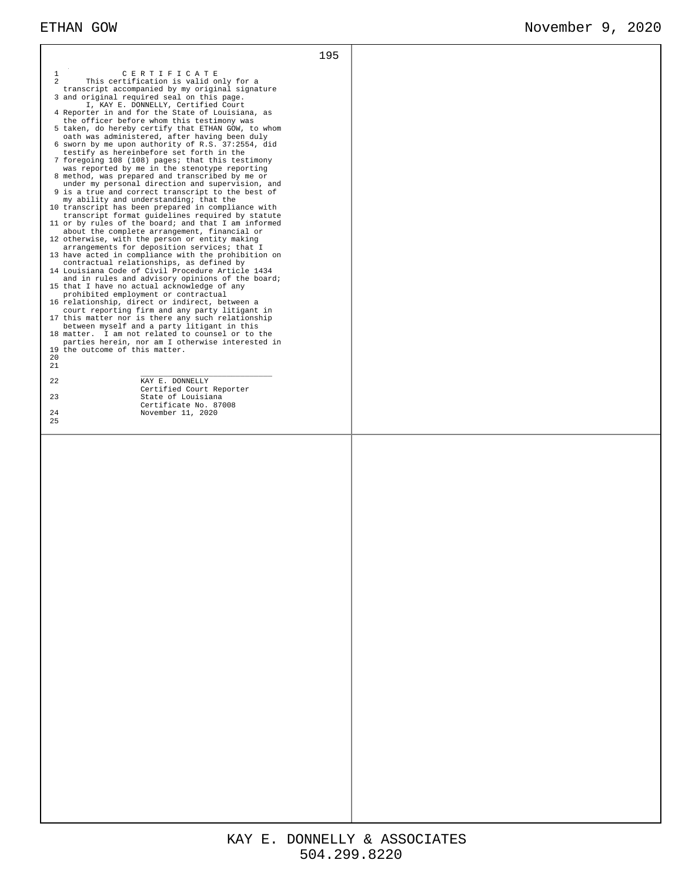# C E R T I F I C A T E

This certification is valid only for a transcript accompanied by my original signature and original required seal on this page.

I, KAY E. DONNELLY, Certified Court Reporter in and for the State of Louisiana, as the officer before whom this testimony was taken, do hereby certify that ETHAN GOW, to whom oath was administered, after having been duly sworn by me upon authority of R.S. 37:2554, did testify as hereinbefore set forth in the foregoing 108 (108) pages; that this testimony was reported by me in the stenotype reporting method, was prepared and transcribed by me or under my personal direction and supervision, and is a true and correct transcript to the best of my ability and understanding; that the transcript has been prepared in compliance with transcript format guidelines required by statute or by rules of the board; and that I am informed about the complete arrangement, financial or otherwise, with the person or entity making arrangements for deposition services; that I have acted in compliance with the prohibition on contractual relationships, as defined by Louisiana Code of Civil Procedure Article 1434 and in rules and advisory opinions of the board; that I have no actual acknowledge of any prohibited employment or contractual relationship, direct or indirect, between a court reporting firm and any party litigant in this matter nor is there any such relationship between myself and a party litigant in this matter. I am not related to counsel or to the parties herein, nor am I otherwise interested in the outcome of this matter.

\_\_\_\_\_\_\_\_\_\_\_\_\_\_\_\_\_\_\_\_\_\_\_\_\_\_\_\_

KAY E. DONNELLY
Certified Court Reporter
State of Louisiana
Certificate No. 87008
November 11, 2020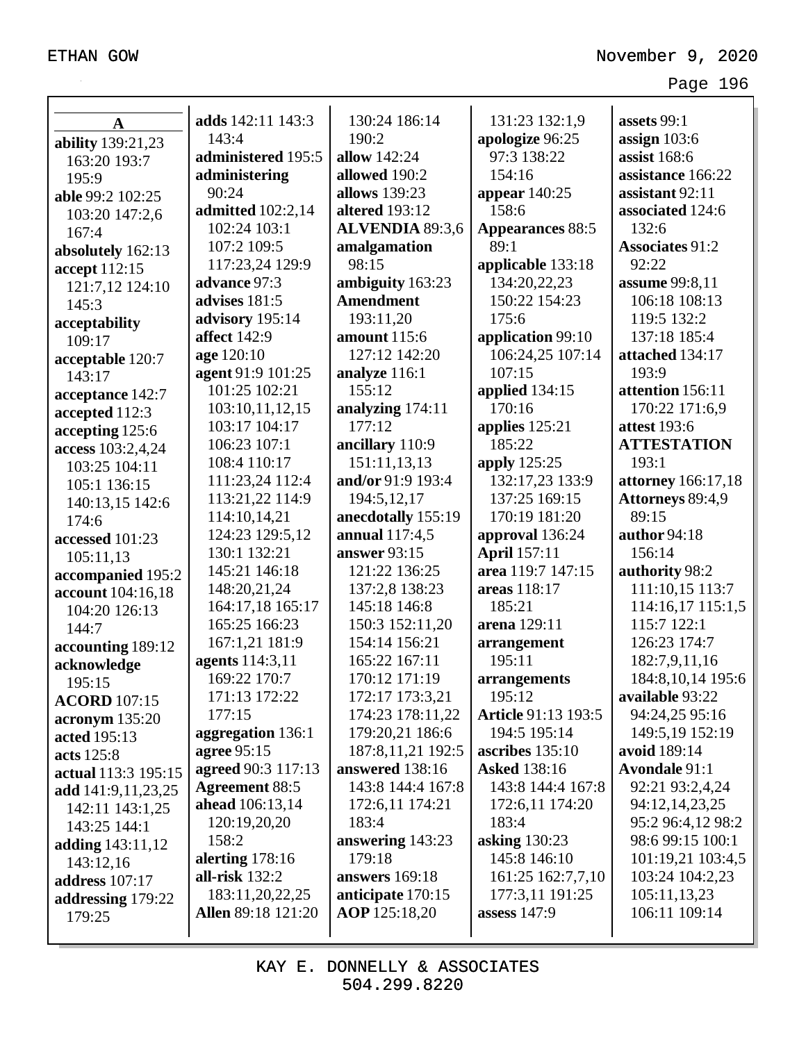**A**

**ability** 139:21,23 163:20 193:7 195:9
**able** 99:2 102:25 103:20 147:2,6 167:4
**absolutely** 162:13
**accept** 112:15 121:7,12 124:10 145:3
**acceptability** 109:17
**acceptable** 120:7 143:17
**acceptance** 142:7
**accepted** 112:3
**accepting** 125:6
**access** 103:2,4,24 103:25 104:11 105:1 136:15 140:13,15 142:6 174:6
**accessed** 101:23 105:11,13
**accompanied** 195:2
**account** 104:16,18 104:20 126:13 144:7
**accounting** 189:12
**acknowledge** 195:15
**ACORD** 107:15
**acronym** 135:20
**acted** 195:13
**acts** 125:8
**actual** 113:3 195:15
**add** 141:9,11,23,25 142:11 143:1,25 143:25 144:1
**adding** 143:11,12 143:12,16
**address** 107:17
**addressing** 179:22 179:25
**adds** 142:11 143:3 143:4
**administered** 195:5
**administering** 90:24
**admitted** 102:2,14 102:24 103:1 107:2 109:5 117:23,24 129:9
**advance** 97:3
**advises** 181:5
**advisory** 195:14
**affect** 142:9
**age** 120:10
**agent** 91:9 101:25 101:25 102:21 103:10,11,12,15 103:17 104:17 106:23 107:1 108:4 110:17 111:23,24 112:4 113:21,22 114:9 114:10,14,21 124:23 129:5,12 130:1 132:21 145:21 146:18 148:20,21,24 164:17,18 165:17 165:25 166:23 167:1,21 181:9
**agents** 114:3,11 169:22 170:7 171:13 172:22 177:15
**aggregation** 136:1
**agree** 95:15
**agreed** 90:3 117:13
**Agreement** 88:5
**ahead** 106:13,14 120:19,20,20 158:2
**alerting** 178:16
**all-risk** 132:2 183:11,20,22,25
**Allen** 89:18 121:20 130:24 186:14 190:2
**allow** 142:24
**allowed** 190:2
**allows** 139:23
**altered** 193:12
**ALVENDIA** 89:3,6
**amalgamation** 98:15
**ambiguity** 163:23
**Amendment** 193:11,20
**amount** 115:6 127:12 142:20
**analyze** 116:1 155:12
**analyzing** 174:11 177:12
**ancillary** 110:9 151:11,13,13
**and/or** 91:9 193:4 194:5,12,17
**anecdotally** 155:19
**annual** 117:4,5
**answer** 93:15 121:22 136:25 137:2,8 138:23 145:18 146:8 150:3 152:11,20 154:14 156:21 165:22 167:11 170:12 171:19 172:17 173:3,21 174:23 178:11,22 179:20,21 186:6 187:8,11,21 192:5
**answered** 138:16 143:8 144:4 167:8 172:6,11 174:21 183:4
**answering** 143:23 179:18
**answers** 169:18
**anticipate** 170:15
**AOP** 125:18,20
131:23 132:1,9
**apologize** 96:25 97:3 138:22 154:16
**appear** 140:25 158:6
**Appearances** 88:5 89:1
**applicable** 133:18 134:20,22,23 150:22 154:23 175:6
**application** 99:10 106:24,25 107:14 107:15
**applied** 134:15 170:16
**applies** 125:21 185:22
**apply** 125:25 132:17,23 133:9 137:25 169:15 170:19 181:20
**approval** 136:24
**April** 157:11
**area** 119:7 147:15
**areas** 118:17 185:21
**arena** 129:11
**arrangement** 195:11
**arrangements** 195:12
**Article** 91:13 193:5 194:5 195:14
**ascribes** 135:10
**Asked** 138:16 143:8 144:4 167:8 172:6,11 174:20 183:4
**asking** 130:23 145:8 146:10 161:25 162:7,7,10 177:3,11 191:25
**assess** 147:9
**assets** 99:1
**assign** 103:6
**assist** 168:6
**assistance** 166:22
**assistant** 92:11
**associated** 124:6 132:6
**Associates** 91:2 92:22
**assume** 99:8,11 106:18 108:13 119:5 132:2 137:18 185:4
**attached** 134:17 193:9
**attention** 156:11 170:22 171:6,9
**attest** 193:6
**ATTESTATION** 193:1
**attorney** 166:17,18
**Attorneys** 89:4,9 89:15
**author** 94:18 156:14
**authority** 98:2 111:10,15 113:7 114:16,17 115:1,5 115:7 122:1 126:23 174:7 182:7,9,11,16 184:8,10,14 195:6
**available** 93:22 94:24,25 95:16 149:5,19 152:19
**avoid** 189:14
**Avondale** 91:1 92:21 93:2,4,24 94:12,14,23,25 95:2 96:4,12 98:2 98:6 99:15 100:1 101:19,21 103:4,5 103:24 104:2,23 105:11,13,23 106:11 109:14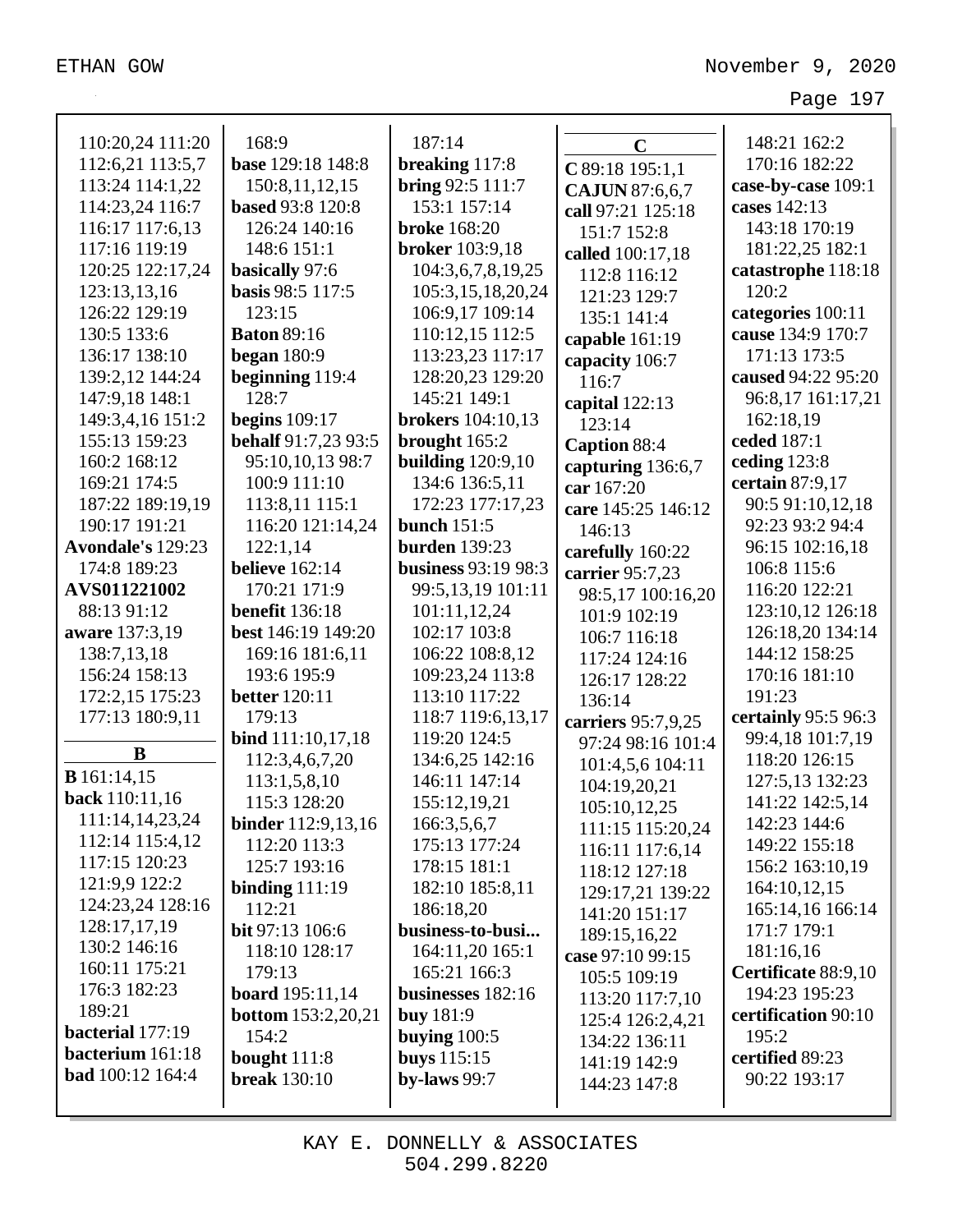110:20,24 111:20
112:6,21 113:5,7
113:24 114:1,22
114:23,24 116:7
116:17 117:6,13
117:16 119:19
120:25 122:17,24
123:13,13,16
126:22 129:19
130:5 133:6
136:17 138:10
139:2,12 144:24
147:9,18 148:1
149:3,4,16 151:2
155:13 159:23
160:2 168:12
169:21 174:5
187:22 189:19,19
190:17 191:21

**Avondale's** 129:23
174:8 189:23

**AVS011221002**
88:13 91:12

**aware** 137:3,19
138:7,13,18
156:24 158:13
172:2,15 175:23
177:13 180:9,11

## B

**B** 161:14,15

**back** 110:11,16
111:14,14,23,24
112:14 115:4,12
117:15 120:23
121:9,9 122:2
124:23,24 128:16
128:17,17,19
130:2 146:16
160:11 175:21
176:3 182:23
189:21

**bacterial** 177:19

**bacterium** 161:18

**bad** 100:12 164:4
168:9

**base** 129:18 148:8
150:8,11,12,15

**based** 93:8 120:8
126:24 140:16
148:6 151:1

**basically** 97:6

**basis** 98:5 117:5
123:15

**Baton** 89:16

**began** 180:9

**beginning** 119:4
128:7

**begins** 109:17

**behalf** 91:7,23 93:5
95:10,10,13 98:7
100:9 111:10
113:8,11 115:1
116:20 121:14,24
122:1,14

**believe** 162:14
170:21 171:9

**benefit** 136:18

**best** 146:19 149:20
169:16 181:6,11
193:6 195:9

**better** 120:11
179:13

**bind** 111:10,17,18
112:3,4,6,7,20
113:1,5,8,10
115:3 128:20

**binder** 112:9,13,16
112:20 113:3
125:7 193:16

**binding** 111:19
112:21

**bit** 97:13 106:6
118:10 128:17
179:13

**board** 195:11,14

**bottom** 153:2,20,21
154:2

**bought** 111:8

**break** 130:10
187:14

**breaking** 117:8

**bring** 92:5 111:7
153:1 157:14

**broke** 168:20

**broker** 103:9,18
104:3,6,7,8,19,25
105:3,15,18,20,24
106:9,17 109:14
110:12,15 112:5
113:23,23 117:17
128:20,23 129:20
145:21 149:1

**brokers** 104:10,13

**brought** 165:2

**building** 120:9,10
134:6 136:5,11
172:23 177:17,23

**bunch** 151:5

**burden** 139:23

**business** 93:19 98:3
99:5,13,19 101:11
101:11,12,24
102:17 103:8
106:22 108:8,12
109:23,24 113:8
113:10 117:22
118:7 119:6,13,17
119:20 124:5
134:6,25 142:16
146:11 147:14
155:12,19,21
166:3,5,6,7
175:13 177:24
178:15 181:1
182:10 185:8,11
186:18,20

**business-to-busi...**
164:11,20 165:1
165:21 166:3

**businesses** 182:16

**buy** 181:9

**buying** 100:5

**buys** 115:15

**by-laws** 99:7

## C

**C** 89:18 195:1,1

**CAJUN** 87:6,6,7

**call** 97:21 125:18
151:7 152:8

**called** 100:17,18
112:8 116:12
121:23 129:7
135:1 141:4

**capable** 161:19

**capacity** 106:7
116:7

**capital** 122:13
123:14

**Caption** 88:4

**capturing** 136:6,7

**car** 167:20

**care** 145:25 146:12
146:13

**carefully** 160:22

**carrier** 95:7,23
98:5,17 100:16,20
101:9 102:19
106:7 116:18
117:24 124:16
126:17 128:22
136:14

**carriers** 95:7,9,25
97:24 98:16 101:4
101:4,5,6 104:11
104:19,20,21
105:10,12,25
111:15 115:20,24
116:11 117:6,14
118:12 127:18
129:17,21 139:22
141:20 151:17
189:15,16,22

**case** 97:10 99:15
105:5 109:19
113:20 117:7,10
125:4 126:2,4,21
134:22 136:11
141:19 142:9
144:23 147:8
148:21 162:2
170:16 182:22

**case-by-case** 109:1

**cases** 142:13
143:18 170:19
181:22,25 182:1

**catastrophe** 118:18
120:2

**categories** 100:11

**cause** 134:9 170:7
171:13 173:5

**caused** 94:22 95:20
96:8,17 161:17,21
162:18,19

**ceded** 187:1

**ceding** 123:8

**certain** 87:9,17
90:5 91:10,12,18
92:23 93:2 94:4
96:15 102:16,18
106:8 115:6
116:20 122:21
123:10,12 126:18
126:18,20 134:14
144:12 158:25
170:16 181:10
191:23

**certainly** 95:5 96:3
99:4,18 101:7,19
118:20 126:15
127:5,13 132:23
141:22 142:5,14
142:23 144:6
149:22 155:18
156:2 163:10,19
164:10,12,15
165:14,16 166:14
171:7 179:1
181:16,16

**Certificate** 88:9,10
194:23 195:23

**certification** 90:10
195:2

**certified** 89:23
90:22 193:17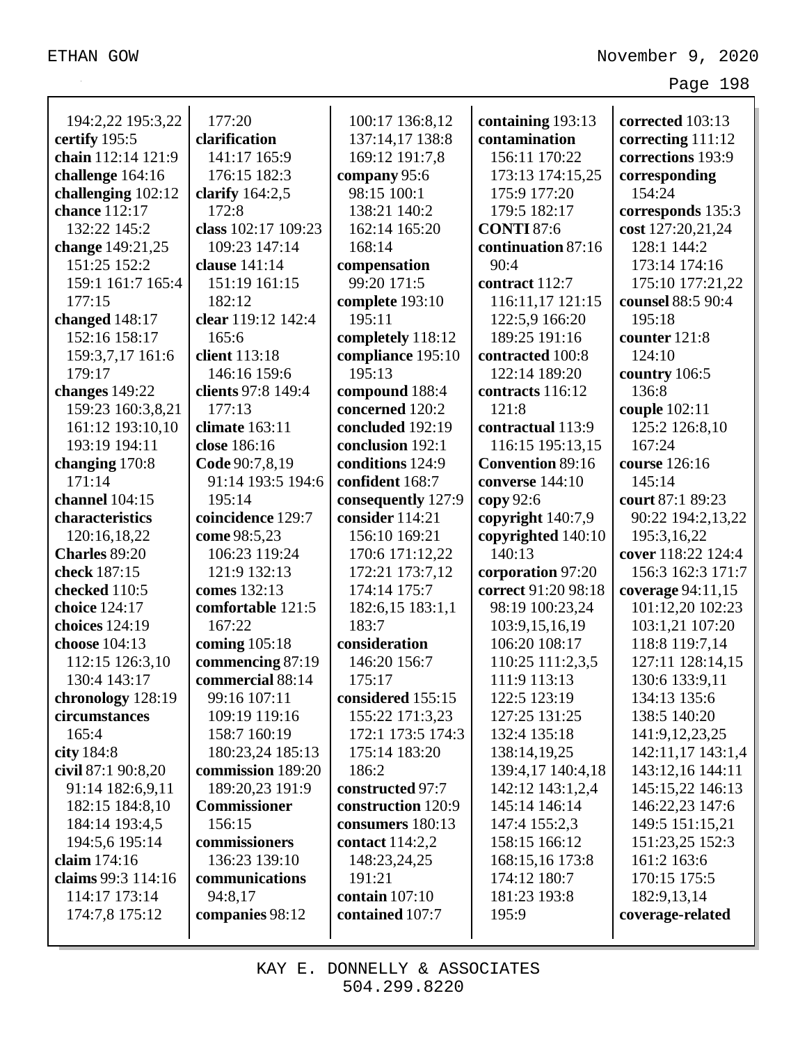194:2,22 195:3,22
**certify** 195:5
**chain** 112:14 121:9
**challenge** 164:16
**challenging** 102:12
**chance** 112:17
132:22 145:2
**change** 149:21,25
151:25 152:2
159:1 161:7 165:4
177:15
**changed** 148:17
152:16 158:17
159:3,7,17 161:6
179:17
**changes** 149:22
159:23 160:3,8,21
161:12 193:10,10
193:19 194:11
**changing** 170:8
171:14
**channel** 104:15
**characteristics**
120:16,18,22
**Charles** 89:20
**check** 187:15
**checked** 110:5
**choice** 124:17
**choices** 124:19
**choose** 104:13
112:15 126:3,10
130:4 143:17
**chronology** 128:19
**circumstances**
165:4
**city** 184:8
**civil** 87:1 90:8,20
91:14 182:6,9,11
182:15 184:8,10
184:14 193:4,5
194:5,6 195:14
**claim** 174:16
**claims** 99:3 114:16
114:17 173:14
174:7,8 175:12

177:20
**clarification**
141:17 165:9
176:15 182:3
**clarify** 164:2,5
172:8
**class** 102:17 109:23
109:23 147:14
**clause** 141:14
151:19 161:15
182:12
**clear** 119:12 142:4
165:6
**client** 113:18
146:16 159:6
**clients** 97:8 149:4
177:13
**climate** 163:11
**close** 186:16
**Code** 90:7,8,19
91:14 193:5 194:6
195:14
**coincidence** 129:7
**come** 98:5,23
106:23 119:24
121:9 132:13
**comes** 132:13
**comfortable** 121:5
167:22
**coming** 105:18
**commencing** 87:19
**commercial** 88:14
99:16 107:11
109:19 119:16
158:7 160:19
180:23,24 185:13
**commission** 189:20
189:20,23 191:9
**Commissioner**
156:15
**commissioners**
136:23 139:10
**communications**
94:8,17
**companies** 98:12

100:17 136:8,12
137:14,17 138:8
169:12 191:7,8
**company** 95:6
98:15 100:1
138:21 140:2
162:14 165:20
168:14
**compensation**
99:20 171:5
**complete** 193:10
195:11
**completely** 118:12
**compliance** 195:10
195:13
**compound** 188:4
**concerned** 120:2
**concluded** 192:19
**conclusion** 192:1
**conditions** 124:9
**confident** 168:7
**consequently** 127:9
**consider** 114:21
156:10 169:21
170:6 171:12,22
172:21 173:7,12
174:14 175:7
182:6,15 183:1,1
183:7
**consideration**
146:20 156:7
175:17
**considered** 155:15
155:22 171:3,23
172:1 173:5 174:3
175:14 183:20
186:2
**constructed** 97:7
**construction** 120:9
**consumers** 180:13
**contact** 114:2,2
148:23,24,25
191:21
**contain** 107:10
**contained** 107:7

**containing** 193:13
**contamination**
156:11 170:22
173:13 174:15,25
175:9 177:20
179:5 182:17
**CONTI** 87:6
**continuation** 87:16
90:4
**contract** 112:7
116:11,17 121:15
122:5,9 166:20
189:25 191:16
**contracted** 100:8
122:14 189:20
**contracts** 116:12
121:8
**contractual** 113:9
116:15 195:13,15
**Convention** 89:16
**converse** 144:10
**copy** 92:6
**copyright** 140:7,9
**copyrighted** 140:10
140:13
**corporation** 97:20
**correct** 91:20 98:18
98:19 100:23,24
103:9,15,16,19
106:20 108:17
110:25 111:2,3,5
111:9 113:13
122:5 123:19
127:25 131:25
132:4 135:18
138:14,19,25
139:4,17 140:4,18
142:12 143:1,2,4
145:14 146:14
147:4 155:2,3
158:15 166:12
168:15,16 173:8
174:12 180:7
181:23 193:8
195:9

**corrected** 103:13
**correcting** 111:12
**corrections** 193:9
**corresponding**
154:24
**corresponds** 135:3
**cost** 127:20,21,24
128:1 144:2
173:14 174:16
175:10 177:21,22
**counsel** 88:5 90:4
195:18
**counter** 121:8
124:10
**country** 106:5
136:8
**couple** 102:11
125:2 126:8,10
167:24
**course** 126:16
145:14
**court** 87:1 89:23
90:22 194:2,13,22
195:3,16,22
**cover** 118:22 124:4
156:3 162:3 171:7
**coverage** 94:11,15
101:12,20 102:23
103:1,21 107:20
118:8 119:7,14
127:11 128:14,15
130:6 133:9,11
134:13 135:6
138:5 140:20
141:9,12,23,25
142:11,17 143:1,4
143:12,16 144:11
145:15,22 146:13
146:22,23 147:6
149:5 151:15,21
151:23,25 152:3
161:2 163:6
170:15 175:5
182:9,13,14
**coverage-related**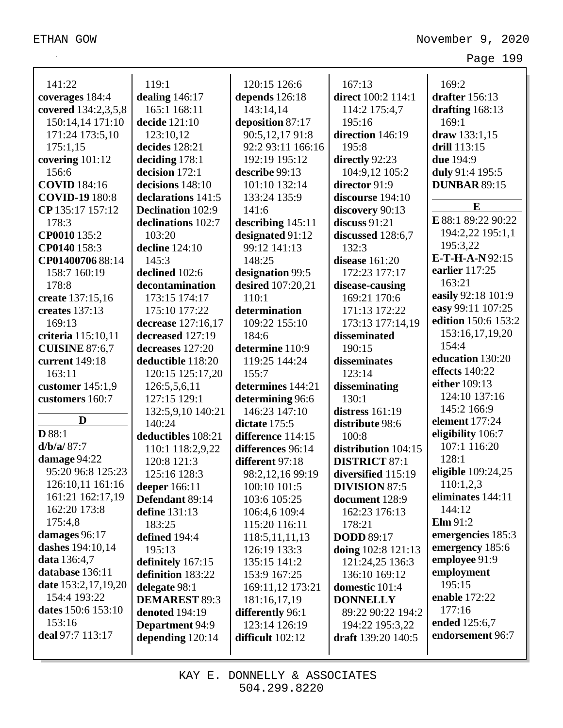141:22
**coverages** 184:4
**covered** 134:2,3,5,8 150:14,14 171:10 171:24 173:5,10 175:1,15
**covering** 101:12 156:6
**COVID** 184:16
**COVID-19** 180:8
**CP** 135:17 157:12 178:3
**CP0010** 135:2
**CP0140** 158:3
**CP01400706** 88:14 158:7 160:19 178:8
**create** 137:15,16
**creates** 137:13 169:13
**criteria** 115:10,11
**CUISINE** 87:6,7
**current** 149:18 163:11
**customer** 145:1,9
**customers** 160:7

**D**

**D** 88:1
**d/b/a/** 87:7
**damage** 94:22 95:20 96:8 125:23 126:10,11 161:16 161:21 162:17,19 162:20 173:8 175:4,8
**damages** 96:17
**dashes** 194:10,14
**data** 136:4,7
**database** 136:11
**date** 153:2,17,19,20 154:4 193:22
**dates** 150:6 153:10 153:16
**deal** 97:7 113:17
119:1
**dealing** 146:17 165:1 168:11
**decide** 121:10 123:10,12
**decides** 128:21
**deciding** 178:1
**decision** 172:1
**decisions** 148:10
**declarations** 141:5
**Declination** 102:9
**declinations** 102:7 103:20
**declined** 102:6
**decline** 124:10 145:3
**decontamination** 173:15 174:17 175:10 177:22
**decrease** 127:16,17
**decreased** 127:19
**decreases** 127:20
**deductible** 118:20 120:15 125:17,20 126:5,5,6,11 127:15 129:1 132:5,9,10 140:21 140:24
**deductibles** 108:21 110:1 118:2,9,22 120:8 121:3 125:16 128:3
**deeper** 166:11
**Defendant** 89:14
**define** 131:13 183:25
**defined** 194:4 195:13
**definitely** 167:15
**definition** 183:22
**delegate** 98:1
**DEMAREST** 89:3
**denoted** 194:19
**Department** 94:9
**depending** 120:14
120:15 126:6
**depends** 126:18 143:14,14
**deposition** 87:17 90:5,12,17 91:8 92:2 93:11 166:16 192:19 195:12
**describe** 99:13 101:10 132:14 133:24 135:9 141:6
**describing** 145:11
**designated** 91:12 99:12 141:13 148:25
**designation** 99:5
**desired** 107:20,21 110:1
**determination** 109:22 155:10 184:6
**determine** 110:9 119:25 144:24 155:7
**determines** 144:21
**determining** 96:6 146:23 147:10
**dictate** 175:5
**difference** 114:15
**differences** 96:14
**different** 97:18 98:2,12,16 99:19 100:10 101:5 103:6 105:25 106:4,6 109:4 115:20 116:11 118:5,11,11,13 126:19 133:3 135:15 141:2 153:9 167:25 169:11,12 173:21 181:16,17,19
**differently** 96:1 123:14 126:19
**difficult** 102:12
167:13
**direct** 100:2 114:1 114:2 175:4,7 195:16
**direction** 146:19 195:8
**directly** 92:23 104:9,12 105:2
**director** 91:9
**discourse** 194:10
**discovery** 90:13
**discuss** 91:21
**discussed** 128:6,7 132:3
**disease** 161:20 172:23 177:17
**disease-causing** 169:21 170:6 171:13 172:22 173:13 177:14,19
**disseminated** 190:15
**disseminates** 123:14
**disseminating** 130:1
**distress** 161:19
**distribute** 98:6 100:8
**distribution** 104:15
**DISTRICT** 87:1
**diversified** 115:19
**DIVISION** 87:5
**document** 128:9 162:23 176:13 178:21
**DODD** 89:17
**doing** 102:8 121:13 121:24,25 136:3 136:10 169:12
**domestic** 101:4
**DONNELLY** 89:22 90:22 194:2 194:22 195:3,22
**draft** 139:20 140:5
169:2
**drafter** 156:13
**drafting** 168:13 169:1
**draw** 133:1,15
**drill** 113:15
**due** 194:9
**duly** 91:4 195:5
**DUNBAR** 89:15

**E**

**E** 88:1 89:22 90:22 194:2,22 195:1,1 195:3,22
**E-T-H-A-N** 92:15
**earlier** 117:25 163:21
**easily** 92:18 101:9
**easy** 99:11 107:25
**edition** 150:6 153:2 153:16,17,19,20 154:4
**education** 130:20
**effects** 140:22
**either** 109:13 124:10 137:16 145:2 166:9
**element** 177:24
**eligibility** 106:7 107:1 116:20 128:1
**eligible** 109:24,25 110:1,2,3
**eliminates** 144:11 144:12
**Elm** 91:2
**emergencies** 185:3
**emergency** 185:6
**employee** 91:9
**employment** 195:15
**enable** 172:22 177:16
**ended** 125:6,7
**endorsement** 96:7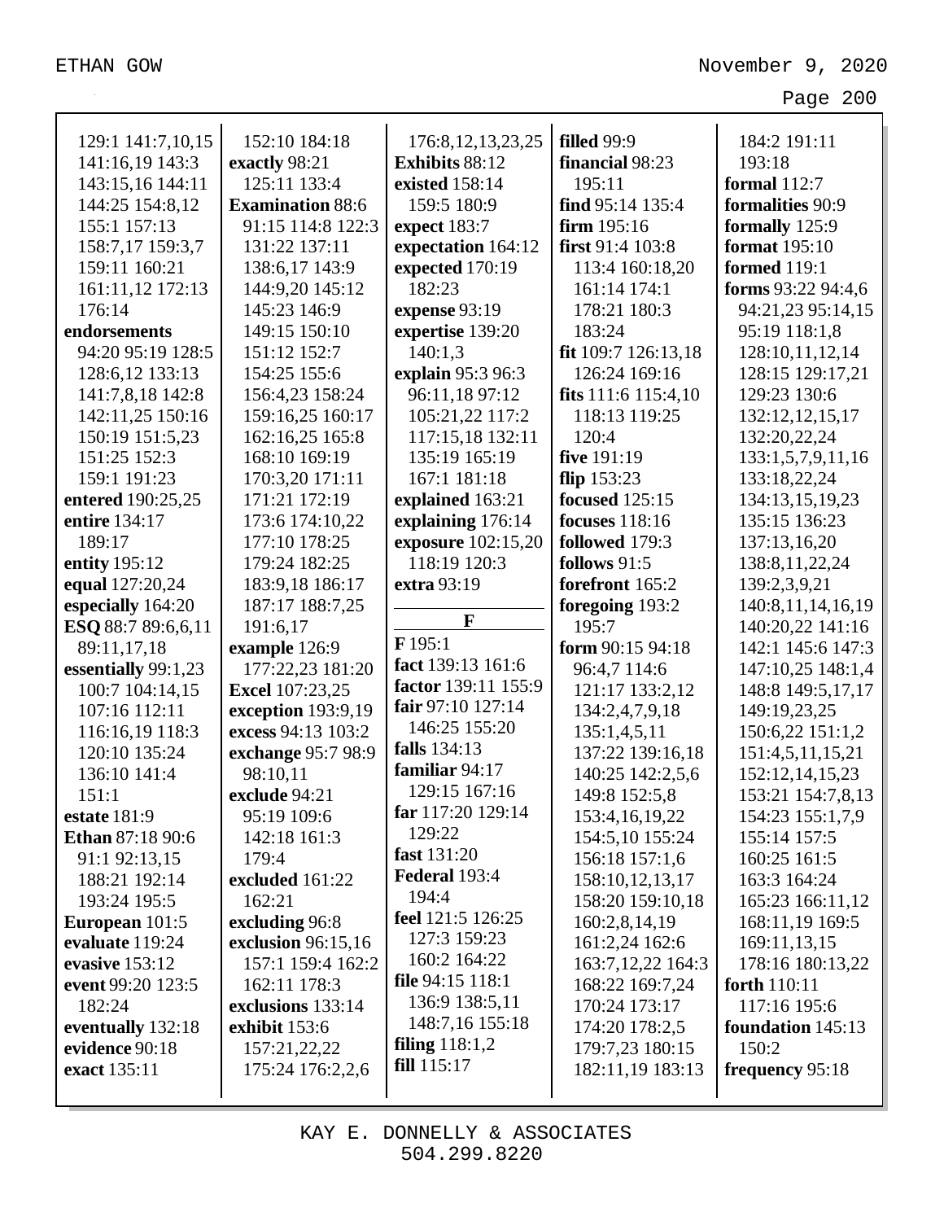129:1 141:7,10,15
141:16,19 143:3
143:15,16 144:11
144:25 154:8,12
155:1 157:13
158:7,17 159:3,7
159:11 160:21
161:11,12 172:13
176:14

**endorsements** 94:20 95:19 128:5 128:6,12 133:13 141:7,8,18 142:8 142:11,25 150:16 150:19 151:5,23 151:25 152:3 159:1 191:23

**entered** 190:25,25

**entire** 134:17 189:17

**entity** 195:12

**equal** 127:20,24

**especially** 164:20

**ESQ** 88:7 89:6,6,11 89:11,17,18

**essentially** 99:1,23 100:7 104:14,15 107:16 112:11 116:16,19 118:3 120:10 135:24 136:10 141:4 151:1

**estate** 181:9

**Ethan** 87:18 90:6 91:1 92:13,15 188:21 192:14 193:24 195:5

**European** 101:5

**evaluate** 119:24

**evasive** 153:12

**event** 99:20 123:5 182:24

**eventually** 132:18

**evidence** 90:18

**exact** 135:11

152:10 184:18

**exactly** 98:21 125:11 133:4

**Examination** 88:6 91:15 114:8 122:3 131:22 137:11 138:6,17 143:9 144:9,20 145:12 145:23 146:9 149:15 150:10 151:12 152:7 154:25 155:6 156:4,23 158:24 159:16,25 160:17 162:16,25 165:8 168:10 169:19 170:3,20 171:11 171:21 172:19 173:6 174:10,22 177:10 178:25 179:24 182:25 183:9,18 186:17 187:17 188:7,25 191:6,17

**example** 126:9 177:22,23 181:20

**Excel** 107:23,25

**exception** 193:9,19

**excess** 94:13 103:2

**exchange** 95:7 98:9 98:10,11

**exclude** 94:21 95:19 109:6 142:18 161:3 179:4

**excluded** 161:22 162:21

**excluding** 96:8

**exclusion** 96:15,16 157:1 159:4 162:2 162:11 178:3

**exclusions** 133:14

**exhibit** 153:6 157:21,22,22 175:24 176:2,2,6

176:8,12,13,23,25

**Exhibits** 88:12

**existed** 158:14 159:5 180:9

**expect** 183:7

**expectation** 164:12

**expected** 170:19 182:23

**expense** 93:19

**expertise** 139:20 140:1,3

**explain** 95:3 96:3 96:11,18 97:12 105:21,22 117:2 117:15,18 132:11 135:19 165:19 167:1 181:18

**explained** 163:21

**explaining** 176:14

**exposure** 102:15,20 118:19 120:3

**extra** 93:19

**F**

**F** 195:1

**fact** 139:13 161:6

**factor** 139:11 155:9

**fair** 97:10 127:14 146:25 155:20

**falls** 134:13

**familiar** 94:17 129:15 167:16

**far** 117:20 129:14 129:22

**fast** 131:20

**Federal** 193:4 194:4

**feel** 121:5 126:25 127:3 159:23 160:2 164:22

**file** 94:15 118:1 136:9 138:5,11 148:7,16 155:18

**filing** 118:1,2

**fill** 115:17

**filled** 99:9

**financial** 98:23 195:11

**find** 95:14 135:4

**firm** 195:16

**first** 91:4 103:8 113:4 160:18,20 161:14 174:1 178:21 180:3 183:24

**fit** 109:7 126:13,18 126:24 169:16

**fits** 111:6 115:4,10 118:13 119:25 120:4

**five** 191:19

**flip** 153:23

**focused** 125:15

**focuses** 118:16

**followed** 179:3

**follows** 91:5

**forefront** 165:2

**foregoing** 193:2 195:7

**form** 90:15 94:18 96:4,7 114:6 121:17 133:2,12 134:2,4,7,9,18 135:1,4,5,11 137:22 139:16,18 140:25 142:2,5,6 149:8 152:5,8 153:4,16,19,22 154:5,10 155:24 156:18 157:1,6 158:10,12,13,17 158:20 159:10,18 160:2,8,14,19 161:2,24 162:6 163:7,12,22 164:3 168:22 169:7,24 170:24 173:17 174:20 178:2,5 179:7,23 180:15 182:11,19 183:13

184:2 191:11 193:18

**formal** 112:7

**formalities** 90:9

**formally** 125:9

**format** 195:10

**formed** 119:1

**forms** 93:22 94:4,6 94:21,23 95:14,15 95:19 118:1,8 128:10,11,12,14 128:15 129:17,21 129:23 130:6 132:12,12,15,17 132:20,22,24 133:1,5,7,9,11,16 133:18,22,24 134:13,15,19,23 135:15 136:23 137:13,16,20 138:8,11,22,24 139:2,3,9,21 140:8,11,14,16,19 140:20,22 141:16 142:1 145:6 147:3 147:10,25 148:1,4 148:8 149:5,17,17 149:19,23,25 150:6,22 151:1,2 151:4,5,11,15,21 152:12,14,15,23 153:21 154:7,8,13 154:23 155:1,7,9 155:14 157:5 160:25 161:5 163:3 164:24 165:23 166:11,12 168:11,19 169:5 169:11,13,15 178:16 180:13,22

**forth** 110:11 117:16 195:6

**foundation** 145:13 150:2

**frequency** 95:18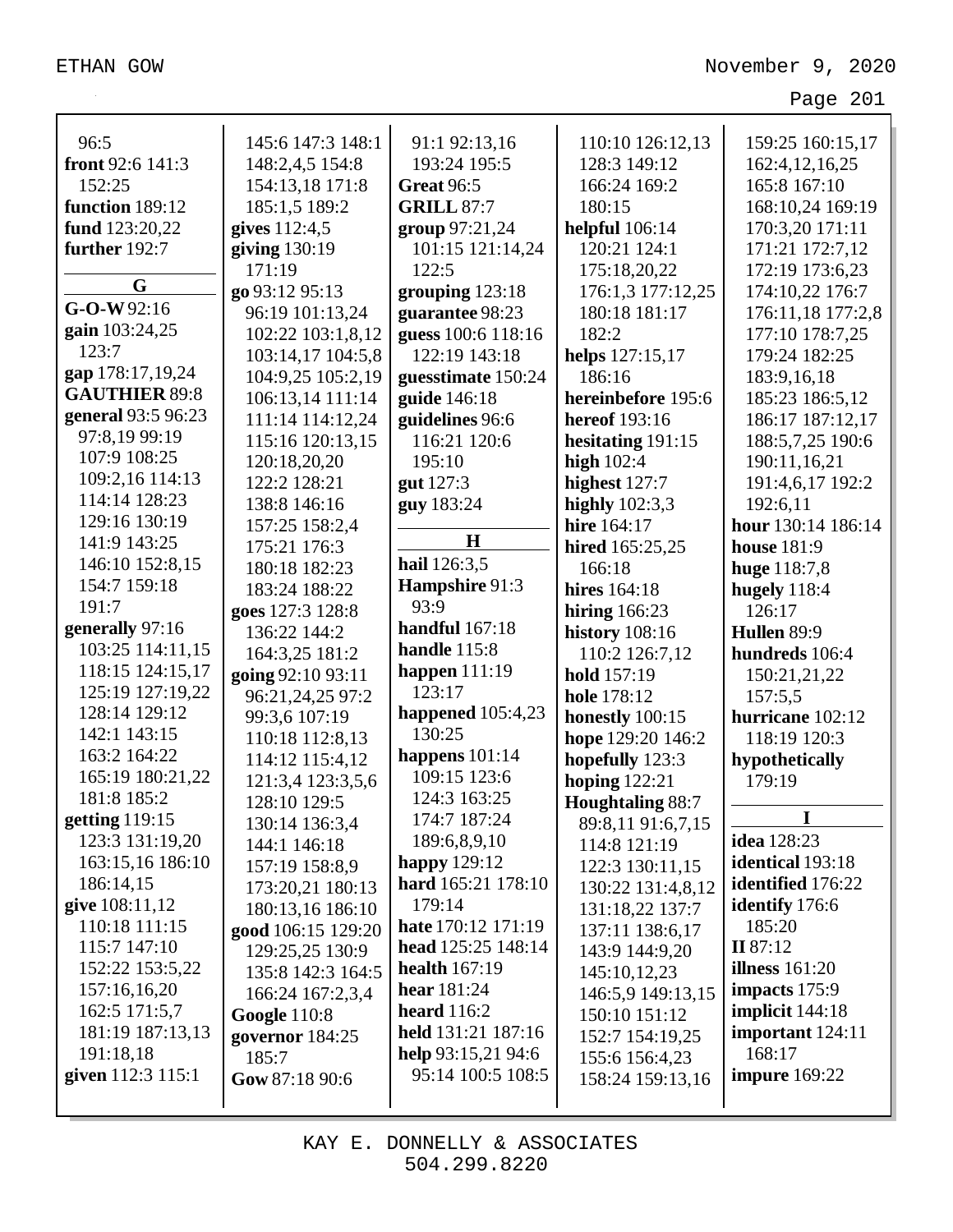96:5
**front** 92:6 141:3 152:25
**function** 189:12
**fund** 123:20,22
**further** 192:7

**G**

**G-O-W** 92:16
**gain** 103:24,25 123:7
**gap** 178:17,19,24
**GAUTHIER** 89:8
**general** 93:5 96:23 97:8,19 99:19 107:9 108:25 109:2,16 114:13 114:14 128:23 129:16 130:19 141:9 143:25 146:10 152:8,15 154:7 159:18 191:7
**generally** 97:16 103:25 114:11,15 118:15 124:15,17 125:19 127:19,22 128:14 129:12 142:1 143:15 163:2 164:22 165:19 180:21,22 181:8 185:2
**getting** 119:15 123:3 131:19,20 163:15,16 186:10 186:14,15
**give** 108:11,12 110:18 111:15 115:7 147:10 152:22 153:5,22 157:16,16,20 162:5 171:5,7 181:19 187:13,13 191:18,18
**given** 112:3 115:1 145:6 147:3 148:1 148:2,4,5 154:8 154:13,18 171:8 185:1,5 189:2
**gives** 112:4,5
**giving** 130:19 171:19
**go** 93:12 95:13 96:19 101:13,24 102:22 103:1,8,12 103:14,17 104:5,8 104:9,25 105:2,19 106:13,14 111:14 111:14 114:12,24 115:16 120:13,15 120:18,20,20 122:2 128:21 138:8 146:16 157:25 158:2,4 175:21 176:3 180:18 182:23 183:24 188:22
**goes** 127:3 128:8 136:22 144:2 164:3,25 181:2
**going** 92:10 93:11 96:21,24,25 97:2 99:3,6 107:19 110:18 112:8,13 114:12 115:4,12 121:3,4 123:3,5,6 128:10 129:5 130:14 136:3,4 144:1 146:18 157:19 158:8,9 173:20,21 180:13 180:13,16 186:10
**good** 106:15 129:20 129:25,25 130:9 135:8 142:3 164:5 166:24 167:2,3,4
**Google** 110:8
**governor** 184:25 185:7
**Gow** 87:18 90:6 91:1 92:13,16 193:24 195:5
**Great** 96:5
**GRILL** 87:7
**group** 97:21,24 101:15 121:14,24 122:5
**grouping** 123:18
**guarantee** 98:23
**guess** 100:6 118:16 122:19 143:18
**guesstimate** 150:24
**guide** 146:18
**guidelines** 96:6 116:21 120:6 195:10
**gut** 127:3
**guy** 183:24

**H**

**hail** 126:3,5
**Hampshire** 91:3 93:9
**handful** 167:18
**handle** 115:8
**happen** 111:19 123:17
**happened** 105:4,23 130:25
**happens** 101:14 109:15 123:6 124:3 163:25 174:7 187:24 189:6,8,9,10
**happy** 129:12
**hard** 165:21 178:10 179:14
**hate** 170:12 171:19
**head** 125:25 148:14
**health** 167:19
**hear** 181:24
**heard** 116:2
**held** 131:21 187:16
**help** 93:15,21 94:6 95:14 100:5 108:5 110:10 126:12,13 128:3 149:12 166:24 169:2 180:15
**helpful** 106:14 120:21 124:1 175:18,20,22 176:1,3 177:12,25 180:18 181:17 182:2
**helps** 127:15,17 186:16
**hereinbefore** 195:6
**hereof** 193:16
**hesitating** 191:15
**high** 102:4
**highest** 127:7
**highly** 102:3,3
**hire** 164:17
**hired** 165:25,25 166:18
**hires** 164:18
**hiring** 166:23
**history** 108:16 110:2 126:7,12
**hold** 157:19
**hole** 178:12
**honestly** 100:15
**hope** 129:20 146:2
**hopefully** 123:3
**hoping** 122:21
**Houghtaling** 88:7 89:8,11 91:6,7,15 114:8 121:19 122:3 130:11,15 130:22 131:4,8,12 131:18,22 137:7 137:11 138:6,17 143:9 144:9,20 145:10,12,23 146:5,9 149:13,15 150:10 151:12 152:7 154:19,25 155:6 156:4,23 158:24 159:13,16 159:25 160:15,17 162:4,12,16,25 165:8 167:10 168:10,24 169:19 170:3,20 171:11 171:21 172:7,12 172:19 173:6,23 174:10,22 176:7 176:11,18 177:2,8 177:10 178:7,25 179:24 182:25 183:9,16,18 185:23 186:5,12 186:17 187:12,17 188:5,7,25 190:6 190:11,16,21 191:4,6,17 192:2 192:6,11
**hour** 130:14 186:14
**house** 181:9
**huge** 118:7,8
**hugely** 118:4 126:17
**Hullen** 89:9
**hundreds** 106:4 150:21,21,22 157:5,5
**hurricane** 102:12 118:19 120:3
**hypothetically** 179:19

**I**

**idea** 128:23
**identical** 193:18
**identified** 176:22
**identify** 176:6 185:20
**II** 87:12
**illness** 161:20
**impacts** 175:9
**implicit** 144:18
**important** 124:11 168:17
**impure** 169:22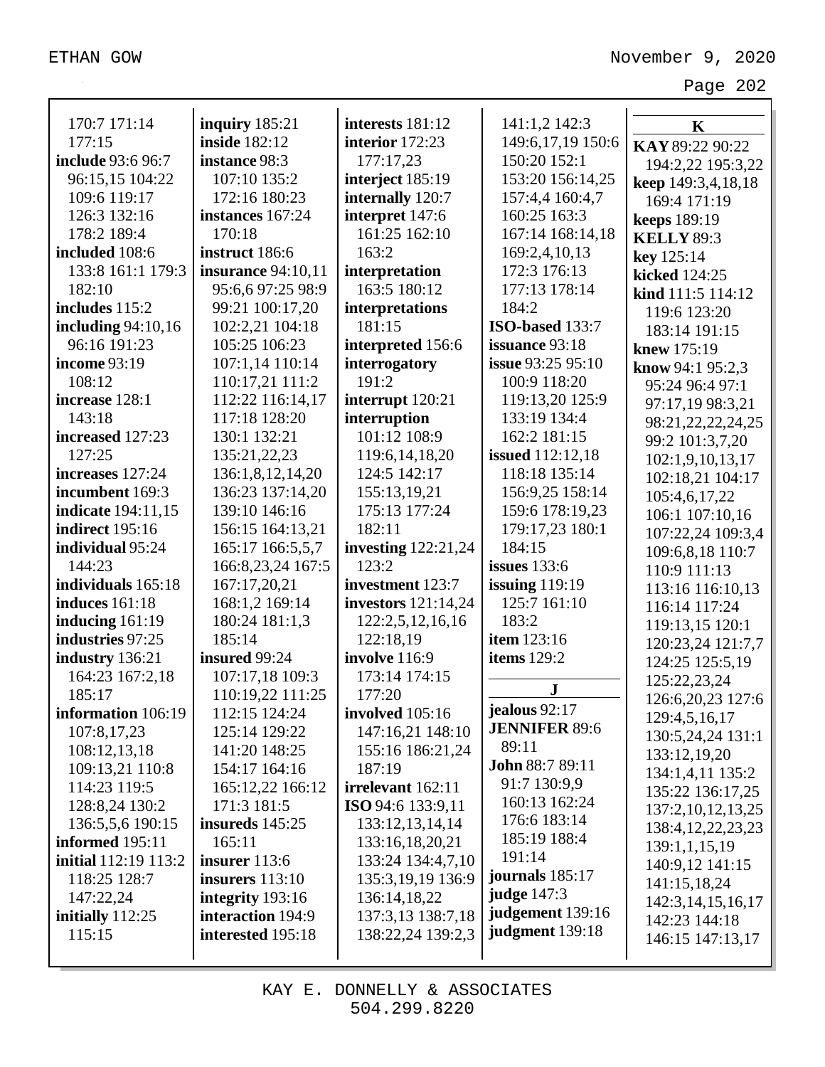170:7 171:14
177:15
**include** 93:6 96:7
96:15,15 104:22
109:6 119:17
126:3 132:16
178:2 189:4
**included** 108:6
133:8 161:1 179:3
182:10
**includes** 115:2
**including** 94:10,16
96:16 191:23
**income** 93:19
108:12
**increase** 128:1
143:18
**increased** 127:23
127:25
**increases** 127:24
**incumbent** 169:3
**indicate** 194:11,15
**indirect** 195:16
**individual** 95:24
144:23
**individuals** 165:18
**induces** 161:18
**inducing** 161:19
**industries** 97:25
**industry** 136:21
164:23 167:2,18
185:17
**information** 106:19
107:8,17,23
108:12,13,18
109:13,21 110:8
114:23 119:5
128:8,24 130:2
136:5,5,6 190:15
**informed** 195:11
**initial** 112:19 113:2
118:25 128:7
147:22,24
**initially** 112:25
115:15

**inquiry** 185:21
**inside** 182:12
**instance** 98:3
107:10 135:2
172:16 180:23
**instances** 167:24
170:18
**instruct** 186:6
**insurance** 94:10,11
95:6,6 97:25 98:9
99:21 100:17,20
102:2,21 104:18
105:25 106:23
107:1,14 110:14
110:17,21 111:2
112:22 116:14,17
117:18 128:20
130:1 132:21
135:21,22,23
136:1,8,12,14,20
136:23 137:14,20
139:10 146:16
156:15 164:13,21
165:17 166:5,5,7
166:8,23,24 167:5
167:17,20,21
168:1,2 169:14
180:24 181:1,3
185:14
**insured** 99:24
107:17,18 109:3
110:19,22 111:25
112:15 124:24
125:14 129:22
141:20 148:25
154:17 164:16
165:12,22 166:12
171:3 181:5
**insureds** 145:25
165:11
**insurer** 113:6
**insurers** 113:10
**integrity** 193:16
**interaction** 194:9
**interested** 195:18

**interests** 181:12
**interior** 172:23
177:17,23
**interject** 185:19
**internally** 120:7
**interpret** 147:6
161:25 162:10
163:2
**interpretation**
163:5 180:12
**interpretations**
181:15
**interpreted** 156:6
**interrogatory**
191:2
**interrupt** 120:21
**interruption**
101:12 108:9
119:6,14,18,20
124:5 142:17
155:13,19,21
175:13 177:24
182:11
**investing** 122:21,24
123:2
**investment** 123:7
**investors** 121:14,24
122:2,5,12,16,16
122:18,19
**involve** 116:9
173:14 174:15
177:20
**involved** 105:16
147:16,21 148:10
155:16 186:21,24
187:19
**irrelevant** 162:11
**ISO** 94:6 133:9,11
133:12,13,14,14
133:16,18,20,21
133:24 134:4,7,10
135:3,19,19 136:9
136:14,18,22
137:3,13 138:7,18
138:22,24 139:2,3

141:1,2 142:3
149:6,17,19 150:6
150:20 152:1
153:20 156:14,25
157:4,4 160:4,7
160:25 163:3
167:14 168:14,18
169:2,4,10,13
172:3 176:13
177:13 178:14
184:2
**ISO-based** 133:7
**issuance** 93:18
**issue** 93:25 95:10
100:9 118:20
119:13,20 125:9
133:19 134:4
162:2 181:15
**issued** 112:12,18
118:18 135:14
156:9,25 158:14
159:6 178:19,23
179:17,23 180:1
184:15
**issues** 133:6
**issuing** 119:19
125:7 161:10
183:2
**item** 123:16
**items** 129:2

### J

**jealous** 92:17
**JENNIFER** 89:6
89:11
**John** 88:7 89:11
91:7 130:9,9
160:13 162:24
176:6 183:14
185:19 188:4
191:14
**journals** 185:17
**judge** 147:3
**judgement** 139:16
**judgment** 139:18

### K

**KAY** 89:22 90:22
194:2,22 195:3,22
**keep** 149:3,4,18,18
169:4 171:19
**keeps** 189:19
**KELLY** 89:3
**key** 125:14
**kicked** 124:25
**kind** 111:5 114:12
119:6 123:20
183:14 191:15
**knew** 175:19
**know** 94:1 95:2,3
95:24 96:4 97:1
97:17,19 98:3,21
98:21,22,22,24,25
99:2 101:3,7,20
102:1,9,10,13,17
102:18,21 104:17
105:4,6,17,22
106:1 107:10,16
107:22,24 109:3,4
109:6,8,18 110:7
110:9 111:13
113:16 116:10,13
116:14 117:24
119:13,15 120:1
120:23,24 121:7,7
124:25 125:5,19
125:22,23,24
126:6,20,23 127:6
129:4,5,16,17
130:5,24,24 131:1
133:12,19,20
134:1,4,11 135:2
135:22 136:17,25
137:2,10,12,13,25
138:4,12,22,23,23
139:1,1,15,19
140:9,12 141:15
141:15,18,24
142:3,14,15,16,17
142:23 144:18
146:15 147:13,17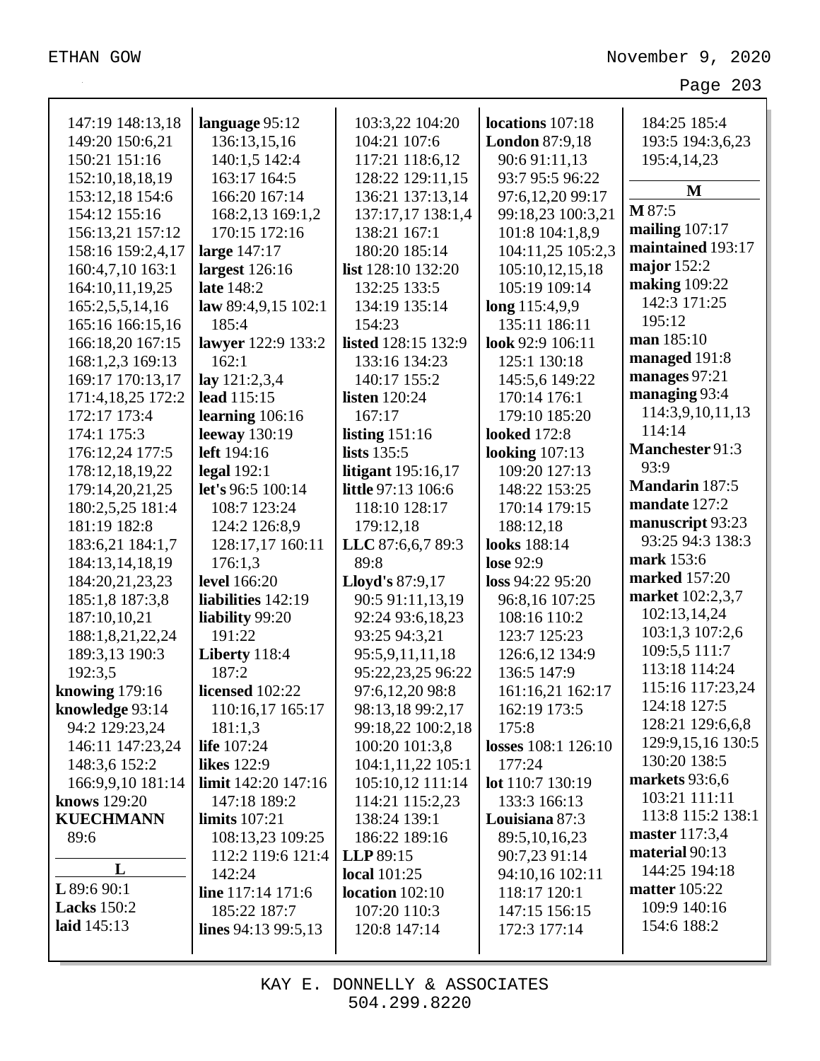147:19 148:13,18
149:20 150:6,21
150:21 151:16
152:10,18,18,19
153:12,18 154:6
154:12 155:16
156:13,21 157:12
158:16 159:2,4,17
160:4,7,10 163:1
164:10,11,19,25
165:2,5,5,14,16
165:16 166:15,16
166:18,20 167:15
168:1,2,3 169:13
169:17 170:13,17
171:4,18,25 172:2
172:17 173:4
174:1 175:3
176:12,24 177:5
178:12,18,19,22
179:14,20,21,25
180:2,5,25 181:4
181:19 182:8
183:6,21 184:1,7
184:13,14,18,19
184:20,21,23,23
185:1,8 187:3,8
187:10,10,21
188:1,8,21,22,24
189:3,13 190:3
192:3,5

**knowing** 179:16
**knowledge** 93:14 94:2 129:23,24 146:11 147:23,24 148:3,6 152:2 166:9,9,10 181:14
**knows** 129:20
**KUECHMANN** 89:6

## L

**L** 89:6 90:1
**Lacks** 150:2
**laid** 145:13
**language** 95:12 136:13,15,16 140:1,5 142:4 163:17 164:5 166:20 167:14 168:2,13 169:1,2 170:15 172:16
**large** 147:17
**largest** 126:16
**late** 148:2
**law** 89:4,9,15 102:1 185:4
**lawyer** 122:9 133:2 162:1
**lay** 121:2,3,4
**lead** 115:15
**learning** 106:16
**leeway** 130:19
**left** 194:16
**legal** 192:1
**let's** 96:5 100:14 108:7 123:24 124:2 126:8,9 128:17,17 160:11 176:1,3
**level** 166:20
**liabilities** 142:19
**liability** 99:20 191:22
**Liberty** 118:4 187:2
**licensed** 102:22 110:16,17 165:17 181:1,3
**life** 107:24
**likes** 122:9
**limit** 142:20 147:16 147:18 189:2
**limits** 107:21 108:13,23 109:25 112:2 119:6 121:4 142:24
**line** 117:14 171:6 185:22 187:7
**lines** 94:13 99:5,13 103:3,22 104:20 104:21 107:6 117:21 118:6,12 128:22 129:11,15 136:21 137:13,14 137:17,17 138:1,4 138:21 167:1 180:20 185:14
**list** 128:10 132:20 132:25 133:5 134:19 135:14 154:23
**listed** 128:15 132:9 133:16 134:23 140:17 155:2
**listen** 120:24 167:17
**listing** 151:16
**lists** 135:5
**litigant** 195:16,17
**little** 97:13 106:6 118:10 128:17 179:12,18
**LLC** 87:6,6,7 89:3 89:8
**Lloyd's** 87:9,17 90:5 91:11,13,19 92:24 93:6,18,23 93:25 94:3,21 95:5,9,11,11,18 95:22,23,25 96:22 97:6,12,20 98:8 98:13,18 99:2,17 99:18,22 100:2,18 100:20 101:3,8 104:1,11,22 105:1 105:10,12 111:14 114:21 115:2,23 138:24 139:1 186:22 189:16
**LLP** 89:15
**local** 101:25
**location** 102:10 107:20 110:3 120:8 147:14
**locations** 107:18
**London** 87:9,18 90:6 91:11,13 93:7 95:5 96:22 97:6,12,20 99:17 99:18,23 100:3,21 101:8 104:1,8,9 104:11,25 105:2,3 105:10,12,15,18 105:19 109:14
**long** 115:4,9,9 135:11 186:11
**look** 92:9 106:11 125:1 130:18 145:5,6 149:22 170:14 176:1 179:10 185:20
**looked** 172:8
**looking** 107:13 109:20 127:13 148:22 153:25 170:14 179:15 188:12,18
**looks** 188:14
**lose** 92:9
**loss** 94:22 95:20 96:8,16 107:25 108:16 110:2 123:7 125:23 126:6,12 134:9 136:5 147:9 161:16,21 162:17 162:19 173:5 175:8
**losses** 108:1 126:10 177:24
**lot** 110:7 130:19 133:3 166:13
**Louisiana** 87:3 89:5,10,16,23 90:7,23 91:14 94:10,16 102:11 118:17 120:1 147:15 156:15 172:3 177:14
184:25 185:4
193:5 194:3,6,23
195:4,14,23

## M

**M** 87:5
**mailing** 107:17
**maintained** 193:17
**major** 152:2
**making** 109:22 142:3 171:25 195:12
**man** 185:10
**managed** 191:8
**manages** 97:21
**managing** 93:4 114:3,9,10,11,13 114:14
**Manchester** 91:3 93:9
**Mandarin** 187:5
**mandate** 127:2
**manuscript** 93:23 93:25 94:3 138:3
**mark** 153:6
**marked** 157:20
**market** 102:2,3,7 102:13,14,24 103:1,3 107:2,6 109:5,5 111:7 113:18 114:24 115:16 117:23,24 124:18 127:5 128:21 129:6,6,8 129:9,15,16 130:5 130:20 138:5
**markets** 93:6,6 103:21 111:11 113:8 115:2 138:1
**master** 117:3,4
**material** 90:13 144:25 194:18
**matter** 105:22 109:9 140:16 154:6 188:2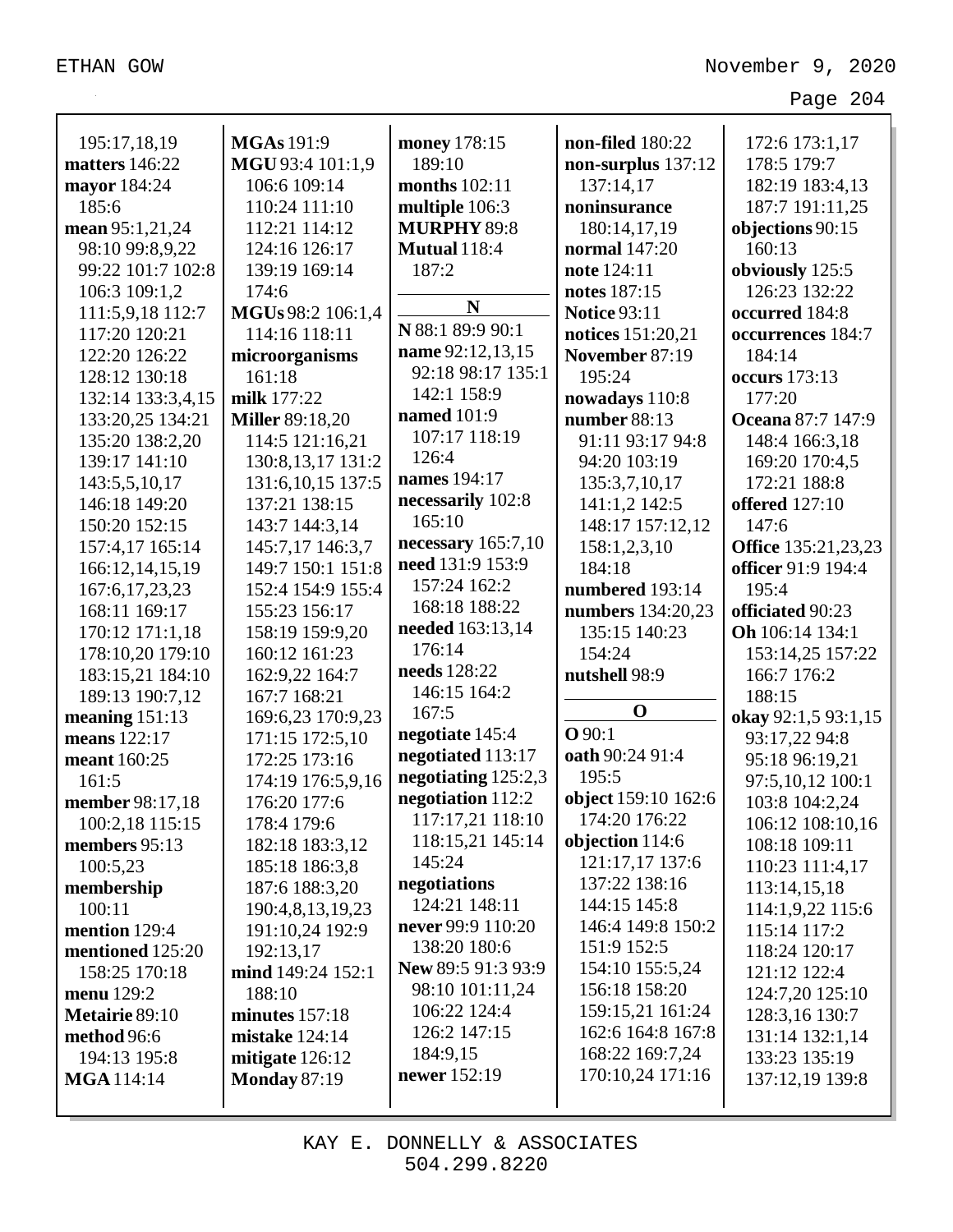195:17,18,19
**matters** 146:22
**mayor** 184:24
185:6
**mean** 95:1,21,24
98:10 99:8,9,22
99:22 101:7 102:8
106:3 109:1,2
111:5,9,18 112:7
117:20 120:21
122:20 126:22
128:12 130:18
132:14 133:3,4,15
133:20,25 134:21
135:20 138:2,20
139:17 141:10
143:5,5,10,17
146:18 149:20
150:20 152:15
157:4,17 165:14
166:12,14,15,19
167:6,17,23,23
168:11 169:17
170:12 171:1,18
178:10,20 179:10
183:15,21 184:10
189:13 190:7,12
**meaning** 151:13
**means** 122:17
**meant** 160:25
161:5
**member** 98:17,18
100:2,18 115:15
**members** 95:13
100:5,23
**membership**
100:11
**mention** 129:4
**mentioned** 125:20
158:25 170:18
**menu** 129:2
**Metairie** 89:10
**method** 96:6
194:13 195:8
**MGA** 114:14
**MGAs** 191:9
**MGU** 93:4 101:1,9
106:6 109:14
110:24 111:10
112:21 114:12
124:16 126:17
139:19 169:14
174:6
**MGUs** 98:2 106:1,4
114:16 118:11
**microorganisms**
161:18
**milk** 177:22
**Miller** 89:18,20
114:5 121:16,21
130:8,13,17 131:2
131:6,10,15 137:5
137:21 138:15
143:7 144:3,14
145:7,17 146:3,7
149:7 150:1 151:8
152:4 154:9 155:4
155:23 156:17
158:19 159:9,20
160:12 161:23
162:9,22 164:7
167:7 168:21
169:6,23 170:9,23
171:15 172:5,10
172:25 173:16
174:19 176:5,9,16
176:20 177:6
178:4 179:6
182:18 183:3,12
185:18 186:3,8
187:6 188:3,20
190:4,8,13,19,23
191:10,24 192:9
192:13,17
**mind** 149:24 152:1
188:10
**minutes** 157:18
**mistake** 124:14
**mitigate** 126:12
**Monday** 87:19
**money** 178:15
189:10
**months** 102:11
**multiple** 106:3
**MURPHY** 89:8
**Mutual** 118:4
187:2

**N**

**N** 88:1 89:9 90:1
**name** 92:12,13,15
92:18 98:17 135:1
142:1 158:9
**named** 101:9
107:17 118:19
126:4
**names** 194:17
**necessarily** 102:8
165:10
**necessary** 165:7,10
**need** 131:9 153:9
157:24 162:2
168:18 188:22
**needed** 163:13,14
176:14
**needs** 128:22
146:15 164:2
167:5
**negotiate** 145:4
**negotiated** 113:17
**negotiating** 125:2,3
**negotiation** 112:2
117:17,21 118:10
118:15,21 145:14
145:24
**negotiations**
124:21 148:11
**never** 99:9 110:20
138:20 180:6
**New** 89:5 91:3 93:9
98:10 101:11,24
106:22 124:4
126:2 147:15
184:9,15
**newer** 152:19
**non-filed** 180:22
**non-surplus** 137:12
137:14,17
**noninsurance**
180:14,17,19
**normal** 147:20
**note** 124:11
**notes** 187:15
**Notice** 93:11
**notices** 151:20,21
**November** 87:19
195:24
**nowadays** 110:8
**number** 88:13
91:11 93:17 94:8
94:20 103:19
135:3,7,10,17
141:1,2 142:5
148:17 157:12,12
158:1,2,3,10
184:18
**numbered** 193:14
**numbers** 134:20,23
135:15 140:23
154:24
**nutshell** 98:9

**O**

**O** 90:1
**oath** 90:24 91:4
195:5
**object** 159:10 162:6
174:20 176:22
**objection** 114:6
121:17,17 137:6
137:22 138:16
144:15 145:8
146:4 149:8 150:2
151:9 152:5
154:10 155:5,24
156:18 158:20
159:15,21 161:24
162:6 164:8 167:8
168:22 169:7,24
170:10,24 171:16
172:6 173:1,17
178:5 179:7
182:19 183:4,13
187:7 191:11,25
**objections** 90:15
160:13
**obviously** 125:5
126:23 132:22
**occurred** 184:8
**occurrences** 184:7
184:14
**occurs** 173:13
177:20
**Oceana** 87:7 147:9
148:4 166:3,18
169:20 170:4,5
172:21 188:8
**offered** 127:10
147:6
**Office** 135:21,23,23
**officer** 91:9 194:4
195:4
**officiated** 90:23
**Oh** 106:14 134:1
153:14,25 157:22
166:7 176:2
188:15
**okay** 92:1,5 93:1,15
93:17,22 94:8
95:18 96:19,21
97:5,10,12 100:1
103:8 104:2,24
106:12 108:10,16
108:18 109:11
110:23 111:4,17
113:14,15,18
114:1,9,22 115:6
115:14 117:2
118:24 120:17
121:12 122:4
124:7,20 125:10
128:3,16 130:7
131:14 132:1,14
133:23 135:19
137:12,19 139:8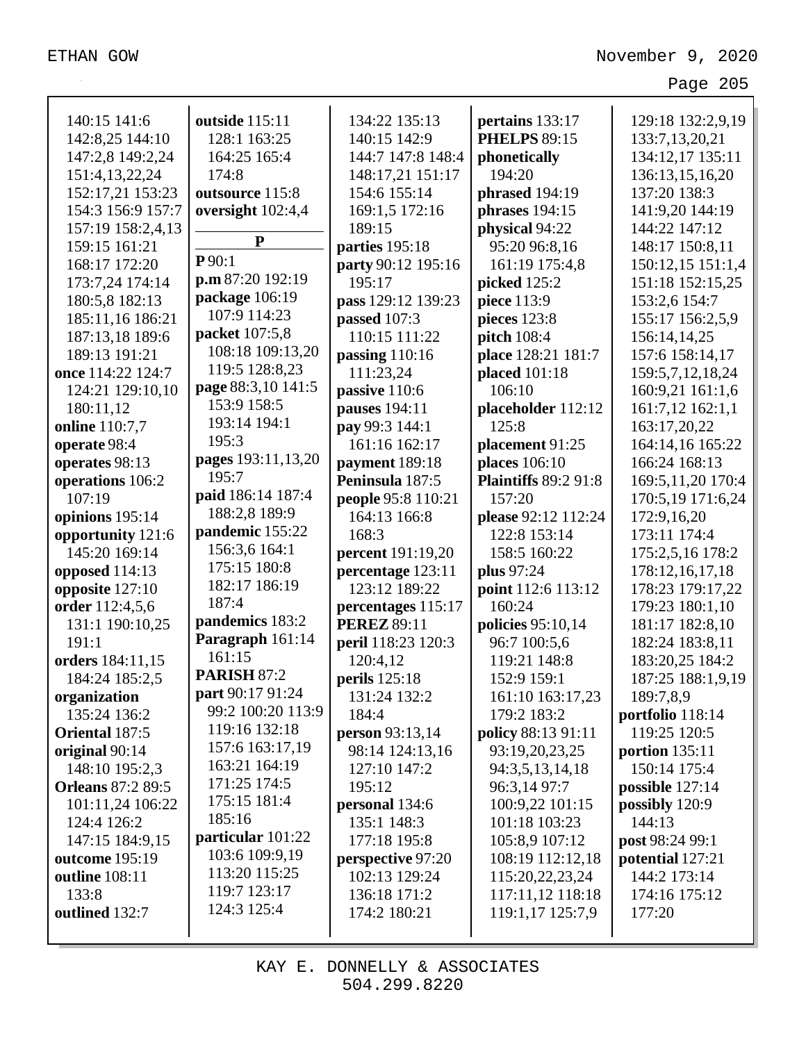140:15 141:6
142:8,25 144:10
147:2,8 149:2,24
151:4,13,22,24
152:17,21 153:23
154:3 156:9 157:7
157:19 158:2,4,13
159:15 161:21
168:17 172:20
173:7,24 174:14
180:5,8 182:13
185:11,16 186:21
187:13,18 189:6
189:13 191:21

**once** 114:22 124:7
124:21 129:10,10
180:11,12

**online** 110:7,7

**operate** 98:4

**operates** 98:13

**operations** 106:2
107:19

**opinions** 195:14

**opportunity** 121:6
145:20 169:14

**opposed** 114:13

**opposite** 127:10

**order** 112:4,5,6
131:1 190:10,25
191:1

**orders** 184:11,15
184:24 185:2,5

**organization**
135:24 136:2

**Oriental** 187:5

**original** 90:14
148:10 195:2,3

**Orleans** 87:2 89:5
101:11,24 106:22
124:4 126:2
147:15 184:9,15

**outcome** 195:19

**outline** 108:11
133:8

**outlined** 132:7

**outside** 115:11
128:1 163:25
164:25 165:4
174:8

**outsource** 115:8

**oversight** 102:4,4

## P

**P** 90:1

**p.m** 87:20 192:19

**package** 106:19
107:9 114:23

**packet** 107:5,8
108:18 109:13,20
119:5 128:8,23

**page** 88:3,10 141:5
153:9 158:5
193:14 194:1
195:3

**pages** 193:11,13,20
195:7

**paid** 186:14 187:4
188:2,8 189:9

**pandemic** 155:22
156:3,6 164:1
175:15 180:8
182:17 186:19
187:4

**pandemics** 183:2

**Paragraph** 161:14
161:15

**PARISH** 87:2

**part** 90:17 91:24
99:2 100:20 113:9
119:16 132:18
157:6 163:17,19
163:21 164:19
171:25 174:5
175:15 181:4
185:16

**particular** 101:22
103:6 109:9,19
113:20 115:25
119:7 123:17
124:3 125:4

134:22 135:13
140:15 142:9
144:7 147:8 148:4
148:17,21 151:17
154:6 155:14
169:1,5 172:16
189:15

**parties** 195:18

**party** 90:12 195:16
195:17

**pass** 129:12 139:23

**passed** 107:3
110:15 111:22

**passing** 110:16
111:23,24

**passive** 110:6

**pauses** 194:11

**pay** 99:3 144:1
161:16 162:17

**payment** 189:18

**Peninsula** 187:5

**people** 95:8 110:21
164:13 166:8
168:3

**percent** 191:19,20

**percentage** 123:11
123:12 189:22

**percentages** 115:17

**PEREZ** 89:11

**peril** 118:23 120:3
120:4,12

**perils** 125:18
131:24 132:2
184:4

**person** 93:13,14
98:14 124:13,16
127:10 147:2
195:12

**personal** 134:6
135:1 148:3
177:18 195:8

**perspective** 97:20
102:13 129:24
136:18 171:2
174:2 180:21

**pertains** 133:17

**PHELPS** 89:15

**phonetically**
194:20

**phrased** 194:19

**phrases** 194:15

**physical** 94:22
95:20 96:8,16
161:19 175:4,8

**picked** 125:2

**piece** 113:9

**pieces** 123:8

**pitch** 108:4

**place** 128:21 181:7

**placed** 101:18
106:10

**placeholder** 112:12
125:8

**placement** 91:25

**places** 106:10

**Plaintiffs** 89:2 91:8
157:20

**please** 92:12 112:24
122:8 153:14
158:5 160:22

**plus** 97:24

**point** 112:6 113:12
160:24

**policies** 95:10,14
96:7 100:5,6
119:21 148:8
152:9 159:1
161:10 163:17,23
179:2 183:2

**policy** 88:13 91:11
93:19,20,23,25
94:3,5,13,14,18
96:3,14 97:7
100:9,22 101:15
101:18 103:23
105:8,9 107:12
108:19 112:12,18
115:20,22,23,24
117:11,12 118:18
119:1,17 125:7,9

129:18 132:2,9,19
133:7,13,20,21
134:12,17 135:11
136:13,15,16,20
137:20 138:3
141:9,20 144:19
144:22 147:12
148:17 150:8,11
150:12,15 151:1,4
151:18 152:15,25
153:2,6 154:7
155:17 156:2,5,9
156:14,14,25
157:6 158:14,17
159:5,7,12,18,24
160:9,21 161:1,6
161:7,12 162:1,1
163:17,20,22
164:14,16 165:22
166:24 168:13
169:5,11,20 170:4
170:5,19 171:6,24
172:9,16,20
173:11 174:4
175:2,5,16 178:2
178:12,16,17,18
178:23 179:17,22
179:23 180:1,10
181:17 182:8,10
182:24 183:8,11
183:20,25 184:2
187:25 188:1,9,19
189:7,8,9

**portfolio** 118:14
119:25 120:5

**portion** 135:11
150:14 175:4

**possible** 127:14

**possibly** 120:9
144:13

**post** 98:24 99:1

**potential** 127:21
144:2 173:14
174:16 175:12
177:20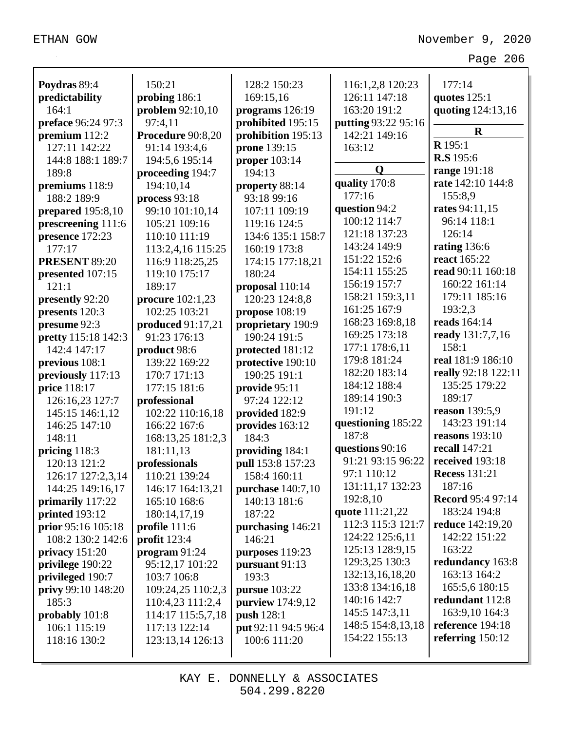**Poydras** 89:4
**predictability** 164:1
**preface** 96:24 97:3
**premium** 112:2 127:11 142:22 144:8 188:1 189:7 189:8
**premiums** 118:9 188:2 189:9
**prepared** 195:8,10
**prescreening** 111:6
**presence** 172:23 177:17
**PRESENT** 89:20
**presented** 107:15 121:1
**presently** 92:20
**presents** 120:3
**presume** 92:3
**pretty** 115:18 142:3 142:4 147:17
**previous** 108:1
**previously** 117:13
**price** 118:17 126:16,23 127:7 145:15 146:1,12 146:25 147:10 148:11
**pricing** 118:3 120:13 121:2 126:17 127:2,3,14 144:25 149:16,17
**primarily** 117:22
**printed** 193:12
**prior** 95:16 105:18 108:2 130:2 142:6
**privacy** 151:20
**privilege** 190:22
**privileged** 190:7
**privy** 99:10 148:20 185:3
**probably** 101:8 106:1 115:19 118:16 130:2 150:21
**probing** 186:1
**problem** 92:10,10 97:4,11
**Procedure** 90:8,20 91:14 193:4,6 194:5,6 195:14
**proceeding** 194:7 194:10,14
**process** 93:18 99:10 101:10,14 105:21 109:16 110:10 111:19 113:2,4,16 115:25 116:9 118:25,25 119:10 175:17 189:17
**procure** 102:1,23 102:25 103:21
**produced** 91:17,21 91:23 176:13
**product** 98:6 139:22 169:22 170:7 171:13 177:15 181:6
**professional** 102:22 110:16,18 166:22 167:6 168:13,25 181:2,3 181:11,13
**professionals** 110:21 139:24 146:17 164:13,21 165:10 168:6 180:14,17,19
**profile** 111:6
**profit** 123:4
**program** 91:24 95:12,17 101:22 103:7 106:8 109:24,25 110:2,3 110:4,23 111:2,4 114:17 115:5,7,18 117:13 122:14 123:13,14 126:13 128:2 150:23 169:15,16
**programs** 126:19
**prohibited** 195:15
**prohibition** 195:13
**prone** 139:15
**proper** 103:14 194:13
**property** 88:14 93:18 99:16 107:11 109:19 119:16 124:5 134:6 135:1 158:7 160:19 173:8 174:15 177:18,21 180:24
**proposal** 110:14 120:23 124:8,8
**propose** 108:19
**proprietary** 190:9 190:24 191:5
**protected** 181:12
**protective** 190:10 190:25 191:1
**provide** 95:11 97:24 122:12
**provided** 182:9
**provides** 163:12 184:3
**providing** 184:1
**pull** 153:8 157:23 158:4 160:11
**purchase** 140:7,10 140:13 181:6 187:22
**purchasing** 146:21 146:21
**purposes** 119:23
**pursuant** 91:13 193:3
**pursue** 103:22
**purview** 174:9,12
**push** 128:1
**put** 92:11 94:5 96:4 100:6 111:20 116:1,2,8 120:23 126:11 147:18 163:20 191:2
**putting** 93:22 95:16 142:21 149:16 163:12

**Q**

**quality** 170:8 177:16
**question** 94:2 100:12 114:7 121:18 137:23 143:24 149:9 151:22 152:6 154:11 155:25 156:19 157:7 158:21 159:3,11 161:25 167:9 168:23 169:8,18 169:25 173:18 177:1 178:6,11 179:8 181:24 182:20 183:14 184:12 188:4 189:14 190:3 191:12
**questioning** 185:22 187:8
**questions** 90:16 91:21 93:15 96:22 97:1 110:12 131:11,17 132:23 192:8,10
**quote** 111:21,22 112:3 115:3 121:7 124:22 125:6,11 125:13 128:9,15 129:3,25 130:3 132:13,16,18,20 133:8 134:16,18 140:16 142:7 145:5 147:3,11 148:5 154:8,13,18 154:22 155:13 177:14
**quotes** 125:1
**quoting** 124:13,16

**R**

**R** 195:1
**R.S** 195:6
**range** 191:18
**rate** 142:10 144:8 155:8,9
**rates** 94:11,15 96:14 118:1 126:14
**rating** 136:6
**react** 165:22
**read** 90:11 160:18 160:22 161:14 179:11 185:16 193:2,3
**reads** 164:14
**ready** 131:7,7,16 158:1
**real** 181:9 186:10
**really** 92:18 122:11 135:25 179:22 189:17
**reason** 139:5,9 143:23 191:14
**reasons** 193:10
**recall** 147:21
**received** 193:18
**Recess** 131:21 187:16
**Record** 95:4 97:14 183:24 194:8
**reduce** 142:19,20 142:22 151:22 163:22
**redundancy** 163:8 163:13 164:2 165:5,6 180:15
**redundant** 112:8 163:9,10 164:3
**reference** 194:18
**referring** 150:12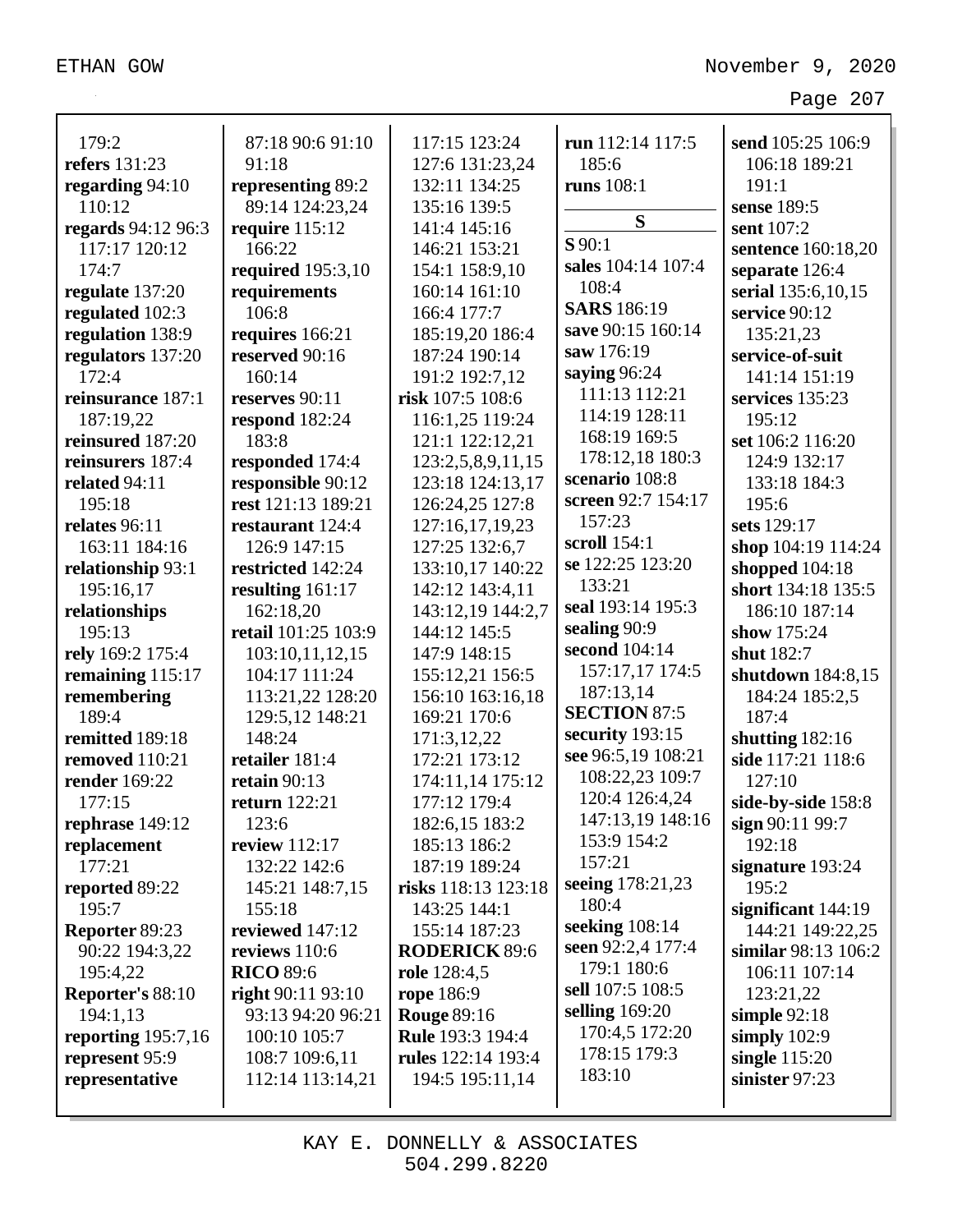179:2
**refers** 131:23
**regarding** 94:10 110:12
**regards** 94:12 96:3 117:17 120:12 174:7
**regulate** 137:20
**regulated** 102:3
**regulation** 138:9
**regulators** 137:20 172:4
**reinsurance** 187:1 187:19,22
**reinsured** 187:20
**reinsurers** 187:4
**related** 94:11 195:18
**relates** 96:11 163:11 184:16
**relationship** 93:1 195:16,17
**relationships** 195:13
**rely** 169:2 175:4
**remaining** 115:17
**remembering** 189:4
**remitted** 189:18
**removed** 110:21
**render** 169:22 177:15
**rephrase** 149:12
**replacement** 177:21
**reported** 89:22 195:7
**Reporter** 89:23 90:22 194:3,22 195:4,22
**Reporter's** 88:10 194:1,13
**reporting** 195:7,16
**represent** 95:9
**representative** 87:18 90:6 91:10 91:18
**representing** 89:2 89:14 124:23,24
**require** 115:12 166:22
**required** 195:3,10
**requirements** 106:8
**requires** 166:21
**reserved** 90:16 160:14
**reserves** 90:11
**respond** 182:24 183:8
**responded** 174:4
**responsible** 90:12
**rest** 121:13 189:21
**restaurant** 124:4 126:9 147:15
**restricted** 142:24
**resulting** 161:17 162:18,20
**retail** 101:25 103:9 103:10,11,12,15 104:17 111:24 113:21,22 128:20 129:5,12 148:21 148:24
**retailer** 181:4
**retain** 90:13
**return** 122:21 123:6
**review** 112:17 132:22 142:6 145:21 148:7,15 155:18
**reviewed** 147:12
**reviews** 110:6
**RICO** 89:6
**right** 90:11 93:10 93:13 94:20 96:21 100:10 105:7 108:7 109:6,11 112:14 113:14,21 117:15 123:24 127:6 131:23,24 132:11 134:25 135:16 139:5 141:4 145:16 146:21 153:21 154:1 158:9,10 160:14 161:10 166:4 177:7 185:19,20 186:4 187:24 190:14 191:2 192:7,12
**risk** 107:5 108:6 116:1,25 119:24 121:1 122:12,21 123:2,5,8,9,11,15 123:18 124:13,17 126:24,25 127:8 127:16,17,19,23 127:25 132:6,7 133:10,17 140:22 142:12 143:4,11 143:12,19 144:2,7 144:12 145:5 147:9 148:15 155:12,21 156:5 156:10 163:16,18 169:21 170:6 171:3,12,22 172:21 173:12 174:11,14 175:12 177:12 179:4 182:6,15 183:2 185:13 186:2 187:19 189:24
**risks** 118:13 123:18 143:25 144:1 155:14 187:23
**RODERICK** 89:6
**role** 128:4,5
**rope** 186:9
**Rouge** 89:16
**Rule** 193:3 194:4
**rules** 122:14 193:4 194:5 195:11,14
**run** 112:14 117:5 185:6
**runs** 108:1

### S

**S** 90:1
**sales** 104:14 107:4 108:4
**SARS** 186:19
**save** 90:15 160:14
**saw** 176:19
**saying** 96:24 111:13 112:21 114:19 128:11 168:19 169:5 178:12,18 180:3
**scenario** 108:8
**screen** 92:7 154:17 157:23
**scroll** 154:1
**se** 122:25 123:20 133:21
**seal** 193:14 195:3
**sealing** 90:9
**second** 104:14 157:17,17 174:5 187:13,14
**SECTION** 87:5
**security** 193:15
**see** 96:5,19 108:21 108:22,23 109:7 120:4 126:4,24 147:13,19 148:16 153:9 154:2 157:21
**seeing** 178:21,23 180:4
**seeking** 108:14
**seen** 92:2,4 177:4 179:1 180:6
**sell** 107:5 108:5
**selling** 169:20 170:4,5 172:20 178:15 179:3 183:10
**send** 105:25 106:9 106:18 189:21 191:1
**sense** 189:5
**sent** 107:2
**sentence** 160:18,20
**separate** 126:4
**serial** 135:6,10,15
**service** 90:12 135:21,23
**service-of-suit** 141:14 151:19
**services** 135:23 195:12
**set** 106:2 116:20 124:9 132:17 133:18 184:3 195:6
**sets** 129:17
**shop** 104:19 114:24
**shopped** 104:18
**short** 134:18 135:5 186:10 187:14
**show** 175:24
**shut** 182:7
**shutdown** 184:8,15 184:24 185:2,5 187:4
**shutting** 182:16
**side** 117:21 118:6 127:10
**side-by-side** 158:8
**sign** 90:11 99:7 192:18
**signature** 193:24 195:2
**significant** 144:19 144:21 149:22,25
**similar** 98:13 106:2 106:11 107:14 123:21,22
**simple** 92:18
**simply** 102:9
**single** 115:20
**sinister** 97:23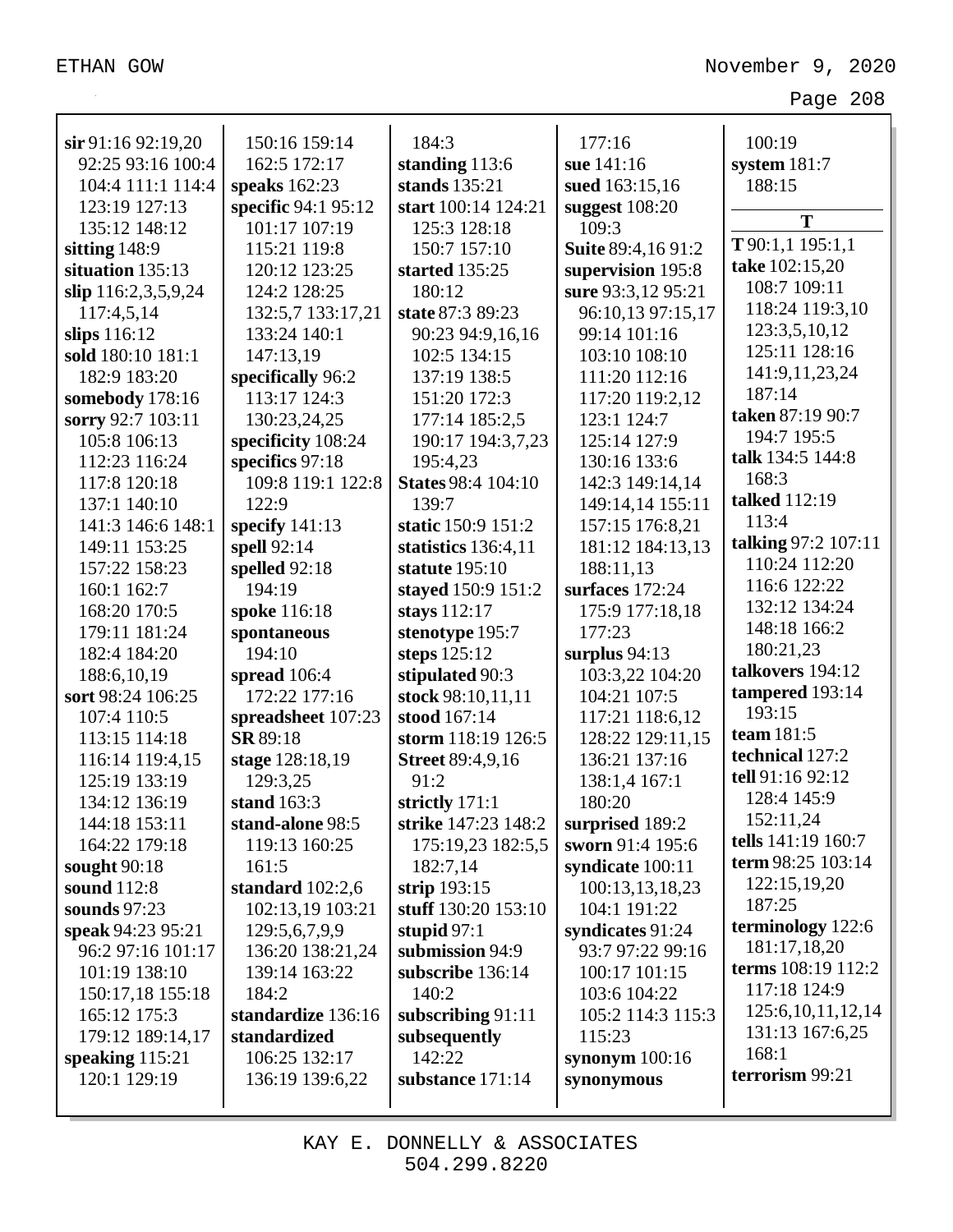**sir** 91:16 92:19,20 92:25 93:16 100:4 104:4 111:1 114:4 123:19 127:13 135:12 148:12
**sitting** 148:9
**situation** 135:13
**slip** 116:2,3,5,9,24 117:4,5,14
**slips** 116:12
**sold** 180:10 181:1 182:9 183:20
**somebody** 178:16
**sorry** 92:7 103:11 105:8 106:13 112:23 116:24 117:8 120:18 137:1 140:10 141:3 146:6 148:1 149:11 153:25 157:22 158:23 160:1 162:7 168:20 170:5 179:11 181:24 182:4 184:20 188:6,10,19
**sort** 98:24 106:25 107:4 110:5 113:15 114:18 116:14 119:4,15 125:19 133:19 134:12 136:19 144:18 153:11 164:22 179:18
**sought** 90:18
**sound** 112:8
**sounds** 97:23
**speak** 94:23 95:21 96:2 97:16 101:17 101:19 138:10 150:17,18 155:18 165:12 175:3 179:12 189:14,17
**speaking** 115:21 120:1 129:19 150:16 159:14 162:5 172:17
**speaks** 162:23
**specific** 94:1 95:12 101:17 107:19 115:21 119:8 120:12 123:25 124:2 128:25 132:5,7 133:17,21 133:24 140:1 147:13,19
**specifically** 96:2 113:17 124:3 130:23,24,25
**specificity** 108:24
**specifics** 97:18 109:8 119:1 122:8 122:9
**specify** 141:13
**spell** 92:14
**spelled** 92:18 194:19
**spoke** 116:18
**spontaneous** 194:10
**spread** 106:4 172:22 177:16
**spreadsheet** 107:23
**SR** 89:18
**stage** 128:18,19 129:3,25
**stand** 163:3
**stand-alone** 98:5 119:13 160:25 161:5
**standard** 102:2,6 102:13,19 103:21 129:5,6,7,9,9 136:20 138:21,24 139:14 163:22 184:2
**standardize** 136:16
**standardized** 106:25 132:17 136:19 139:6,22 184:3
**standing** 113:6
**stands** 135:21
**start** 100:14 124:21 125:3 128:18 150:7 157:10
**started** 135:25 180:12
**state** 87:3 89:23 90:23 94:9,16,16 102:5 134:15 137:19 138:5 151:20 172:3 177:14 185:2,5 190:17 194:3,7,23 195:4,23
**States** 98:4 104:10 139:7
**static** 150:9 151:2
**statistics** 136:4,11
**statute** 195:10
**stayed** 150:9 151:2
**stays** 112:17
**stenotype** 195:7
**steps** 125:12
**stipulated** 90:3
**stock** 98:10,11,11
**stood** 167:14
**storm** 118:19 126:5
**Street** 89:4,9,16 91:2
**strictly** 171:1
**strike** 147:23 148:2 175:19,23 182:5,5 182:7,14
**strip** 193:15
**stuff** 130:20 153:10
**stupid** 97:1
**submission** 94:9
**subscribe** 136:14 140:2
**subscribing** 91:11
**subsequently** 142:22
**substance** 171:14 177:16
**sue** 141:16
**sued** 163:15,16
**suggest** 108:20 109:3
**Suite** 89:4,16 91:2
**supervision** 195:8
**sure** 93:3,12 95:21 96:10,13 97:15,17 99:14 101:16 103:10 108:10 111:20 112:16 117:20 119:2,12 123:1 124:7 125:14 127:9 130:16 133:6 142:3 149:14,14 149:14,14 155:11 157:15 176:8,21 181:12 184:13,13 188:11,13
**surfaces** 172:24 175:9 177:18,18 177:23
**surplus** 94:13 103:3,22 104:20 104:21 107:5 117:21 118:6,12 128:22 129:11,15 136:21 137:16 138:1,4 167:1 180:20
**surprised** 189:2
**sworn** 91:4 195:6
**syndicate** 100:11 100:13,13,18,23 104:1 191:22
**syndicates** 91:24 93:7 97:22 99:16 100:17 101:15 103:6 104:22 105:2 114:3 115:3 115:23
**synonym** 100:16
**synonymous** 100:19
**system** 181:7 188:15

**T**

**T** 90:1,1 195:1,1
**take** 102:15,20 108:7 109:11 118:24 119:3,10 123:3,5,10,12 125:11 128:16 141:9,11,23,24 187:14
**taken** 87:19 90:7 194:7 195:5
**talk** 134:5 144:8 168:3
**talked** 112:19 113:4
**talking** 97:2 107:11 110:24 112:20 116:6 122:22 132:12 134:24 148:18 166:2 180:21,23
**talkovers** 194:12
**tampered** 193:14 193:15
**team** 181:5
**technical** 127:2
**tell** 91:16 92:12 128:4 145:9 152:11,24
**tells** 141:19 160:7
**term** 98:25 103:14 122:15,19,20 187:25
**terminology** 122:6 181:17,18,20
**terms** 108:19 112:2 117:18 124:9 125:6,10,11,12,14 131:13 167:6,25 168:1
**terrorism** 99:21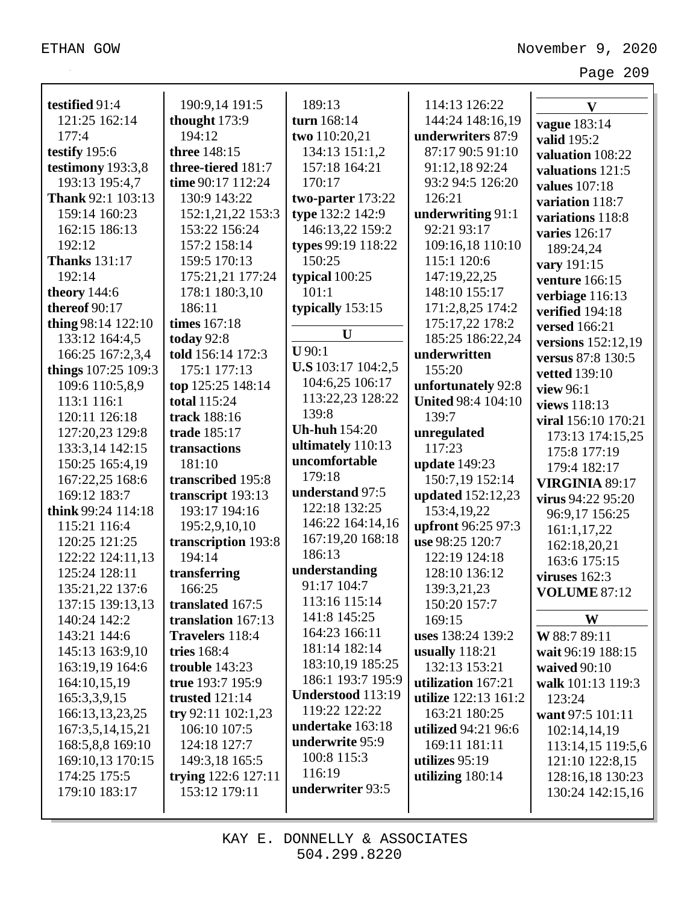**testified** 91:4 121:25 162:14 177:4
**testify** 195:6
**testimony** 193:3,8 193:13 195:4,7
**Thank** 92:1 103:13 159:14 160:23 162:15 186:13 192:12
**Thanks** 131:17 192:14
**theory** 144:6
**thereof** 90:17
**thing** 98:14 122:10 133:12 164:4,5 166:25 167:2,3,4
**things** 107:25 109:3 109:6 110:5,8,9 113:1 116:1 120:11 126:18 127:20,23 129:8 133:3,14 142:15 150:25 165:4,19 167:22,25 168:6 169:12 183:7
**think** 99:24 114:18 115:21 116:4 120:25 121:25 122:22 124:11,13 125:24 128:11 135:21,22 137:6 137:15 139:13,13 140:24 142:2 143:21 144:6 145:13 163:9,10 163:19,19 164:6 164:10,15,19 165:3,3,9,15 166:13,13,23,25 167:3,5,14,15,21 168:5,8,8 169:10 169:10,13 170:15 174:25 175:5 179:10 183:17 190:9,14 191:5
**thought** 173:9 194:12
**three** 148:15
**three-tiered** 181:7
**time** 90:17 112:24 130:9 143:22 152:1,21,22 153:3 153:22 156:24 157:2 158:14 159:5 170:13 175:21,21 177:24 178:1 180:3,10 186:11
**times** 167:18
**today** 92:8
**told** 156:14 172:3 175:1 177:13
**top** 125:25 148:14
**total** 115:24
**track** 188:16
**trade** 185:17
**transactions** 181:10
**transcribed** 195:8
**transcript** 193:13 193:17 194:16 195:2,9,10,10
**transcription** 193:8 194:14
**transferring** 166:25
**translated** 167:5
**translation** 167:13
**Travelers** 118:4
**tries** 168:4
**trouble** 143:23
**true** 193:7 195:9
**trusted** 121:14
**try** 92:11 102:1,23 106:10 107:5 124:18 127:7 149:3,18 165:5
**trying** 122:6 127:11 153:12 179:11
189:13
**turn** 168:14
**two** 110:20,21 134:13 151:1,2 157:18 164:21 170:17
**two-parter** 173:22
**type** 132:2 142:9 146:13,22 159:2
**types** 99:19 118:22 150:25
**typical** 100:25 101:1
**typically** 153:15

**U**

**U** 90:1
**U.S** 103:17 104:2,5 104:6,25 106:17 113:22,23 128:22 139:8
**Uh-huh** 154:20
**ultimately** 110:13
**uncomfortable** 179:18
**understand** 97:5 122:18 132:25 146:22 164:14,16 167:19,20 168:18 186:13
**understanding** 91:17 104:7 113:16 115:14 141:8 145:25 164:23 166:11 181:14 182:14 183:10,19 185:25 186:1 193:7 195:9
**Understood** 113:19 119:22 122:22
**undertake** 163:18
**underwrite** 95:9 100:8 115:3 116:19
**underwriter** 93:5 114:13 126:22 144:24 148:16,19
**underwriters** 87:9 87:17 90:5 91:10 91:12,18 92:24 93:2 94:5 126:20 126:21
**underwriting** 91:1 92:21 93:17 109:16,18 110:10 115:1 120:6 147:19,22,25 148:10 155:17 171:2,8,25 174:2 175:17,22 178:2 185:25 186:22,24
**underwritten** 155:20
**unfortunately** 92:8
**United** 98:4 104:10 139:7
**unregulated** 117:23
**update** 149:23 150:7,19 152:14
**updated** 152:12,23 153:4,19,22
**upfront** 96:25 97:3
**use** 98:25 120:7 122:19 124:18 128:10 136:12 139:3,21,23 150:20 157:7 169:15
**uses** 138:24 139:2
**usually** 118:21 132:13 153:21
**utilization** 167:21
**utilize** 122:13 161:2 163:21 180:25
**utilized** 94:21 96:6 169:11 181:11
**utilizes** 95:19
**utilizing** 180:14

**V**

**vague** 183:14
**valid** 195:2
**valuation** 108:22
**valuations** 121:5
**values** 107:18
**variation** 118:7
**variations** 118:8
**varies** 126:17 189:24,24
**vary** 191:15
**venture** 166:15
**verbiage** 116:13
**verified** 194:18
**versed** 166:21
**versions** 152:12,19
**versus** 87:8 130:5
**vetted** 139:10
**view** 96:1
**views** 118:13
**viral** 156:10 170:21 173:13 174:15,25 175:8 177:19 179:4 182:17
**VIRGINIA** 89:17
**virus** 94:22 95:20 96:9,17 156:25 161:1,17,22 162:18,20,21 163:6 175:15
**viruses** 162:3
**VOLUME** 87:12

**W**

**W** 88:7 89:11
**wait** 96:19 188:15
**waived** 90:10
**walk** 101:13 119:3 123:24
**want** 97:5 101:11 102:14,14,19 113:14,15 119:5,6 121:10 122:8,15 128:16,18 130:23 130:24 142:15,16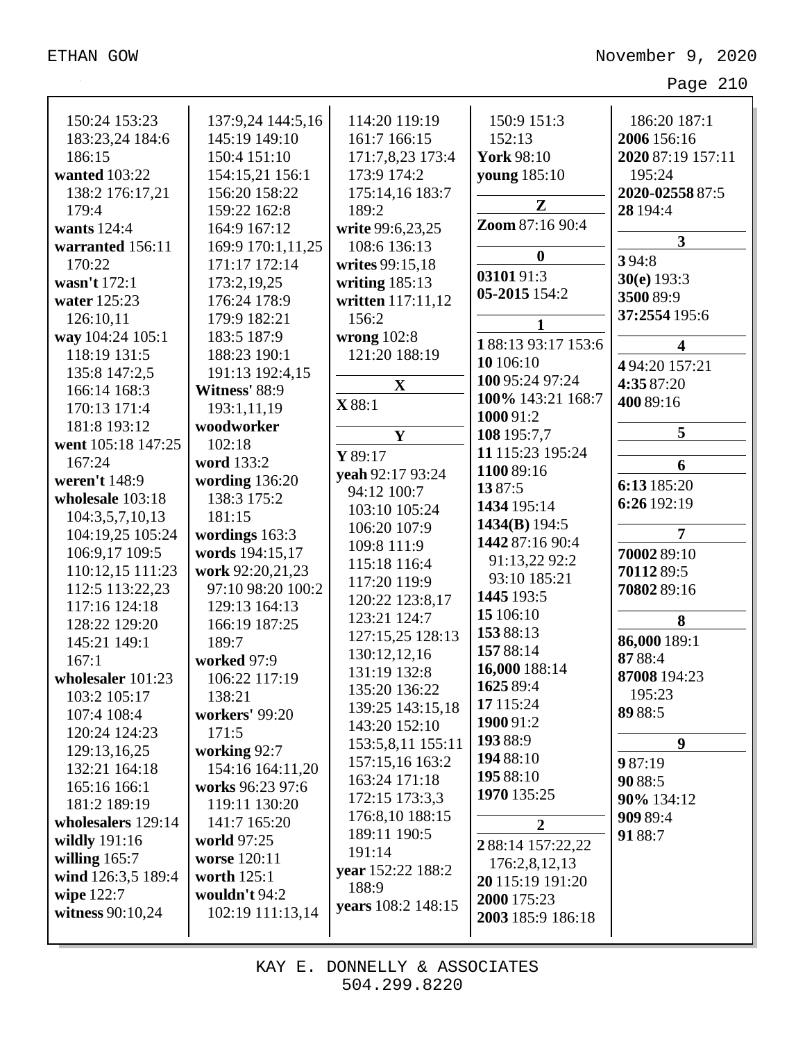150:24 153:23
183:23,24 184:6
186:15
**wanted** 103:22
138:2 176:17,21
179:4
**wants** 124:4
**warranted** 156:11
170:22
**wasn't** 172:1
**water** 125:23
126:10,11
**way** 104:24 105:1
118:19 131:5
135:8 147:2,5
166:14 168:3
170:13 171:4
181:8 193:12
**went** 105:18 147:25
167:24
**weren't** 148:9
**wholesale** 103:18
104:3,5,7,10,13
104:19,25 105:24
106:9,17 109:5
110:12,15 111:23
112:5 113:22,23
117:16 124:18
128:22 129:20
145:21 149:1
167:1
**wholesaler** 101:23
103:2 105:17
107:4 108:4
120:24 124:23
129:13,16,25
132:21 164:18
165:16 166:1
181:2 189:19
**wholesalers** 129:14
**wildly** 191:16
**willing** 165:7
**wind** 126:3,5 189:4
**wipe** 122:7
**witness** 90:10,24

137:9,24 144:5,16
145:19 149:10
150:4 151:10
154:15,21 156:1
156:20 158:22
159:22 162:8
164:9 167:12
169:9 170:1,11,25
171:17 172:14
173:2,19,25
176:24 178:9
179:9 182:21
183:5 187:9
188:23 190:1
191:13 192:4,15
**Witness'** 88:9
193:1,11,19
**woodworker**
102:18
**word** 133:2
**wording** 136:20
138:3 175:2
181:15
**wordings** 163:3
**words** 194:15,17
**work** 92:20,21,23
97:10 98:20 100:2
129:13 164:13
166:19 187:25
189:7
**worked** 97:9
106:22 117:19
138:21
**workers'** 99:20
171:5
**working** 92:7
154:16 164:11,20
**works** 96:23 97:6
119:11 130:20
141:7 165:20
**world** 97:25
**worse** 120:11
**worth** 125:1
**wouldn't** 94:2
102:19 111:13,14

114:20 119:19
161:7 166:15
171:7,8,23 173:4
173:9 174:2
175:14,16 183:7
189:2
**write** 99:6,23,25
108:6 136:13
**writes** 99:15,18
**writing** 185:13
**written** 117:11,12
156:2
**wrong** 102:8
121:20 188:19

**X**

**X** 88:1

**Y**

**Y** 89:17
**yeah** 92:17 93:24
94:12 100:7
103:10 105:24
106:20 107:9
109:8 111:9
115:18 116:4
117:20 119:9
120:22 123:8,17
123:21 124:7
127:15,25 128:13
130:12,12,16
131:19 132:8
135:20 136:22
139:25 143:15,18
143:20 152:10
153:5,8,11 155:11
157:15,16 163:2
163:24 171:18
172:15 173:3,3
176:8,10 188:15
189:11 190:5
191:14
**year** 152:22 188:2
188:9
**years** 108:2 148:15

150:9 151:3
152:13
**York** 98:10
**young** 185:10

**Z**

**Zoom** 87:16 90:4

**0**

**03101** 91:3
**05-2015** 154:2

**1**

**1** 88:13 93:17 153:6
**10** 106:10
**100** 95:24 97:24
**100%** 143:21 168:7
**1000** 91:2
**108** 195:7,7
**11** 115:23 195:24
**1100** 89:16
**13** 87:5
**1434** 195:14
**1434(B)** 194:5
**1442** 87:16 90:4
91:13,22 92:2
93:10 185:21
**1445** 193:5
**15** 106:10
**153** 88:13
**157** 88:14
**16,000** 188:14
**1625** 89:4
**17** 115:24
**1900** 91:2
**193** 88:9
**194** 88:10
**195** 88:10
**1970** 135:25

**2**

**2** 88:14 157:22,22
176:2,8,12,13
**20** 115:19 191:20
**2000** 175:23
**2003** 185:9 186:18

186:20 187:1
**2006** 156:16
**2020** 87:19 157:11
195:24
**2020-02558** 87:5
**28** 194:4

**3**

**3** 94:8
**30(e)** 193:3
**3500** 89:9
**37:2554** 195:6

**4**

**4** 94:20 157:21
**4:35** 87:20
**400** 89:16

**5**

**6**

**6:13** 185:20
**6:26** 192:19

**7**

**70002** 89:10
**70112** 89:5
**70802** 89:16

**8**

**86,000** 189:1
**87** 88:4
**87008** 194:23
195:23
**89** 88:5

**9**

**9** 87:19
**90** 88:5
**90%** 134:12
**909** 89:4
**91** 88:7